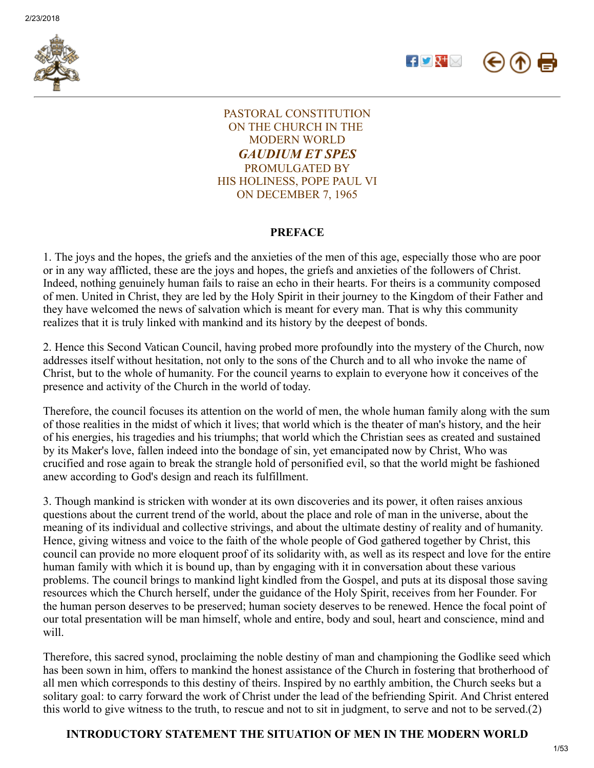PASTORAL CONSTITUTION
ON THE CHURCH IN THE
MODERN WORLD
***GAUDIUM ET SPES***
PROMULGATED BY
HIS HOLINESS, POPE PAUL VI
ON DECEMBER 7, 1965

## PREFACE

1. The joys and the hopes, the griefs and the anxieties of the men of this age, especially those who are poor or in any way afflicted, these are the joys and hopes, the griefs and anxieties of the followers of Christ. Indeed, nothing genuinely human fails to raise an echo in their hearts. For theirs is a community composed of men. United in Christ, they are led by the Holy Spirit in their journey to the Kingdom of their Father and they have welcomed the news of salvation which is meant for every man. That is why this community realizes that it is truly linked with mankind and its history by the deepest of bonds.

2. Hence this Second Vatican Council, having probed more profoundly into the mystery of the Church, now addresses itself without hesitation, not only to the sons of the Church and to all who invoke the name of Christ, but to the whole of humanity. For the council yearns to explain to everyone how it conceives of the presence and activity of the Church in the world of today.

Therefore, the council focuses its attention on the world of men, the whole human family along with the sum of those realities in the midst of which it lives; that world which is the theater of man's history, and the heir of his energies, his tragedies and his triumphs; that world which the Christian sees as created and sustained by its Maker's love, fallen indeed into the bondage of sin, yet emancipated now by Christ, Who was crucified and rose again to break the strangle hold of personified evil, so that the world might be fashioned anew according to God's design and reach its fulfillment.

3. Though mankind is stricken with wonder at its own discoveries and its power, it often raises anxious questions about the current trend of the world, about the place and role of man in the universe, about the meaning of its individual and collective strivings, and about the ultimate destiny of reality and of humanity. Hence, giving witness and voice to the faith of the whole people of God gathered together by Christ, this council can provide no more eloquent proof of its solidarity with, as well as its respect and love for the entire human family with which it is bound up, than by engaging with it in conversation about these various problems. The council brings to mankind light kindled from the Gospel, and puts at its disposal those saving resources which the Church herself, under the guidance of the Holy Spirit, receives from her Founder. For the human person deserves to be preserved; human society deserves to be renewed. Hence the focal point of our total presentation will be man himself, whole and entire, body and soul, heart and conscience, mind and will.

Therefore, this sacred synod, proclaiming the noble destiny of man and championing the Godlike seed which has been sown in him, offers to mankind the honest assistance of the Church in fostering that brotherhood of all men which corresponds to this destiny of theirs. Inspired by no earthly ambition, the Church seeks but a solitary goal: to carry forward the work of Christ under the lead of the befriending Spirit. And Christ entered this world to give witness to the truth, to rescue and not to sit in judgment, to serve and not to be served.(2)

## INTRODUCTORY STATEMENT THE SITUATION OF MEN IN THE MODERN WORLD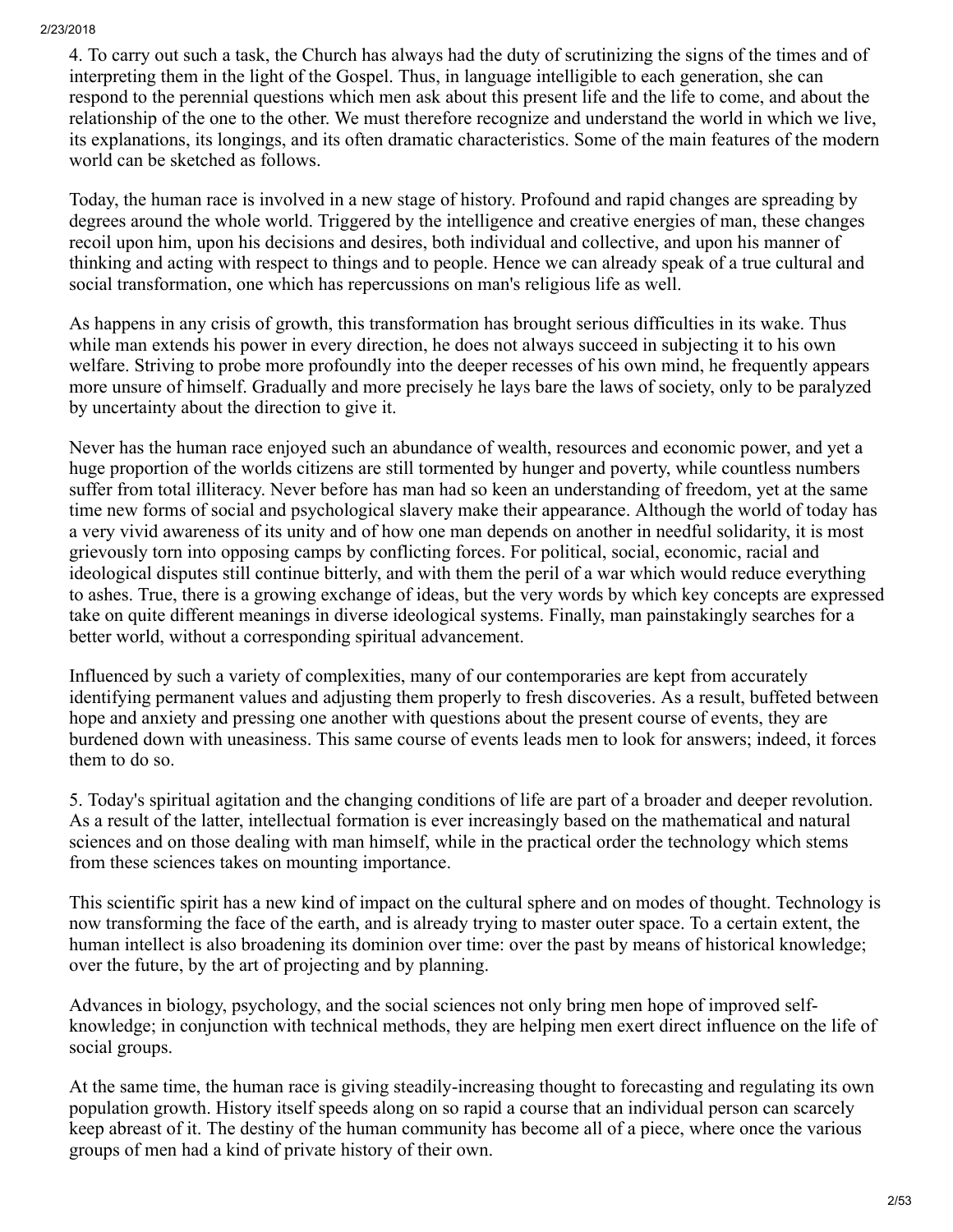4. To carry out such a task, the Church has always had the duty of scrutinizing the signs of the times and of interpreting them in the light of the Gospel. Thus, in language intelligible to each generation, she can respond to the perennial questions which men ask about this present life and the life to come, and about the relationship of the one to the other. We must therefore recognize and understand the world in which we live, its explanations, its longings, and its often dramatic characteristics. Some of the main features of the modern world can be sketched as follows.

Today, the human race is involved in a new stage of history. Profound and rapid changes are spreading by degrees around the whole world. Triggered by the intelligence and creative energies of man, these changes recoil upon him, upon his decisions and desires, both individual and collective, and upon his manner of thinking and acting with respect to things and to people. Hence we can already speak of a true cultural and social transformation, one which has repercussions on man's religious life as well.

As happens in any crisis of growth, this transformation has brought serious difficulties in its wake. Thus while man extends his power in every direction, he does not always succeed in subjecting it to his own welfare. Striving to probe more profoundly into the deeper recesses of his own mind, he frequently appears more unsure of himself. Gradually and more precisely he lays bare the laws of society, only to be paralyzed by uncertainty about the direction to give it.

Never has the human race enjoyed such an abundance of wealth, resources and economic power, and yet a huge proportion of the worlds citizens are still tormented by hunger and poverty, while countless numbers suffer from total illiteracy. Never before has man had so keen an understanding of freedom, yet at the same time new forms of social and psychological slavery make their appearance. Although the world of today has a very vivid awareness of its unity and of how one man depends on another in needful solidarity, it is most grievously torn into opposing camps by conflicting forces. For political, social, economic, racial and ideological disputes still continue bitterly, and with them the peril of a war which would reduce everything to ashes. True, there is a growing exchange of ideas, but the very words by which key concepts are expressed take on quite different meanings in diverse ideological systems. Finally, man painstakingly searches for a better world, without a corresponding spiritual advancement.

Influenced by such a variety of complexities, many of our contemporaries are kept from accurately identifying permanent values and adjusting them properly to fresh discoveries. As a result, buffeted between hope and anxiety and pressing one another with questions about the present course of events, they are burdened down with uneasiness. This same course of events leads men to look for answers; indeed, it forces them to do so.

5. Today's spiritual agitation and the changing conditions of life are part of a broader and deeper revolution. As a result of the latter, intellectual formation is ever increasingly based on the mathematical and natural sciences and on those dealing with man himself, while in the practical order the technology which stems from these sciences takes on mounting importance.

This scientific spirit has a new kind of impact on the cultural sphere and on modes of thought. Technology is now transforming the face of the earth, and is already trying to master outer space. To a certain extent, the human intellect is also broadening its dominion over time: over the past by means of historical knowledge; over the future, by the art of projecting and by planning.

Advances in biology, psychology, and the social sciences not only bring men hope of improved self-knowledge; in conjunction with technical methods, they are helping men exert direct influence on the life of social groups.

At the same time, the human race is giving steadily-increasing thought to forecasting and regulating its own population growth. History itself speeds along on so rapid a course that an individual person can scarcely keep abreast of it. The destiny of the human community has become all of a piece, where once the various groups of men had a kind of private history of their own.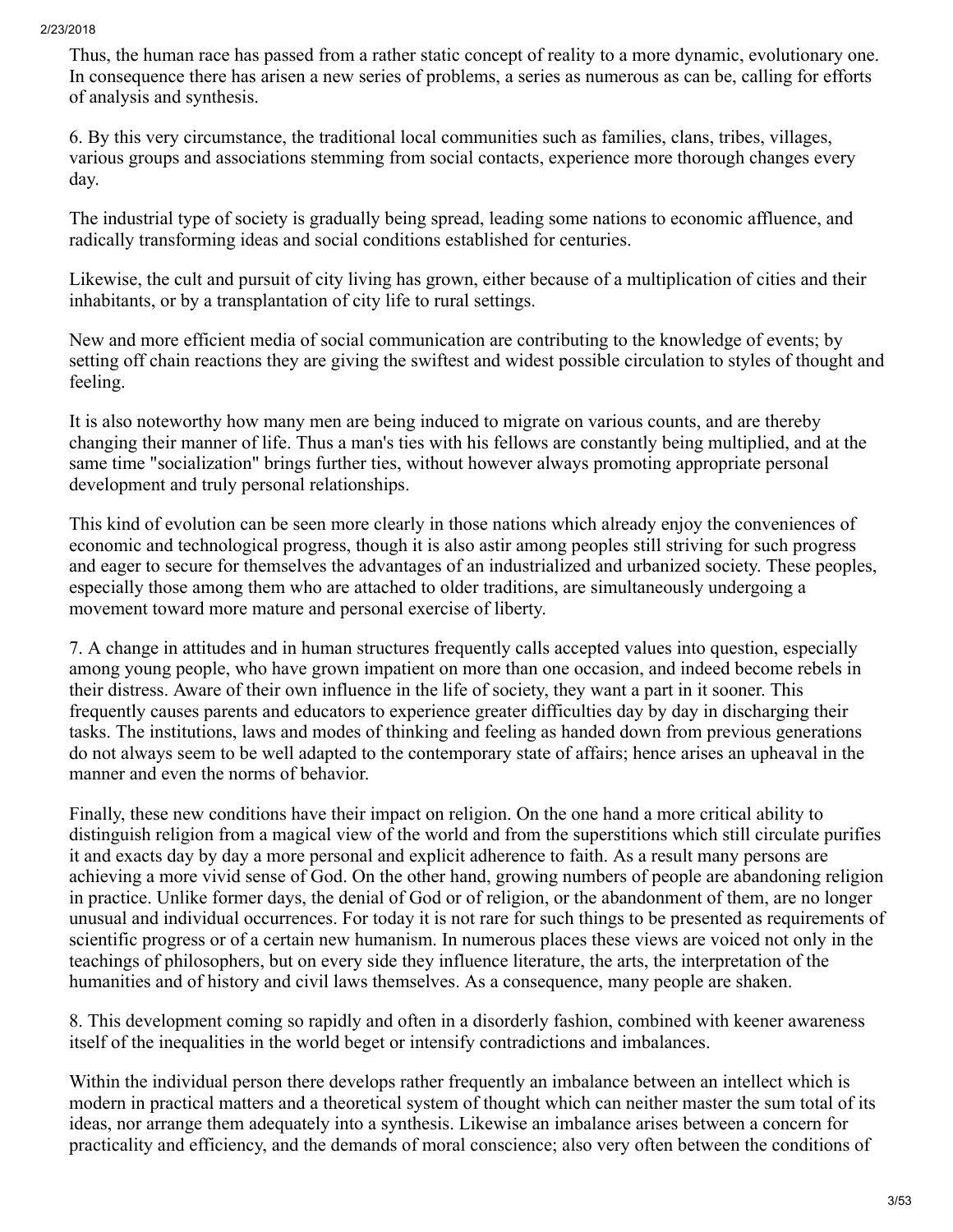Thus, the human race has passed from a rather static concept of reality to a more dynamic, evolutionary one. In consequence there has arisen a new series of problems, a series as numerous as can be, calling for efforts of analysis and synthesis.

6. By this very circumstance, the traditional local communities such as families, clans, tribes, villages, various groups and associations stemming from social contacts, experience more thorough changes every day.

The industrial type of society is gradually being spread, leading some nations to economic affluence, and radically transforming ideas and social conditions established for centuries.

Likewise, the cult and pursuit of city living has grown, either because of a multiplication of cities and their inhabitants, or by a transplantation of city life to rural settings.

New and more efficient media of social communication are contributing to the knowledge of events; by setting off chain reactions they are giving the swiftest and widest possible circulation to styles of thought and feeling.

It is also noteworthy how many men are being induced to migrate on various counts, and are thereby changing their manner of life. Thus a man's ties with his fellows are constantly being multiplied, and at the same time "socialization" brings further ties, without however always promoting appropriate personal development and truly personal relationships.

This kind of evolution can be seen more clearly in those nations which already enjoy the conveniences of economic and technological progress, though it is also astir among peoples still striving for such progress and eager to secure for themselves the advantages of an industrialized and urbanized society. These peoples, especially those among them who are attached to older traditions, are simultaneously undergoing a movement toward more mature and personal exercise of liberty.

7. A change in attitudes and in human structures frequently calls accepted values into question, especially among young people, who have grown impatient on more than one occasion, and indeed become rebels in their distress. Aware of their own influence in the life of society, they want a part in it sooner. This frequently causes parents and educators to experience greater difficulties day by day in discharging their tasks. The institutions, laws and modes of thinking and feeling as handed down from previous generations do not always seem to be well adapted to the contemporary state of affairs; hence arises an upheaval in the manner and even the norms of behavior.

Finally, these new conditions have their impact on religion. On the one hand a more critical ability to distinguish religion from a magical view of the world and from the superstitions which still circulate purifies it and exacts day by day a more personal and explicit adherence to faith. As a result many persons are achieving a more vivid sense of God. On the other hand, growing numbers of people are abandoning religion in practice. Unlike former days, the denial of God or of religion, or the abandonment of them, are no longer unusual and individual occurrences. For today it is not rare for such things to be presented as requirements of scientific progress or of a certain new humanism. In numerous places these views are voiced not only in the teachings of philosophers, but on every side they influence literature, the arts, the interpretation of the humanities and of history and civil laws themselves. As a consequence, many people are shaken.

8. This development coming so rapidly and often in a disorderly fashion, combined with keener awareness itself of the inequalities in the world beget or intensify contradictions and imbalances.

Within the individual person there develops rather frequently an imbalance between an intellect which is modern in practical matters and a theoretical system of thought which can neither master the sum total of its ideas, nor arrange them adequately into a synthesis. Likewise an imbalance arises between a concern for practicality and efficiency, and the demands of moral conscience; also very often between the conditions of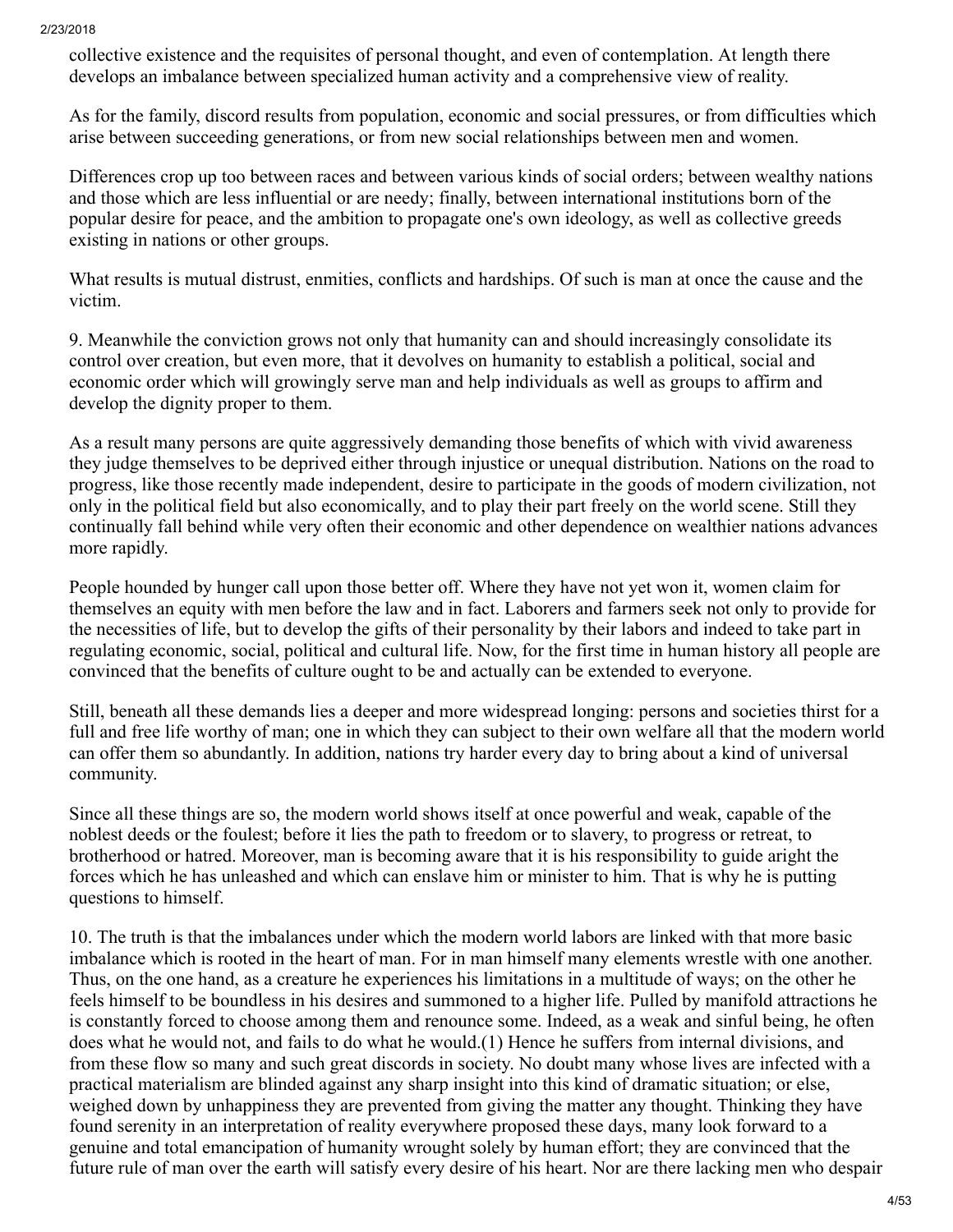collective existence and the requisites of personal thought, and even of contemplation. At length there develops an imbalance between specialized human activity and a comprehensive view of reality.

As for the family, discord results from population, economic and social pressures, or from difficulties which arise between succeeding generations, or from new social relationships between men and women.

Differences crop up too between races and between various kinds of social orders; between wealthy nations and those which are less influential or are needy; finally, between international institutions born of the popular desire for peace, and the ambition to propagate one's own ideology, as well as collective greeds existing in nations or other groups.

What results is mutual distrust, enmities, conflicts and hardships. Of such is man at once the cause and the victim.

9. Meanwhile the conviction grows not only that humanity can and should increasingly consolidate its control over creation, but even more, that it devolves on humanity to establish a political, social and economic order which will growingly serve man and help individuals as well as groups to affirm and develop the dignity proper to them.

As a result many persons are quite aggressively demanding those benefits of which with vivid awareness they judge themselves to be deprived either through injustice or unequal distribution. Nations on the road to progress, like those recently made independent, desire to participate in the goods of modern civilization, not only in the political field but also economically, and to play their part freely on the world scene. Still they continually fall behind while very often their economic and other dependence on wealthier nations advances more rapidly.

People hounded by hunger call upon those better off. Where they have not yet won it, women claim for themselves an equity with men before the law and in fact. Laborers and farmers seek not only to provide for the necessities of life, but to develop the gifts of their personality by their labors and indeed to take part in regulating economic, social, political and cultural life. Now, for the first time in human history all people are convinced that the benefits of culture ought to be and actually can be extended to everyone.

Still, beneath all these demands lies a deeper and more widespread longing: persons and societies thirst for a full and free life worthy of man; one in which they can subject to their own welfare all that the modern world can offer them so abundantly. In addition, nations try harder every day to bring about a kind of universal community.

Since all these things are so, the modern world shows itself at once powerful and weak, capable of the noblest deeds or the foulest; before it lies the path to freedom or to slavery, to progress or retreat, to brotherhood or hatred. Moreover, man is becoming aware that it is his responsibility to guide aright the forces which he has unleashed and which can enslave him or minister to him. That is why he is putting questions to himself.

10. The truth is that the imbalances under which the modern world labors are linked with that more basic imbalance which is rooted in the heart of man. For in man himself many elements wrestle with one another. Thus, on the one hand, as a creature he experiences his limitations in a multitude of ways; on the other he feels himself to be boundless in his desires and summoned to a higher life. Pulled by manifold attractions he is constantly forced to choose among them and renounce some. Indeed, as a weak and sinful being, he often does what he would not, and fails to do what he would.(1) Hence he suffers from internal divisions, and from these flow so many and such great discords in society. No doubt many whose lives are infected with a practical materialism are blinded against any sharp insight into this kind of dramatic situation; or else, weighed down by unhappiness they are prevented from giving the matter any thought. Thinking they have found serenity in an interpretation of reality everywhere proposed these days, many look forward to a genuine and total emancipation of humanity wrought solely by human effort; they are convinced that the future rule of man over the earth will satisfy every desire of his heart. Nor are there lacking men who despair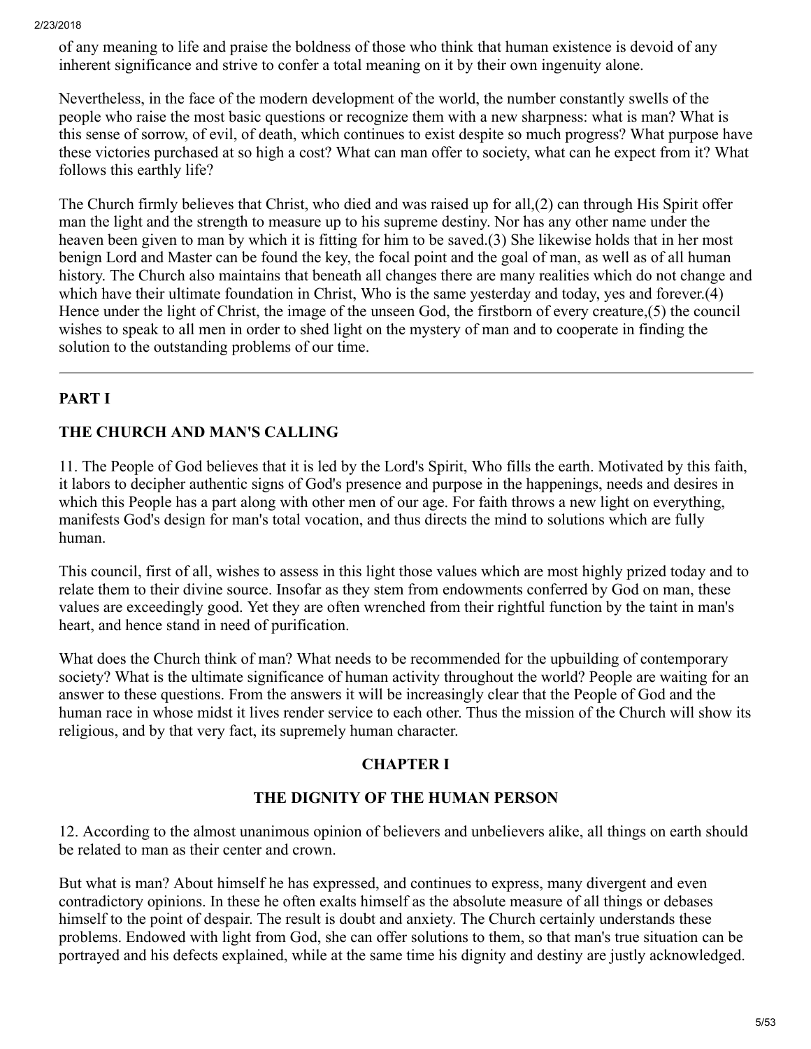of any meaning to life and praise the boldness of those who think that human existence is devoid of any inherent significance and strive to confer a total meaning on it by their own ingenuity alone.

Nevertheless, in the face of the modern development of the world, the number constantly swells of the people who raise the most basic questions or recognize them with a new sharpness: what is man? What is this sense of sorrow, of evil, of death, which continues to exist despite so much progress? What purpose have these victories purchased at so high a cost? What can man offer to society, what can he expect from it? What follows this earthly life?

The Church firmly believes that Christ, who died and was raised up for all,(2) can through His Spirit offer man the light and the strength to measure up to his supreme destiny. Nor has any other name under the heaven been given to man by which it is fitting for him to be saved.(3) She likewise holds that in her most benign Lord and Master can be found the key, the focal point and the goal of man, as well as of all human history. The Church also maintains that beneath all changes there are many realities which do not change and which have their ultimate foundation in Christ, Who is the same yesterday and today, yes and forever.(4) Hence under the light of Christ, the image of the unseen God, the firstborn of every creature,(5) the council wishes to speak to all men in order to shed light on the mystery of man and to cooperate in finding the solution to the outstanding problems of our time.

---

## PART I

## THE CHURCH AND MAN'S CALLING

11. The People of God believes that it is led by the Lord's Spirit, Who fills the earth. Motivated by this faith, it labors to decipher authentic signs of God's presence and purpose in the happenings, needs and desires in which this People has a part along with other men of our age. For faith throws a new light on everything, manifests God's design for man's total vocation, and thus directs the mind to solutions which are fully human.

This council, first of all, wishes to assess in this light those values which are most highly prized today and to relate them to their divine source. Insofar as they stem from endowments conferred by God on man, these values are exceedingly good. Yet they are often wrenched from their rightful function by the taint in man's heart, and hence stand in need of purification.

What does the Church think of man? What needs to be recommended for the upbuilding of contemporary society? What is the ultimate significance of human activity throughout the world? People are waiting for an answer to these questions. From the answers it will be increasingly clear that the People of God and the human race in whose midst it lives render service to each other. Thus the mission of the Church will show its religious, and by that very fact, its supremely human character.

### CHAPTER I

### THE DIGNITY OF THE HUMAN PERSON

12. According to the almost unanimous opinion of believers and unbelievers alike, all things on earth should be related to man as their center and crown.

But what is man? About himself he has expressed, and continues to express, many divergent and even contradictory opinions. In these he often exalts himself as the absolute measure of all things or debases himself to the point of despair. The result is doubt and anxiety. The Church certainly understands these problems. Endowed with light from God, she can offer solutions to them, so that man's true situation can be portrayed and his defects explained, while at the same time his dignity and destiny are justly acknowledged.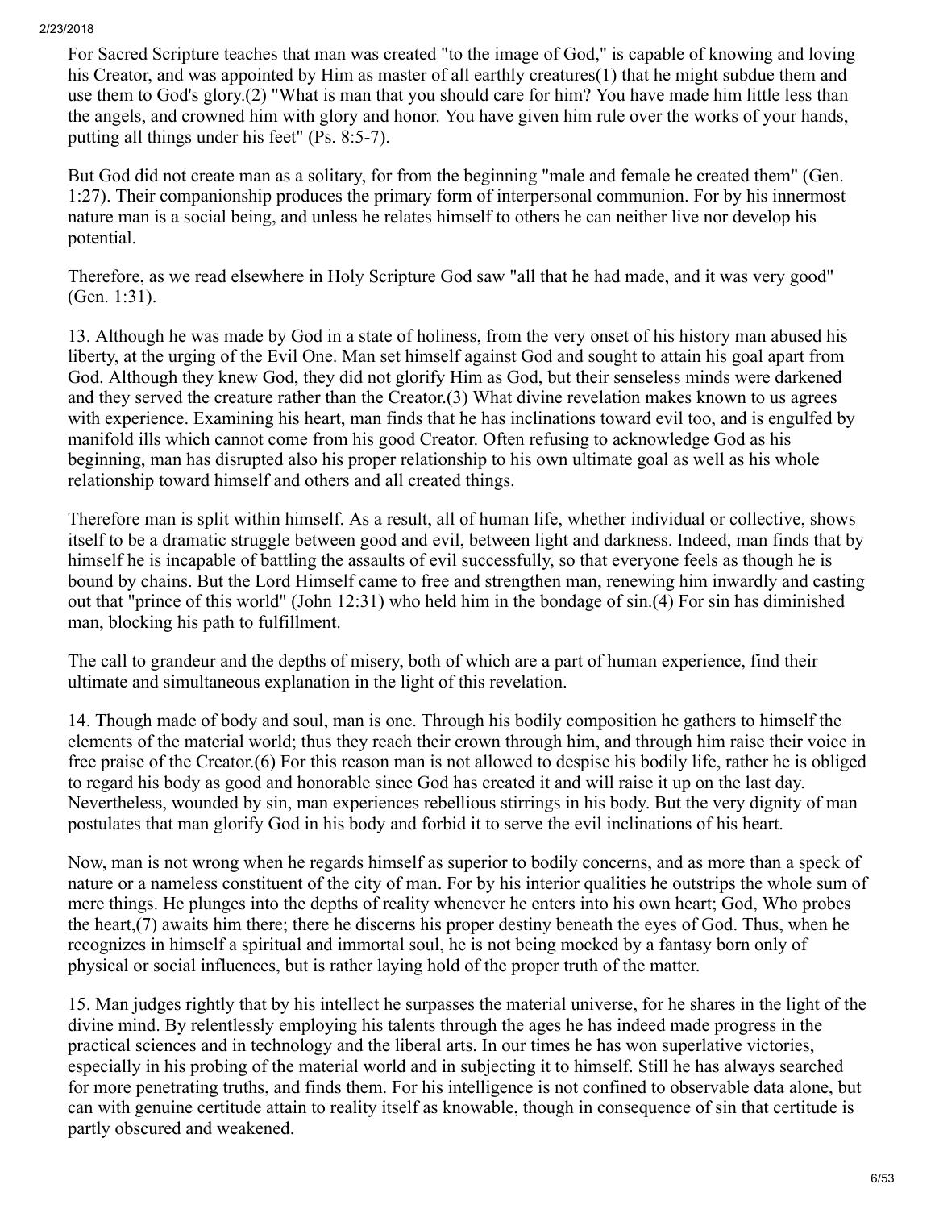For Sacred Scripture teaches that man was created "to the image of God," is capable of knowing and loving his Creator, and was appointed by Him as master of all earthly creatures(1) that he might subdue them and use them to God's glory.(2) "What is man that you should care for him? You have made him little less than the angels, and crowned him with glory and honor. You have given him rule over the works of your hands, putting all things under his feet" (Ps. 8:5-7).

But God did not create man as a solitary, for from the beginning "male and female he created them" (Gen. 1:27). Their companionship produces the primary form of interpersonal communion. For by his innermost nature man is a social being, and unless he relates himself to others he can neither live nor develop his potential.

Therefore, as we read elsewhere in Holy Scripture God saw "all that he had made, and it was very good" (Gen. 1:31).

13. Although he was made by God in a state of holiness, from the very onset of his history man abused his liberty, at the urging of the Evil One. Man set himself against God and sought to attain his goal apart from God. Although they knew God, they did not glorify Him as God, but their senseless minds were darkened and they served the creature rather than the Creator.(3) What divine revelation makes known to us agrees with experience. Examining his heart, man finds that he has inclinations toward evil too, and is engulfed by manifold ills which cannot come from his good Creator. Often refusing to acknowledge God as his beginning, man has disrupted also his proper relationship to his own ultimate goal as well as his whole relationship toward himself and others and all created things.

Therefore man is split within himself. As a result, all of human life, whether individual or collective, shows itself to be a dramatic struggle between good and evil, between light and darkness. Indeed, man finds that by himself he is incapable of battling the assaults of evil successfully, so that everyone feels as though he is bound by chains. But the Lord Himself came to free and strengthen man, renewing him inwardly and casting out that "prince of this world" (John 12:31) who held him in the bondage of sin.(4) For sin has diminished man, blocking his path to fulfillment.

The call to grandeur and the depths of misery, both of which are a part of human experience, find their ultimate and simultaneous explanation in the light of this revelation.

14. Though made of body and soul, man is one. Through his bodily composition he gathers to himself the elements of the material world; thus they reach their crown through him, and through him raise their voice in free praise of the Creator.(6) For this reason man is not allowed to despise his bodily life, rather he is obliged to regard his body as good and honorable since God has created it and will raise it up on the last day. Nevertheless, wounded by sin, man experiences rebellious stirrings in his body. But the very dignity of man postulates that man glorify God in his body and forbid it to serve the evil inclinations of his heart.

Now, man is not wrong when he regards himself as superior to bodily concerns, and as more than a speck of nature or a nameless constituent of the city of man. For by his interior qualities he outstrips the whole sum of mere things. He plunges into the depths of reality whenever he enters into his own heart; God, Who probes the heart,(7) awaits him there; there he discerns his proper destiny beneath the eyes of God. Thus, when he recognizes in himself a spiritual and immortal soul, he is not being mocked by a fantasy born only of physical or social influences, but is rather laying hold of the proper truth of the matter.

15. Man judges rightly that by his intellect he surpasses the material universe, for he shares in the light of the divine mind. By relentlessly employing his talents through the ages he has indeed made progress in the practical sciences and in technology and the liberal arts. In our times he has won superlative victories, especially in his probing of the material world and in subjecting it to himself. Still he has always searched for more penetrating truths, and finds them. For his intelligence is not confined to observable data alone, but can with genuine certitude attain to reality itself as knowable, though in consequence of sin that certitude is partly obscured and weakened.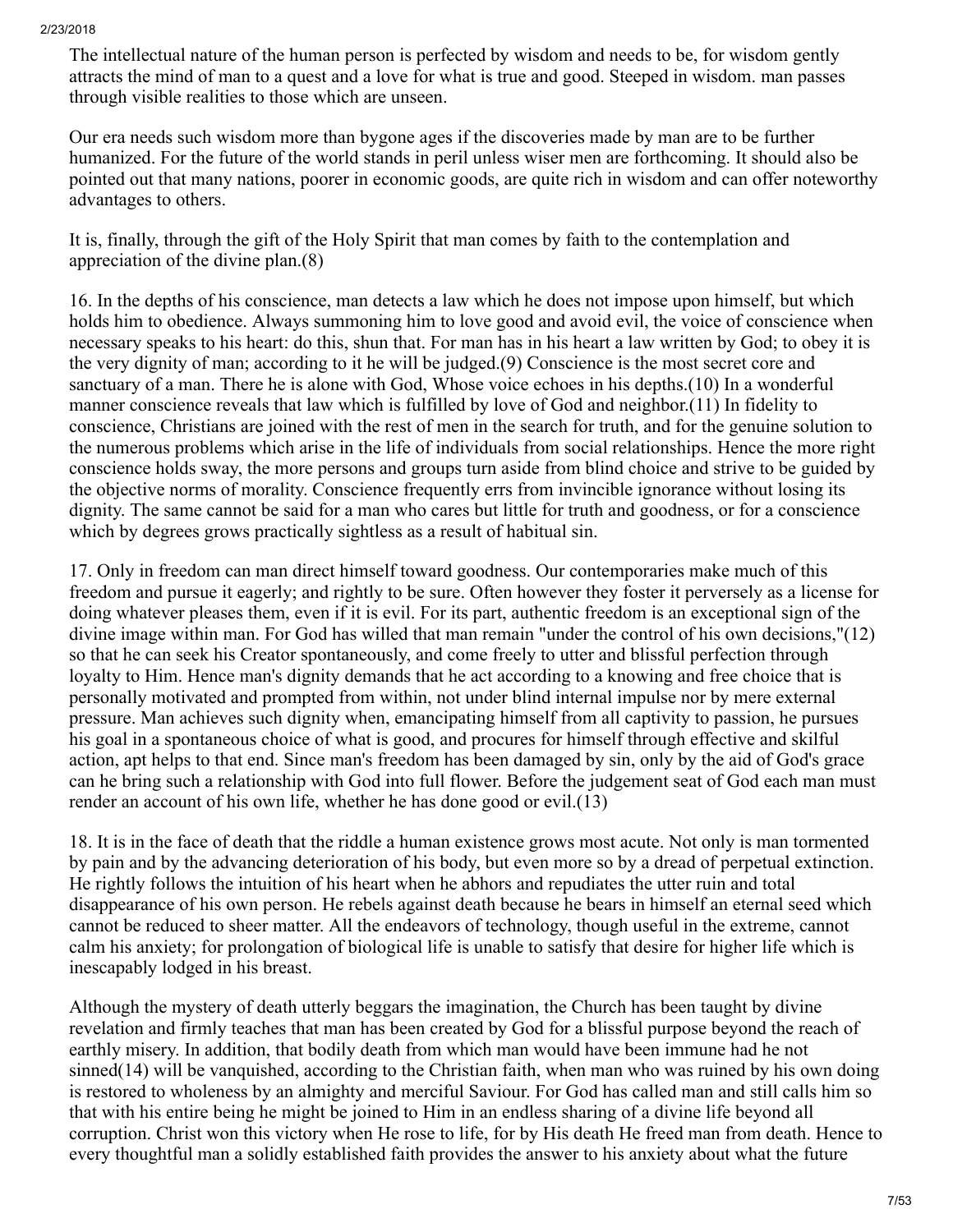The intellectual nature of the human person is perfected by wisdom and needs to be, for wisdom gently attracts the mind of man to a quest and a love for what is true and good. Steeped in wisdom. man passes through visible realities to those which are unseen.

Our era needs such wisdom more than bygone ages if the discoveries made by man are to be further humanized. For the future of the world stands in peril unless wiser men are forthcoming. It should also be pointed out that many nations, poorer in economic goods, are quite rich in wisdom and can offer noteworthy advantages to others.

It is, finally, through the gift of the Holy Spirit that man comes by faith to the contemplation and appreciation of the divine plan.(8)

16. In the depths of his conscience, man detects a law which he does not impose upon himself, but which holds him to obedience. Always summoning him to love good and avoid evil, the voice of conscience when necessary speaks to his heart: do this, shun that. For man has in his heart a law written by God; to obey it is the very dignity of man; according to it he will be judged.(9) Conscience is the most secret core and sanctuary of a man. There he is alone with God, Whose voice echoes in his depths.(10) In a wonderful manner conscience reveals that law which is fulfilled by love of God and neighbor.(11) In fidelity to conscience, Christians are joined with the rest of men in the search for truth, and for the genuine solution to the numerous problems which arise in the life of individuals from social relationships. Hence the more right conscience holds sway, the more persons and groups turn aside from blind choice and strive to be guided by the objective norms of morality. Conscience frequently errs from invincible ignorance without losing its dignity. The same cannot be said for a man who cares but little for truth and goodness, or for a conscience which by degrees grows practically sightless as a result of habitual sin.

17. Only in freedom can man direct himself toward goodness. Our contemporaries make much of this freedom and pursue it eagerly; and rightly to be sure. Often however they foster it perversely as a license for doing whatever pleases them, even if it is evil. For its part, authentic freedom is an exceptional sign of the divine image within man. For God has willed that man remain "under the control of his own decisions,"(12) so that he can seek his Creator spontaneously, and come freely to utter and blissful perfection through loyalty to Him. Hence man's dignity demands that he act according to a knowing and free choice that is personally motivated and prompted from within, not under blind internal impulse nor by mere external pressure. Man achieves such dignity when, emancipating himself from all captivity to passion, he pursues his goal in a spontaneous choice of what is good, and procures for himself through effective and skilful action, apt helps to that end. Since man's freedom has been damaged by sin, only by the aid of God's grace can he bring such a relationship with God into full flower. Before the judgement seat of God each man must render an account of his own life, whether he has done good or evil.(13)

18. It is in the face of death that the riddle a human existence grows most acute. Not only is man tormented by pain and by the advancing deterioration of his body, but even more so by a dread of perpetual extinction. He rightly follows the intuition of his heart when he abhors and repudiates the utter ruin and total disappearance of his own person. He rebels against death because he bears in himself an eternal seed which cannot be reduced to sheer matter. All the endeavors of technology, though useful in the extreme, cannot calm his anxiety; for prolongation of biological life is unable to satisfy that desire for higher life which is inescapably lodged in his breast.

Although the mystery of death utterly beggars the imagination, the Church has been taught by divine revelation and firmly teaches that man has been created by God for a blissful purpose beyond the reach of earthly misery. In addition, that bodily death from which man would have been immune had he not sinned(14) will be vanquished, according to the Christian faith, when man who was ruined by his own doing is restored to wholeness by an almighty and merciful Saviour. For God has called man and still calls him so that with his entire being he might be joined to Him in an endless sharing of a divine life beyond all corruption. Christ won this victory when He rose to life, for by His death He freed man from death. Hence to every thoughtful man a solidly established faith provides the answer to his anxiety about what the future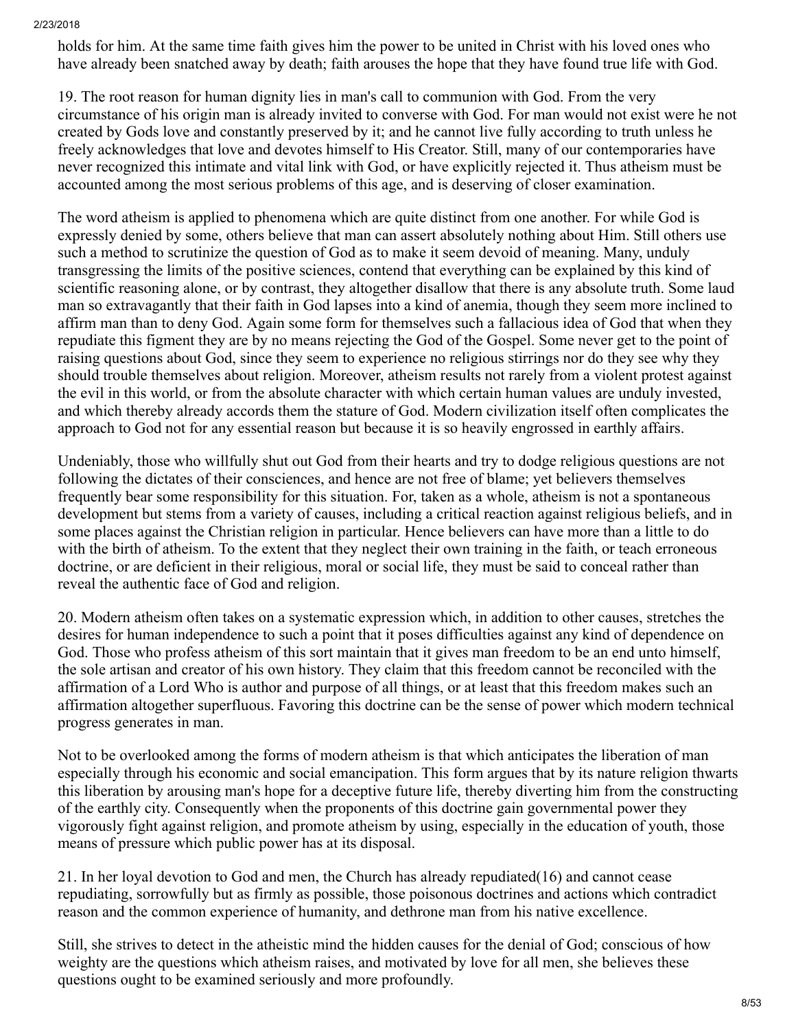holds for him. At the same time faith gives him the power to be united in Christ with his loved ones who have already been snatched away by death; faith arouses the hope that they have found true life with God.

19. The root reason for human dignity lies in man's call to communion with God. From the very circumstance of his origin man is already invited to converse with God. For man would not exist were he not created by Gods love and constantly preserved by it; and he cannot live fully according to truth unless he freely acknowledges that love and devotes himself to His Creator. Still, many of our contemporaries have never recognized this intimate and vital link with God, or have explicitly rejected it. Thus atheism must be accounted among the most serious problems of this age, and is deserving of closer examination.

The word atheism is applied to phenomena which are quite distinct from one another. For while God is expressly denied by some, others believe that man can assert absolutely nothing about Him. Still others use such a method to scrutinize the question of God as to make it seem devoid of meaning. Many, unduly transgressing the limits of the positive sciences, contend that everything can be explained by this kind of scientific reasoning alone, or by contrast, they altogether disallow that there is any absolute truth. Some laud man so extravagantly that their faith in God lapses into a kind of anemia, though they seem more inclined to affirm man than to deny God. Again some form for themselves such a fallacious idea of God that when they repudiate this figment they are by no means rejecting the God of the Gospel. Some never get to the point of raising questions about God, since they seem to experience no religious stirrings nor do they see why they should trouble themselves about religion. Moreover, atheism results not rarely from a violent protest against the evil in this world, or from the absolute character with which certain human values are unduly invested, and which thereby already accords them the stature of God. Modern civilization itself often complicates the approach to God not for any essential reason but because it is so heavily engrossed in earthly affairs.

Undeniably, those who willfully shut out God from their hearts and try to dodge religious questions are not following the dictates of their consciences, and hence are not free of blame; yet believers themselves frequently bear some responsibility for this situation. For, taken as a whole, atheism is not a spontaneous development but stems from a variety of causes, including a critical reaction against religious beliefs, and in some places against the Christian religion in particular. Hence believers can have more than a little to do with the birth of atheism. To the extent that they neglect their own training in the faith, or teach erroneous doctrine, or are deficient in their religious, moral or social life, they must be said to conceal rather than reveal the authentic face of God and religion.

20. Modern atheism often takes on a systematic expression which, in addition to other causes, stretches the desires for human independence to such a point that it poses difficulties against any kind of dependence on God. Those who profess atheism of this sort maintain that it gives man freedom to be an end unto himself, the sole artisan and creator of his own history. They claim that this freedom cannot be reconciled with the affirmation of a Lord Who is author and purpose of all things, or at least that this freedom makes such an affirmation altogether superfluous. Favoring this doctrine can be the sense of power which modern technical progress generates in man.

Not to be overlooked among the forms of modern atheism is that which anticipates the liberation of man especially through his economic and social emancipation. This form argues that by its nature religion thwarts this liberation by arousing man's hope for a deceptive future life, thereby diverting him from the constructing of the earthly city. Consequently when the proponents of this doctrine gain governmental power they vigorously fight against religion, and promote atheism by using, especially in the education of youth, those means of pressure which public power has at its disposal.

21. In her loyal devotion to God and men, the Church has already repudiated(16) and cannot cease repudiating, sorrowfully but as firmly as possible, those poisonous doctrines and actions which contradict reason and the common experience of humanity, and dethrone man from his native excellence.

Still, she strives to detect in the atheistic mind the hidden causes for the denial of God; conscious of how weighty are the questions which atheism raises, and motivated by love for all men, she believes these questions ought to be examined seriously and more profoundly.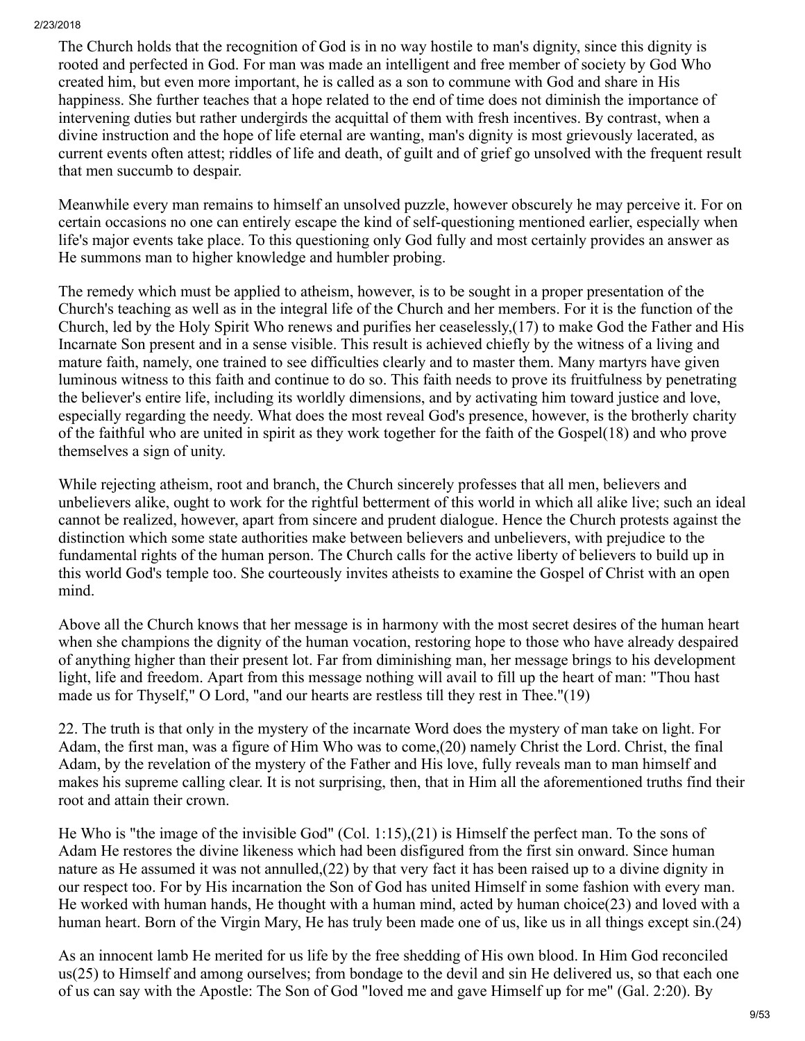The Church holds that the recognition of God is in no way hostile to man's dignity, since this dignity is rooted and perfected in God. For man was made an intelligent and free member of society by God Who created him, but even more important, he is called as a son to commune with God and share in His happiness. She further teaches that a hope related to the end of time does not diminish the importance of intervening duties but rather undergirds the acquittal of them with fresh incentives. By contrast, when a divine instruction and the hope of life eternal are wanting, man's dignity is most grievously lacerated, as current events often attest; riddles of life and death, of guilt and of grief go unsolved with the frequent result that men succumb to despair.

Meanwhile every man remains to himself an unsolved puzzle, however obscurely he may perceive it. For on certain occasions no one can entirely escape the kind of self-questioning mentioned earlier, especially when life's major events take place. To this questioning only God fully and most certainly provides an answer as He summons man to higher knowledge and humbler probing.

The remedy which must be applied to atheism, however, is to be sought in a proper presentation of the Church's teaching as well as in the integral life of the Church and her members. For it is the function of the Church, led by the Holy Spirit Who renews and purifies her ceaselessly,(17) to make God the Father and His Incarnate Son present and in a sense visible. This result is achieved chiefly by the witness of a living and mature faith, namely, one trained to see difficulties clearly and to master them. Many martyrs have given luminous witness to this faith and continue to do so. This faith needs to prove its fruitfulness by penetrating the believer's entire life, including its worldly dimensions, and by activating him toward justice and love, especially regarding the needy. What does the most reveal God's presence, however, is the brotherly charity of the faithful who are united in spirit as they work together for the faith of the Gospel(18) and who prove themselves a sign of unity.

While rejecting atheism, root and branch, the Church sincerely professes that all men, believers and unbelievers alike, ought to work for the rightful betterment of this world in which all alike live; such an ideal cannot be realized, however, apart from sincere and prudent dialogue. Hence the Church protests against the distinction which some state authorities make between believers and unbelievers, with prejudice to the fundamental rights of the human person. The Church calls for the active liberty of believers to build up in this world God's temple too. She courteously invites atheists to examine the Gospel of Christ with an open mind.

Above all the Church knows that her message is in harmony with the most secret desires of the human heart when she champions the dignity of the human vocation, restoring hope to those who have already despaired of anything higher than their present lot. Far from diminishing man, her message brings to his development light, life and freedom. Apart from this message nothing will avail to fill up the heart of man: "Thou hast made us for Thyself," O Lord, "and our hearts are restless till they rest in Thee."(19)

22. The truth is that only in the mystery of the incarnate Word does the mystery of man take on light. For Adam, the first man, was a figure of Him Who was to come,(20) namely Christ the Lord. Christ, the final Adam, by the revelation of the mystery of the Father and His love, fully reveals man to man himself and makes his supreme calling clear. It is not surprising, then, that in Him all the aforementioned truths find their root and attain their crown.

He Who is "the image of the invisible God" (Col. 1:15),(21) is Himself the perfect man. To the sons of Adam He restores the divine likeness which had been disfigured from the first sin onward. Since human nature as He assumed it was not annulled,(22) by that very fact it has been raised up to a divine dignity in our respect too. For by His incarnation the Son of God has united Himself in some fashion with every man. He worked with human hands, He thought with a human mind, acted by human choice(23) and loved with a human heart. Born of the Virgin Mary, He has truly been made one of us, like us in all things except sin.(24)

As an innocent lamb He merited for us life by the free shedding of His own blood. In Him God reconciled us(25) to Himself and among ourselves; from bondage to the devil and sin He delivered us, so that each one of us can say with the Apostle: The Son of God "loved me and gave Himself up for me" (Gal. 2:20). By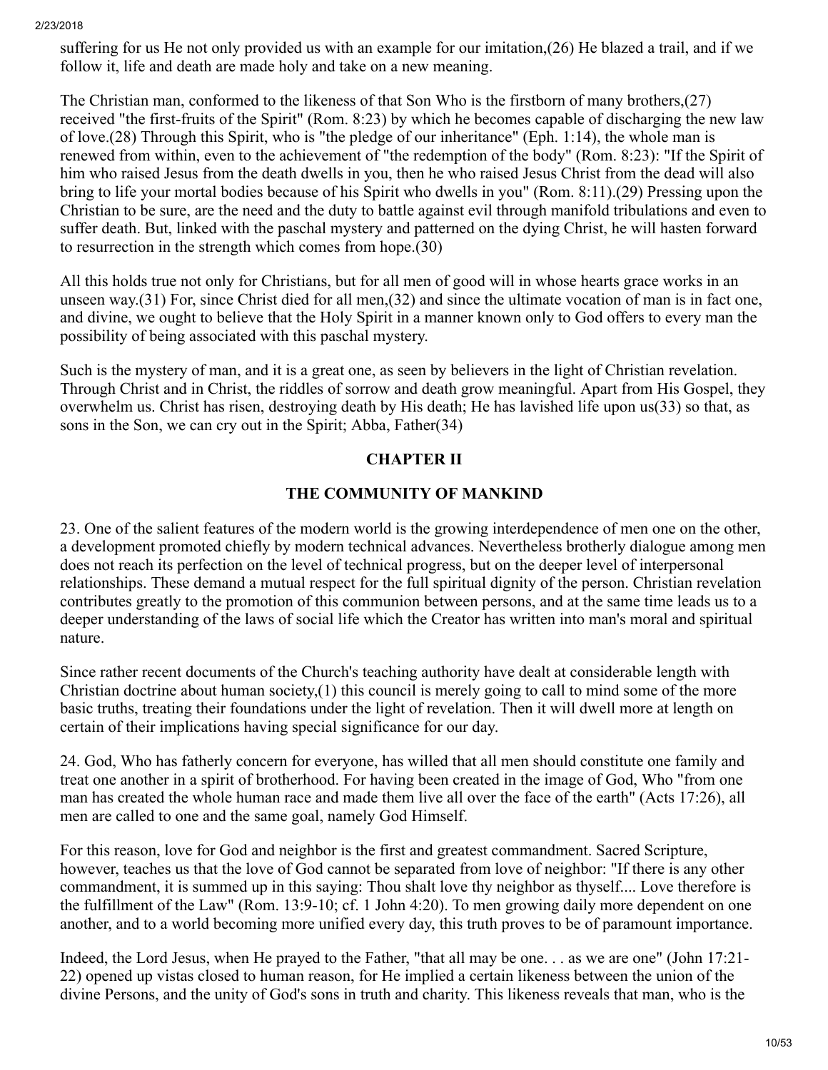suffering for us He not only provided us with an example for our imitation,(26) He blazed a trail, and if we follow it, life and death are made holy and take on a new meaning.

The Christian man, conformed to the likeness of that Son Who is the firstborn of many brothers,(27) received "the first-fruits of the Spirit" (Rom. 8:23) by which he becomes capable of discharging the new law of love.(28) Through this Spirit, who is "the pledge of our inheritance" (Eph. 1:14), the whole man is renewed from within, even to the achievement of "the redemption of the body" (Rom. 8:23): "If the Spirit of him who raised Jesus from the death dwells in you, then he who raised Jesus Christ from the dead will also bring to life your mortal bodies because of his Spirit who dwells in you" (Rom. 8:11).(29) Pressing upon the Christian to be sure, are the need and the duty to battle against evil through manifold tribulations and even to suffer death. But, linked with the paschal mystery and patterned on the dying Christ, he will hasten forward to resurrection in the strength which comes from hope.(30)

All this holds true not only for Christians, but for all men of good will in whose hearts grace works in an unseen way.(31) For, since Christ died for all men,(32) and since the ultimate vocation of man is in fact one, and divine, we ought to believe that the Holy Spirit in a manner known only to God offers to every man the possibility of being associated with this paschal mystery.

Such is the mystery of man, and it is a great one, as seen by believers in the light of Christian revelation. Through Christ and in Christ, the riddles of sorrow and death grow meaningful. Apart from His Gospel, they overwhelm us. Christ has risen, destroying death by His death; He has lavished life upon us(33) so that, as sons in the Son, we can cry out in the Spirit; Abba, Father(34)

## CHAPTER II

## THE COMMUNITY OF MANKIND

23. One of the salient features of the modern world is the growing interdependence of men one on the other, a development promoted chiefly by modern technical advances. Nevertheless brotherly dialogue among men does not reach its perfection on the level of technical progress, but on the deeper level of interpersonal relationships. These demand a mutual respect for the full spiritual dignity of the person. Christian revelation contributes greatly to the promotion of this communion between persons, and at the same time leads us to a deeper understanding of the laws of social life which the Creator has written into man's moral and spiritual nature.

Since rather recent documents of the Church's teaching authority have dealt at considerable length with Christian doctrine about human society,(1) this council is merely going to call to mind some of the more basic truths, treating their foundations under the light of revelation. Then it will dwell more at length on certain of their implications having special significance for our day.

24. God, Who has fatherly concern for everyone, has willed that all men should constitute one family and treat one another in a spirit of brotherhood. For having been created in the image of God, Who "from one man has created the whole human race and made them live all over the face of the earth" (Acts 17:26), all men are called to one and the same goal, namely God Himself.

For this reason, love for God and neighbor is the first and greatest commandment. Sacred Scripture, however, teaches us that the love of God cannot be separated from love of neighbor: "If there is any other commandment, it is summed up in this saying: Thou shalt love thy neighbor as thyself.... Love therefore is the fulfillment of the Law" (Rom. 13:9-10; cf. 1 John 4:20). To men growing daily more dependent on one another, and to a world becoming more unified every day, this truth proves to be of paramount importance.

Indeed, the Lord Jesus, when He prayed to the Father, "that all may be one. . . as we are one" (John 17:21-22) opened up vistas closed to human reason, for He implied a certain likeness between the union of the divine Persons, and the unity of God's sons in truth and charity. This likeness reveals that man, who is the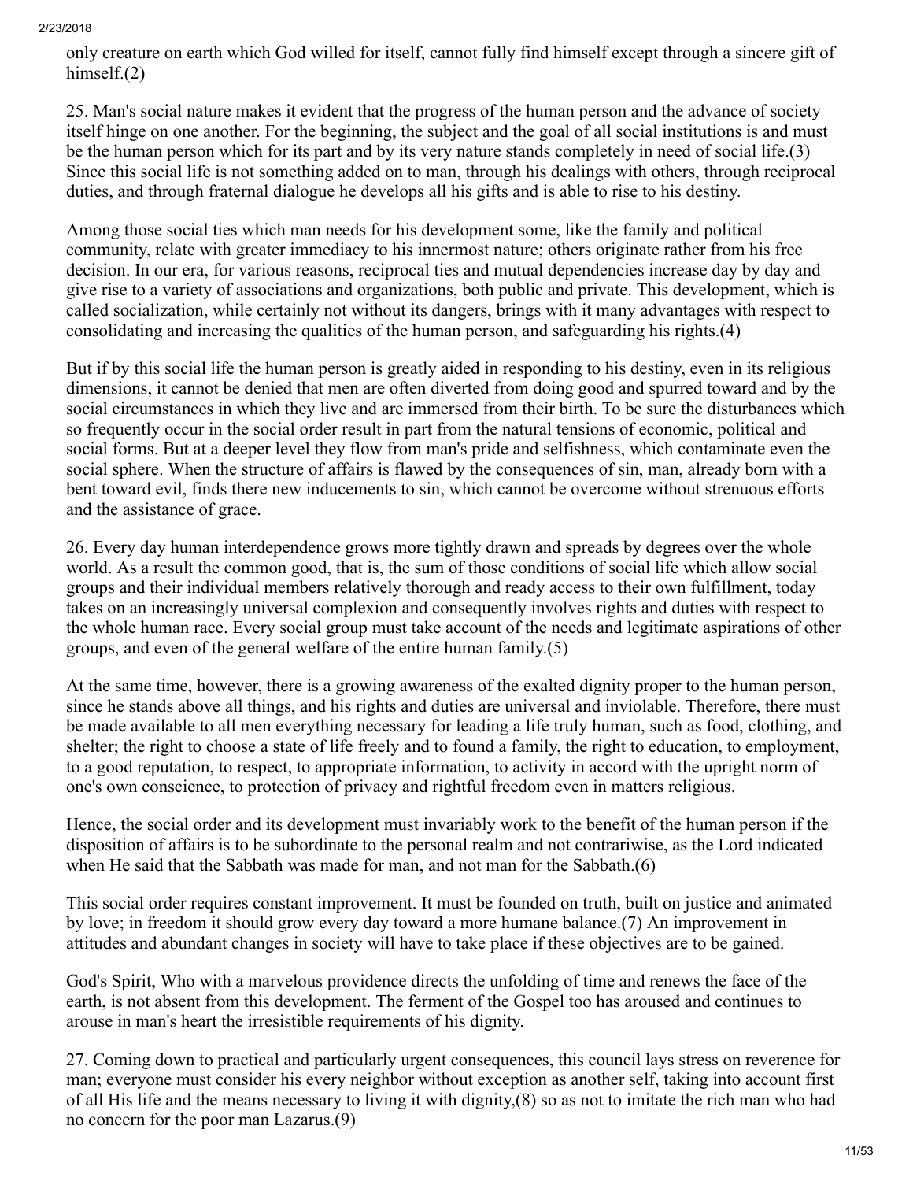only creature on earth which God willed for itself, cannot fully find himself except through a sincere gift of himself.(2)

25. Man's social nature makes it evident that the progress of the human person and the advance of society itself hinge on one another. For the beginning, the subject and the goal of all social institutions is and must be the human person which for its part and by its very nature stands completely in need of social life.(3) Since this social life is not something added on to man, through his dealings with others, through reciprocal duties, and through fraternal dialogue he develops all his gifts and is able to rise to his destiny.

Among those social ties which man needs for his development some, like the family and political community, relate with greater immediacy to his innermost nature; others originate rather from his free decision. In our era, for various reasons, reciprocal ties and mutual dependencies increase day by day and give rise to a variety of associations and organizations, both public and private. This development, which is called socialization, while certainly not without its dangers, brings with it many advantages with respect to consolidating and increasing the qualities of the human person, and safeguarding his rights.(4)

But if by this social life the human person is greatly aided in responding to his destiny, even in its religious dimensions, it cannot be denied that men are often diverted from doing good and spurred toward and by the social circumstances in which they live and are immersed from their birth. To be sure the disturbances which so frequently occur in the social order result in part from the natural tensions of economic, political and social forms. But at a deeper level they flow from man's pride and selfishness, which contaminate even the social sphere. When the structure of affairs is flawed by the consequences of sin, man, already born with a bent toward evil, finds there new inducements to sin, which cannot be overcome without strenuous efforts and the assistance of grace.

26. Every day human interdependence grows more tightly drawn and spreads by degrees over the whole world. As a result the common good, that is, the sum of those conditions of social life which allow social groups and their individual members relatively thorough and ready access to their own fulfillment, today takes on an increasingly universal complexion and consequently involves rights and duties with respect to the whole human race. Every social group must take account of the needs and legitimate aspirations of other groups, and even of the general welfare of the entire human family.(5)

At the same time, however, there is a growing awareness of the exalted dignity proper to the human person, since he stands above all things, and his rights and duties are universal and inviolable. Therefore, there must be made available to all men everything necessary for leading a life truly human, such as food, clothing, and shelter; the right to choose a state of life freely and to found a family, the right to education, to employment, to a good reputation, to respect, to appropriate information, to activity in accord with the upright norm of one's own conscience, to protection of privacy and rightful freedom even in matters religious.

Hence, the social order and its development must invariably work to the benefit of the human person if the disposition of affairs is to be subordinate to the personal realm and not contrariwise, as the Lord indicated when He said that the Sabbath was made for man, and not man for the Sabbath.(6)

This social order requires constant improvement. It must be founded on truth, built on justice and animated by love; in freedom it should grow every day toward a more humane balance.(7) An improvement in attitudes and abundant changes in society will have to take place if these objectives are to be gained.

God's Spirit, Who with a marvelous providence directs the unfolding of time and renews the face of the earth, is not absent from this development. The ferment of the Gospel too has aroused and continues to arouse in man's heart the irresistible requirements of his dignity.

27. Coming down to practical and particularly urgent consequences, this council lays stress on reverence for man; everyone must consider his every neighbor without exception as another self, taking into account first of all His life and the means necessary to living it with dignity,(8) so as not to imitate the rich man who had no concern for the poor man Lazarus.(9)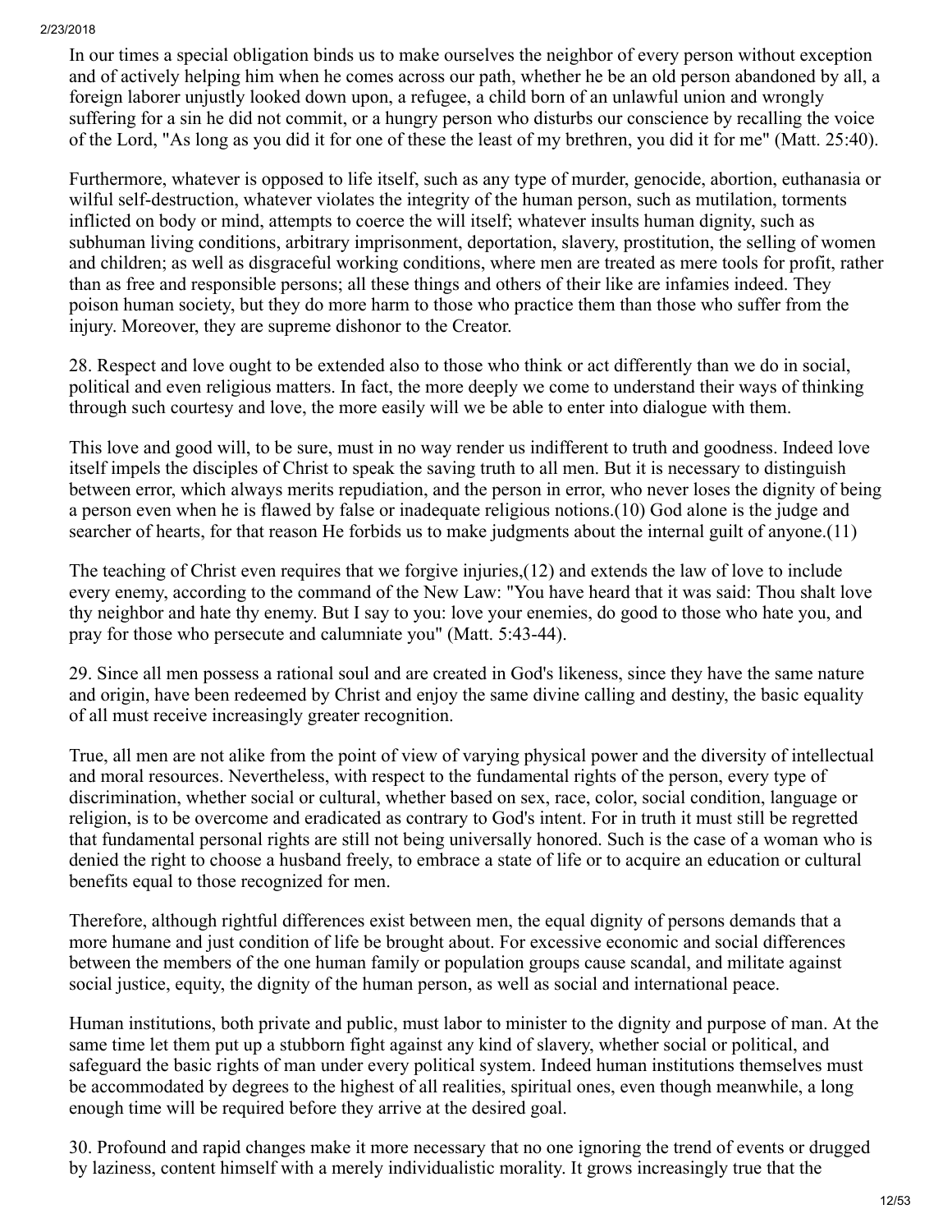In our times a special obligation binds us to make ourselves the neighbor of every person without exception and of actively helping him when he comes across our path, whether he be an old person abandoned by all, a foreign laborer unjustly looked down upon, a refugee, a child born of an unlawful union and wrongly suffering for a sin he did not commit, or a hungry person who disturbs our conscience by recalling the voice of the Lord, "As long as you did it for one of these the least of my brethren, you did it for me" (Matt. 25:40).

Furthermore, whatever is opposed to life itself, such as any type of murder, genocide, abortion, euthanasia or wilful self-destruction, whatever violates the integrity of the human person, such as mutilation, torments inflicted on body or mind, attempts to coerce the will itself; whatever insults human dignity, such as subhuman living conditions, arbitrary imprisonment, deportation, slavery, prostitution, the selling of women and children; as well as disgraceful working conditions, where men are treated as mere tools for profit, rather than as free and responsible persons; all these things and others of their like are infamies indeed. They poison human society, but they do more harm to those who practice them than those who suffer from the injury. Moreover, they are supreme dishonor to the Creator.

28. Respect and love ought to be extended also to those who think or act differently than we do in social, political and even religious matters. In fact, the more deeply we come to understand their ways of thinking through such courtesy and love, the more easily will we be able to enter into dialogue with them.

This love and good will, to be sure, must in no way render us indifferent to truth and goodness. Indeed love itself impels the disciples of Christ to speak the saving truth to all men. But it is necessary to distinguish between error, which always merits repudiation, and the person in error, who never loses the dignity of being a person even when he is flawed by false or inadequate religious notions.(10) God alone is the judge and searcher of hearts, for that reason He forbids us to make judgments about the internal guilt of anyone.(11)

The teaching of Christ even requires that we forgive injuries,(12) and extends the law of love to include every enemy, according to the command of the New Law: "You have heard that it was said: Thou shalt love thy neighbor and hate thy enemy. But I say to you: love your enemies, do good to those who hate you, and pray for those who persecute and calumniate you" (Matt. 5:43-44).

29. Since all men possess a rational soul and are created in God's likeness, since they have the same nature and origin, have been redeemed by Christ and enjoy the same divine calling and destiny, the basic equality of all must receive increasingly greater recognition.

True, all men are not alike from the point of view of varying physical power and the diversity of intellectual and moral resources. Nevertheless, with respect to the fundamental rights of the person, every type of discrimination, whether social or cultural, whether based on sex, race, color, social condition, language or religion, is to be overcome and eradicated as contrary to God's intent. For in truth it must still be regretted that fundamental personal rights are still not being universally honored. Such is the case of a woman who is denied the right to choose a husband freely, to embrace a state of life or to acquire an education or cultural benefits equal to those recognized for men.

Therefore, although rightful differences exist between men, the equal dignity of persons demands that a more humane and just condition of life be brought about. For excessive economic and social differences between the members of the one human family or population groups cause scandal, and militate against social justice, equity, the dignity of the human person, as well as social and international peace.

Human institutions, both private and public, must labor to minister to the dignity and purpose of man. At the same time let them put up a stubborn fight against any kind of slavery, whether social or political, and safeguard the basic rights of man under every political system. Indeed human institutions themselves must be accommodated by degrees to the highest of all realities, spiritual ones, even though meanwhile, a long enough time will be required before they arrive at the desired goal.

30. Profound and rapid changes make it more necessary that no one ignoring the trend of events or drugged by laziness, content himself with a merely individualistic morality. It grows increasingly true that the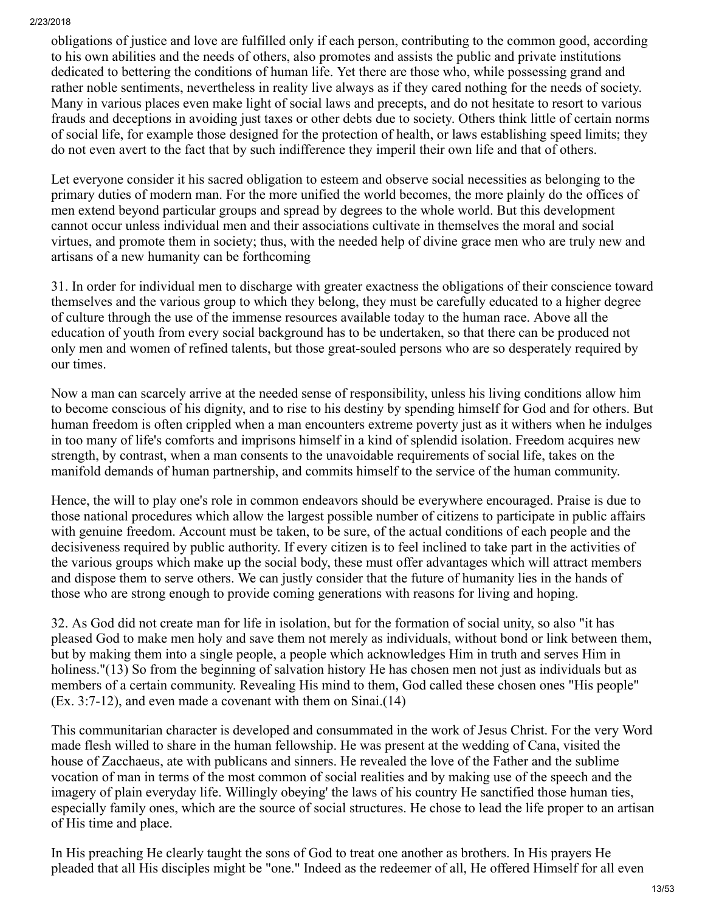obligations of justice and love are fulfilled only if each person, contributing to the common good, according to his own abilities and the needs of others, also promotes and assists the public and private institutions dedicated to bettering the conditions of human life. Yet there are those who, while possessing grand and rather noble sentiments, nevertheless in reality live always as if they cared nothing for the needs of society. Many in various places even make light of social laws and precepts, and do not hesitate to resort to various frauds and deceptions in avoiding just taxes or other debts due to society. Others think little of certain norms of social life, for example those designed for the protection of health, or laws establishing speed limits; they do not even avert to the fact that by such indifference they imperil their own life and that of others.

Let everyone consider it his sacred obligation to esteem and observe social necessities as belonging to the primary duties of modern man. For the more unified the world becomes, the more plainly do the offices of men extend beyond particular groups and spread by degrees to the whole world. But this development cannot occur unless individual men and their associations cultivate in themselves the moral and social virtues, and promote them in society; thus, with the needed help of divine grace men who are truly new and artisans of a new humanity can be forthcoming

31. In order for individual men to discharge with greater exactness the obligations of their conscience toward themselves and the various group to which they belong, they must be carefully educated to a higher degree of culture through the use of the immense resources available today to the human race. Above all the education of youth from every social background has to be undertaken, so that there can be produced not only men and women of refined talents, but those great-souled persons who are so desperately required by our times.

Now a man can scarcely arrive at the needed sense of responsibility, unless his living conditions allow him to become conscious of his dignity, and to rise to his destiny by spending himself for God and for others. But human freedom is often crippled when a man encounters extreme poverty just as it withers when he indulges in too many of life's comforts and imprisons himself in a kind of splendid isolation. Freedom acquires new strength, by contrast, when a man consents to the unavoidable requirements of social life, takes on the manifold demands of human partnership, and commits himself to the service of the human community.

Hence, the will to play one's role in common endeavors should be everywhere encouraged. Praise is due to those national procedures which allow the largest possible number of citizens to participate in public affairs with genuine freedom. Account must be taken, to be sure, of the actual conditions of each people and the decisiveness required by public authority. If every citizen is to feel inclined to take part in the activities of the various groups which make up the social body, these must offer advantages which will attract members and dispose them to serve others. We can justly consider that the future of humanity lies in the hands of those who are strong enough to provide coming generations with reasons for living and hoping.

32. As God did not create man for life in isolation, but for the formation of social unity, so also "it has pleased God to make men holy and save them not merely as individuals, without bond or link between them, but by making them into a single people, a people which acknowledges Him in truth and serves Him in holiness."(13) So from the beginning of salvation history He has chosen men not just as individuals but as members of a certain community. Revealing His mind to them, God called these chosen ones "His people" (Ex. 3:7-12), and even made a covenant with them on Sinai.(14)

This communitarian character is developed and consummated in the work of Jesus Christ. For the very Word made flesh willed to share in the human fellowship. He was present at the wedding of Cana, visited the house of Zacchaeus, ate with publicans and sinners. He revealed the love of the Father and the sublime vocation of man in terms of the most common of social realities and by making use of the speech and the imagery of plain everyday life. Willingly obeying' the laws of his country He sanctified those human ties, especially family ones, which are the source of social structures. He chose to lead the life proper to an artisan of His time and place.

In His preaching He clearly taught the sons of God to treat one another as brothers. In His prayers He pleaded that all His disciples might be "one." Indeed as the redeemer of all, He offered Himself for all even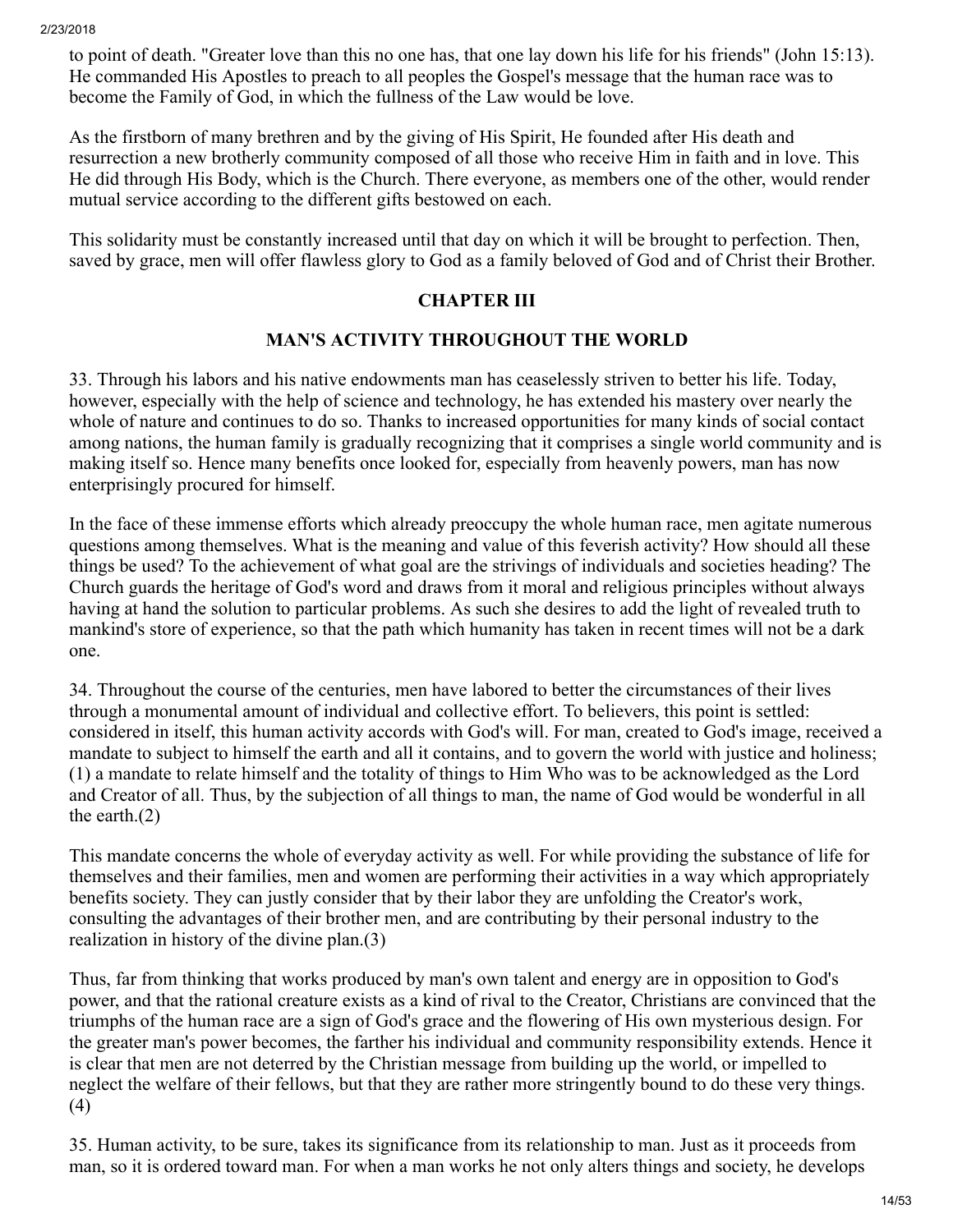to point of death. "Greater love than this no one has, that one lay down his life for his friends" (John 15:13). He commanded His Apostles to preach to all peoples the Gospel's message that the human race was to become the Family of God, in which the fullness of the Law would be love.

As the firstborn of many brethren and by the giving of His Spirit, He founded after His death and resurrection a new brotherly community composed of all those who receive Him in faith and in love. This He did through His Body, which is the Church. There everyone, as members one of the other, would render mutual service according to the different gifts bestowed on each.

This solidarity must be constantly increased until that day on which it will be brought to perfection. Then, saved by grace, men will offer flawless glory to God as a family beloved of God and of Christ their Brother.

## CHAPTER III

## MAN'S ACTIVITY THROUGHOUT THE WORLD

33. Through his labors and his native endowments man has ceaselessly striven to better his life. Today, however, especially with the help of science and technology, he has extended his mastery over nearly the whole of nature and continues to do so. Thanks to increased opportunities for many kinds of social contact among nations, the human family is gradually recognizing that it comprises a single world community and is making itself so. Hence many benefits once looked for, especially from heavenly powers, man has now enterprisingly procured for himself.

In the face of these immense efforts which already preoccupy the whole human race, men agitate numerous questions among themselves. What is the meaning and value of this feverish activity? How should all these things be used? To the achievement of what goal are the strivings of individuals and societies heading? The Church guards the heritage of God's word and draws from it moral and religious principles without always having at hand the solution to particular problems. As such she desires to add the light of revealed truth to mankind's store of experience, so that the path which humanity has taken in recent times will not be a dark one.

34. Throughout the course of the centuries, men have labored to better the circumstances of their lives through a monumental amount of individual and collective effort. To believers, this point is settled: considered in itself, this human activity accords with God's will. For man, created to God's image, received a mandate to subject to himself the earth and all it contains, and to govern the world with justice and holiness; (1) a mandate to relate himself and the totality of things to Him Who was to be acknowledged as the Lord and Creator of all. Thus, by the subjection of all things to man, the name of God would be wonderful in all the earth.(2)

This mandate concerns the whole of everyday activity as well. For while providing the substance of life for themselves and their families, men and women are performing their activities in a way which appropriately benefits society. They can justly consider that by their labor they are unfolding the Creator's work, consulting the advantages of their brother men, and are contributing by their personal industry to the realization in history of the divine plan.(3)

Thus, far from thinking that works produced by man's own talent and energy are in opposition to God's power, and that the rational creature exists as a kind of rival to the Creator, Christians are convinced that the triumphs of the human race are a sign of God's grace and the flowering of His own mysterious design. For the greater man's power becomes, the farther his individual and community responsibility extends. Hence it is clear that men are not deterred by the Christian message from building up the world, or impelled to neglect the welfare of their fellows, but that they are rather more stringently bound to do these very things. (4)

35. Human activity, to be sure, takes its significance from its relationship to man. Just as it proceeds from man, so it is ordered toward man. For when a man works he not only alters things and society, he develops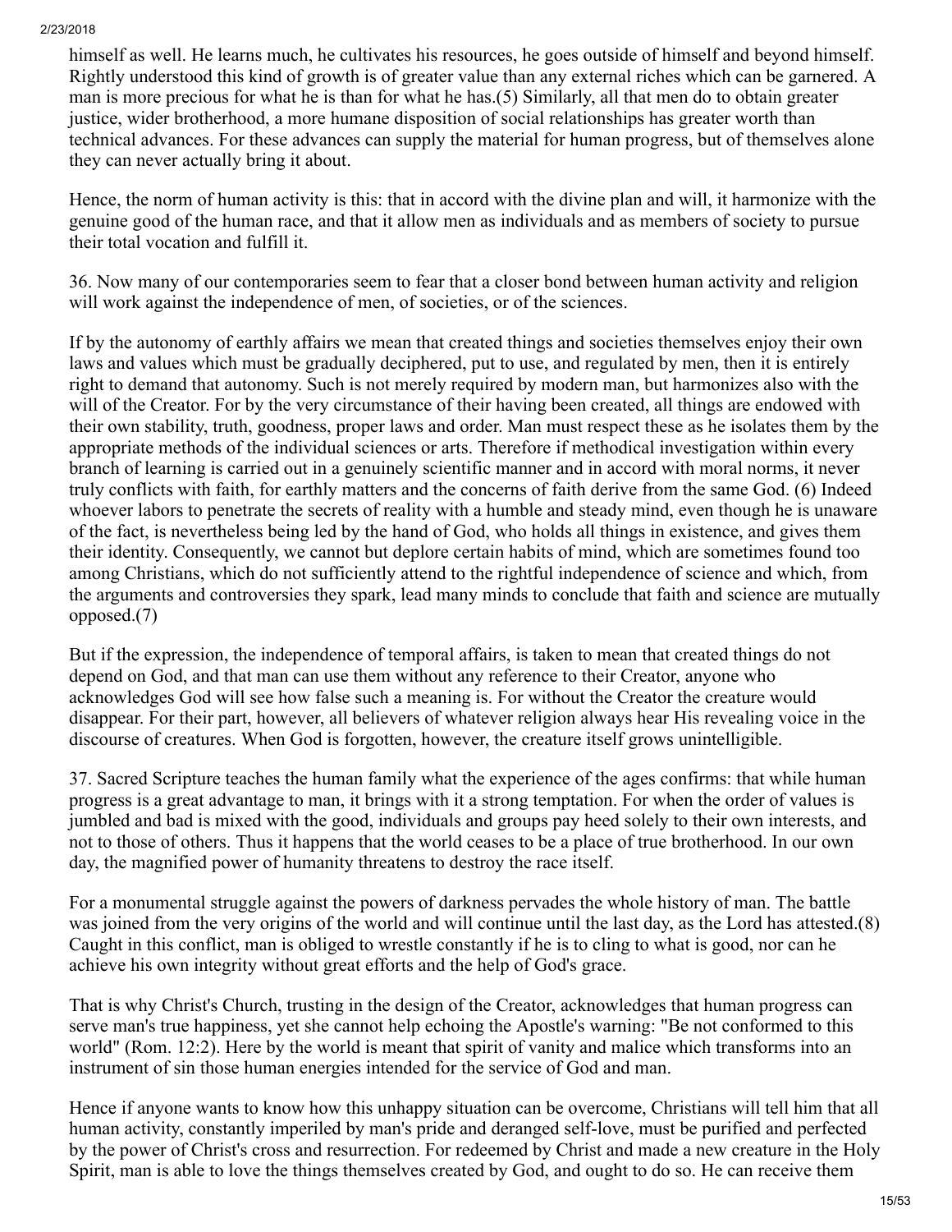himself as well. He learns much, he cultivates his resources, he goes outside of himself and beyond himself. Rightly understood this kind of growth is of greater value than any external riches which can be garnered. A man is more precious for what he is than for what he has.(5) Similarly, all that men do to obtain greater justice, wider brotherhood, a more humane disposition of social relationships has greater worth than technical advances. For these advances can supply the material for human progress, but of themselves alone they can never actually bring it about.

Hence, the norm of human activity is this: that in accord with the divine plan and will, it harmonize with the genuine good of the human race, and that it allow men as individuals and as members of society to pursue their total vocation and fulfill it.

36. Now many of our contemporaries seem to fear that a closer bond between human activity and religion will work against the independence of men, of societies, or of the sciences.

If by the autonomy of earthly affairs we mean that created things and societies themselves enjoy their own laws and values which must be gradually deciphered, put to use, and regulated by men, then it is entirely right to demand that autonomy. Such is not merely required by modern man, but harmonizes also with the will of the Creator. For by the very circumstance of their having been created, all things are endowed with their own stability, truth, goodness, proper laws and order. Man must respect these as he isolates them by the appropriate methods of the individual sciences or arts. Therefore if methodical investigation within every branch of learning is carried out in a genuinely scientific manner and in accord with moral norms, it never truly conflicts with faith, for earthly matters and the concerns of faith derive from the same God. (6) Indeed whoever labors to penetrate the secrets of reality with a humble and steady mind, even though he is unaware of the fact, is nevertheless being led by the hand of God, who holds all things in existence, and gives them their identity. Consequently, we cannot but deplore certain habits of mind, which are sometimes found too among Christians, which do not sufficiently attend to the rightful independence of science and which, from the arguments and controversies they spark, lead many minds to conclude that faith and science are mutually opposed.(7)

But if the expression, the independence of temporal affairs, is taken to mean that created things do not depend on God, and that man can use them without any reference to their Creator, anyone who acknowledges God will see how false such a meaning is. For without the Creator the creature would disappear. For their part, however, all believers of whatever religion always hear His revealing voice in the discourse of creatures. When God is forgotten, however, the creature itself grows unintelligible.

37. Sacred Scripture teaches the human family what the experience of the ages confirms: that while human progress is a great advantage to man, it brings with it a strong temptation. For when the order of values is jumbled and bad is mixed with the good, individuals and groups pay heed solely to their own interests, and not to those of others. Thus it happens that the world ceases to be a place of true brotherhood. In our own day, the magnified power of humanity threatens to destroy the race itself.

For a monumental struggle against the powers of darkness pervades the whole history of man. The battle was joined from the very origins of the world and will continue until the last day, as the Lord has attested.(8) Caught in this conflict, man is obliged to wrestle constantly if he is to cling to what is good, nor can he achieve his own integrity without great efforts and the help of God's grace.

That is why Christ's Church, trusting in the design of the Creator, acknowledges that human progress can serve man's true happiness, yet she cannot help echoing the Apostle's warning: "Be not conformed to this world" (Rom. 12:2). Here by the world is meant that spirit of vanity and malice which transforms into an instrument of sin those human energies intended for the service of God and man.

Hence if anyone wants to know how this unhappy situation can be overcome, Christians will tell him that all human activity, constantly imperiled by man's pride and deranged self-love, must be purified and perfected by the power of Christ's cross and resurrection. For redeemed by Christ and made a new creature in the Holy Spirit, man is able to love the things themselves created by God, and ought to do so. He can receive them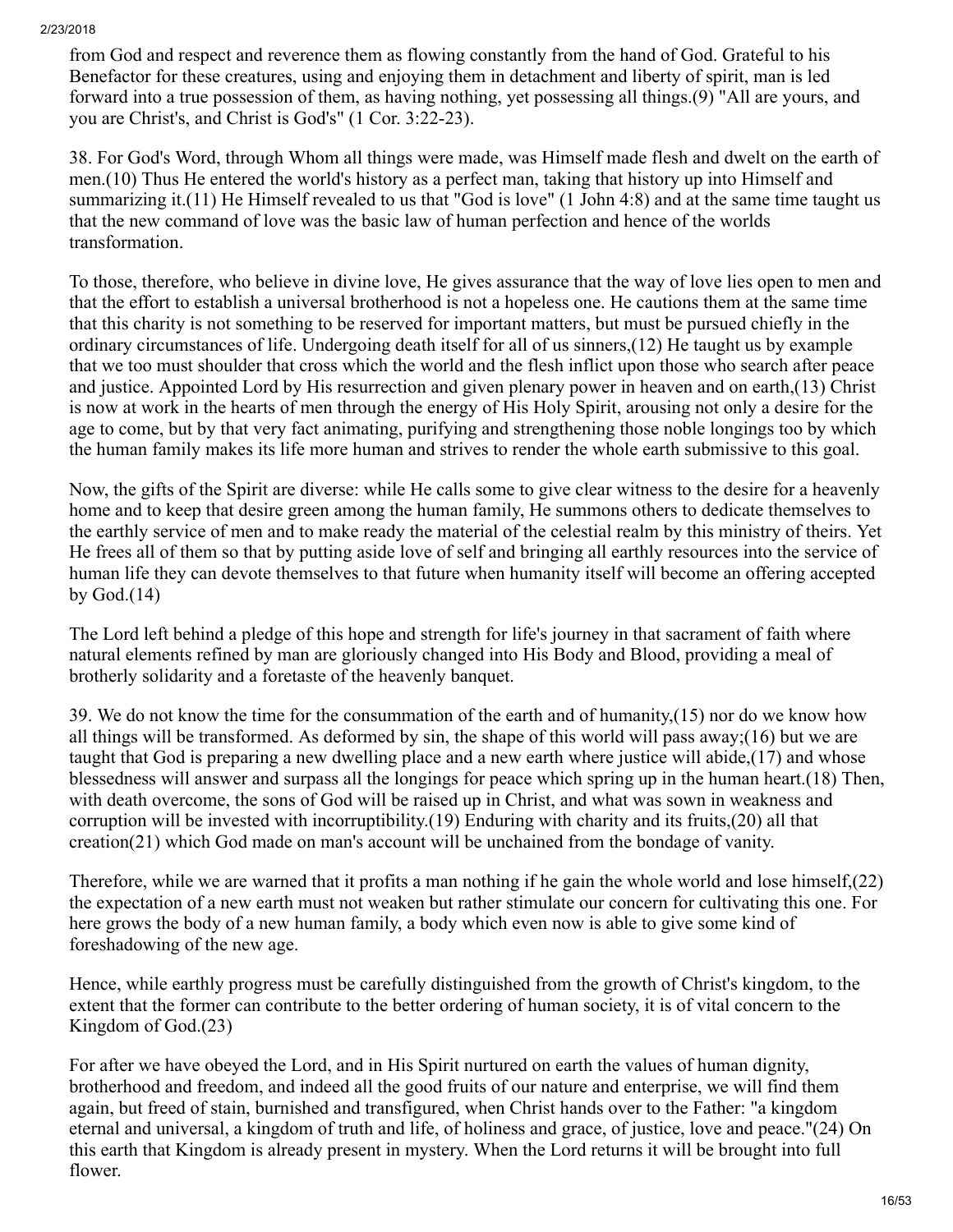from God and respect and reverence them as flowing constantly from the hand of God. Grateful to his Benefactor for these creatures, using and enjoying them in detachment and liberty of spirit, man is led forward into a true possession of them, as having nothing, yet possessing all things.(9) "All are yours, and you are Christ's, and Christ is God's" (1 Cor. 3:22-23).

38. For God's Word, through Whom all things were made, was Himself made flesh and dwelt on the earth of men.(10) Thus He entered the world's history as a perfect man, taking that history up into Himself and summarizing it.(11) He Himself revealed to us that "God is love" (1 John 4:8) and at the same time taught us that the new command of love was the basic law of human perfection and hence of the worlds transformation.

To those, therefore, who believe in divine love, He gives assurance that the way of love lies open to men and that the effort to establish a universal brotherhood is not a hopeless one. He cautions them at the same time that this charity is not something to be reserved for important matters, but must be pursued chiefly in the ordinary circumstances of life. Undergoing death itself for all of us sinners,(12) He taught us by example that we too must shoulder that cross which the world and the flesh inflict upon those who search after peace and justice. Appointed Lord by His resurrection and given plenary power in heaven and on earth,(13) Christ is now at work in the hearts of men through the energy of His Holy Spirit, arousing not only a desire for the age to come, but by that very fact animating, purifying and strengthening those noble longings too by which the human family makes its life more human and strives to render the whole earth submissive to this goal.

Now, the gifts of the Spirit are diverse: while He calls some to give clear witness to the desire for a heavenly home and to keep that desire green among the human family, He summons others to dedicate themselves to the earthly service of men and to make ready the material of the celestial realm by this ministry of theirs. Yet He frees all of them so that by putting aside love of self and bringing all earthly resources into the service of human life they can devote themselves to that future when humanity itself will become an offering accepted by God.(14)

The Lord left behind a pledge of this hope and strength for life's journey in that sacrament of faith where natural elements refined by man are gloriously changed into His Body and Blood, providing a meal of brotherly solidarity and a foretaste of the heavenly banquet.

39. We do not know the time for the consummation of the earth and of humanity,(15) nor do we know how all things will be transformed. As deformed by sin, the shape of this world will pass away;(16) but we are taught that God is preparing a new dwelling place and a new earth where justice will abide,(17) and whose blessedness will answer and surpass all the longings for peace which spring up in the human heart.(18) Then, with death overcome, the sons of God will be raised up in Christ, and what was sown in weakness and corruption will be invested with incorruptibility.(19) Enduring with charity and its fruits,(20) all that creation(21) which God made on man's account will be unchained from the bondage of vanity.

Therefore, while we are warned that it profits a man nothing if he gain the whole world and lose himself,(22) the expectation of a new earth must not weaken but rather stimulate our concern for cultivating this one. For here grows the body of a new human family, a body which even now is able to give some kind of foreshadowing of the new age.

Hence, while earthly progress must be carefully distinguished from the growth of Christ's kingdom, to the extent that the former can contribute to the better ordering of human society, it is of vital concern to the Kingdom of God.(23)

For after we have obeyed the Lord, and in His Spirit nurtured on earth the values of human dignity, brotherhood and freedom, and indeed all the good fruits of our nature and enterprise, we will find them again, but freed of stain, burnished and transfigured, when Christ hands over to the Father: "a kingdom eternal and universal, a kingdom of truth and life, of holiness and grace, of justice, love and peace."(24) On this earth that Kingdom is already present in mystery. When the Lord returns it will be brought into full flower.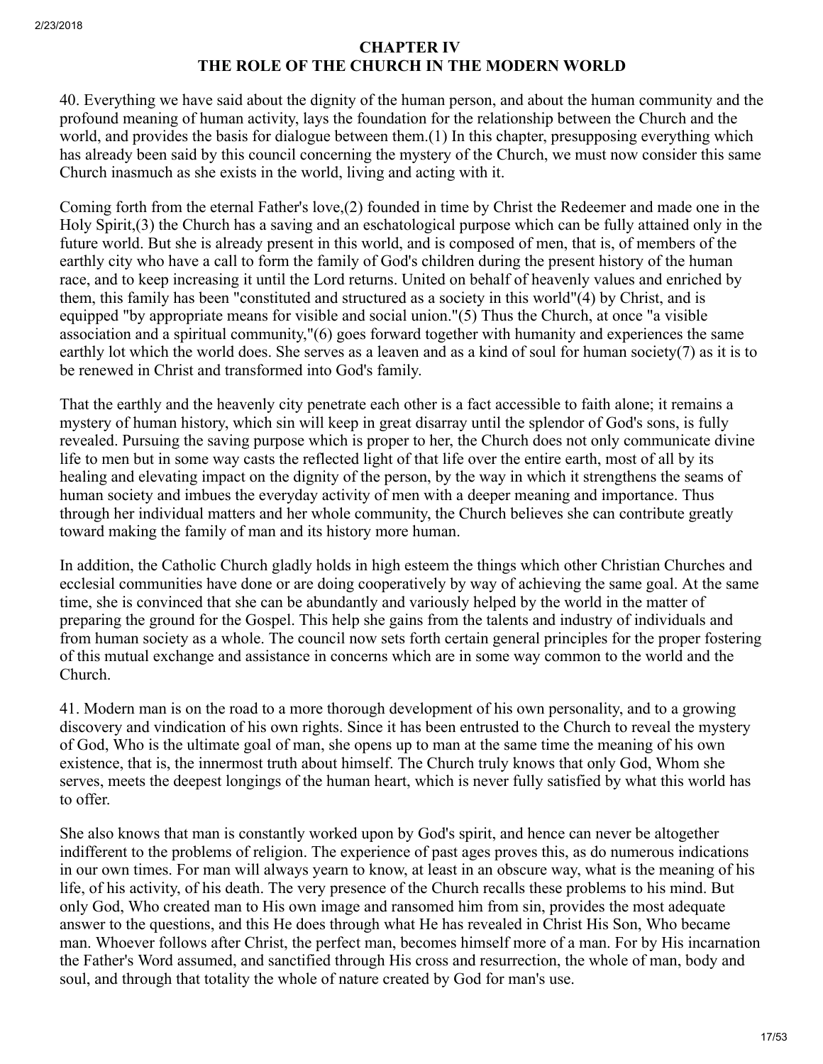## CHAPTER IV
## THE ROLE OF THE CHURCH IN THE MODERN WORLD

40. Everything we have said about the dignity of the human person, and about the human community and the profound meaning of human activity, lays the foundation for the relationship between the Church and the world, and provides the basis for dialogue between them.(1) In this chapter, presupposing everything which has already been said by this council concerning the mystery of the Church, we must now consider this same Church inasmuch as she exists in the world, living and acting with it.

Coming forth from the eternal Father's love,(2) founded in time by Christ the Redeemer and made one in the Holy Spirit,(3) the Church has a saving and an eschatological purpose which can be fully attained only in the future world. But she is already present in this world, and is composed of men, that is, of members of the earthly city who have a call to form the family of God's children during the present history of the human race, and to keep increasing it until the Lord returns. United on behalf of heavenly values and enriched by them, this family has been "constituted and structured as a society in this world"(4) by Christ, and is equipped "by appropriate means for visible and social union."(5) Thus the Church, at once "a visible association and a spiritual community,"(6) goes forward together with humanity and experiences the same earthly lot which the world does. She serves as a leaven and as a kind of soul for human society(7) as it is to be renewed in Christ and transformed into God's family.

That the earthly and the heavenly city penetrate each other is a fact accessible to faith alone; it remains a mystery of human history, which sin will keep in great disarray until the splendor of God's sons, is fully revealed. Pursuing the saving purpose which is proper to her, the Church does not only communicate divine life to men but in some way casts the reflected light of that life over the entire earth, most of all by its healing and elevating impact on the dignity of the person, by the way in which it strengthens the seams of human society and imbues the everyday activity of men with a deeper meaning and importance. Thus through her individual matters and her whole community, the Church believes she can contribute greatly toward making the family of man and its history more human.

In addition, the Catholic Church gladly holds in high esteem the things which other Christian Churches and ecclesial communities have done or are doing cooperatively by way of achieving the same goal. At the same time, she is convinced that she can be abundantly and variously helped by the world in the matter of preparing the ground for the Gospel. This help she gains from the talents and industry of individuals and from human society as a whole. The council now sets forth certain general principles for the proper fostering of this mutual exchange and assistance in concerns which are in some way common to the world and the Church.

41. Modern man is on the road to a more thorough development of his own personality, and to a growing discovery and vindication of his own rights. Since it has been entrusted to the Church to reveal the mystery of God, Who is the ultimate goal of man, she opens up to man at the same time the meaning of his own existence, that is, the innermost truth about himself. The Church truly knows that only God, Whom she serves, meets the deepest longings of the human heart, which is never fully satisfied by what this world has to offer.

She also knows that man is constantly worked upon by God's spirit, and hence can never be altogether indifferent to the problems of religion. The experience of past ages proves this, as do numerous indications in our own times. For man will always yearn to know, at least in an obscure way, what is the meaning of his life, of his activity, of his death. The very presence of the Church recalls these problems to his mind. But only God, Who created man to His own image and ransomed him from sin, provides the most adequate answer to the questions, and this He does through what He has revealed in Christ His Son, Who became man. Whoever follows after Christ, the perfect man, becomes himself more of a man. For by His incarnation the Father's Word assumed, and sanctified through His cross and resurrection, the whole of man, body and soul, and through that totality the whole of nature created by God for man's use.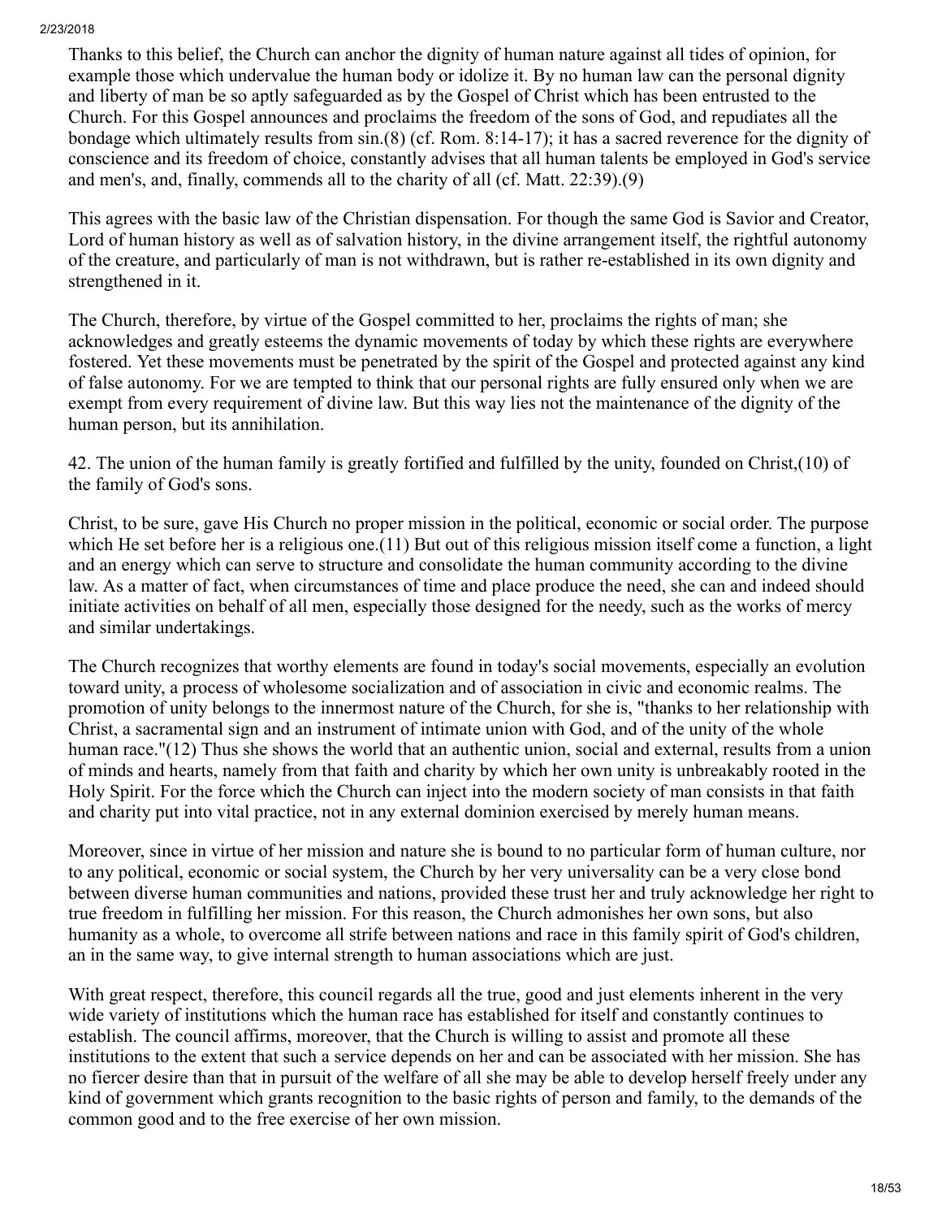Thanks to this belief, the Church can anchor the dignity of human nature against all tides of opinion, for example those which undervalue the human body or idolize it. By no human law can the personal dignity and liberty of man be so aptly safeguarded as by the Gospel of Christ which has been entrusted to the Church. For this Gospel announces and proclaims the freedom of the sons of God, and repudiates all the bondage which ultimately results from sin.(8) (cf. Rom. 8:14-17); it has a sacred reverence for the dignity of conscience and its freedom of choice, constantly advises that all human talents be employed in God's service and men's, and, finally, commends all to the charity of all (cf. Matt. 22:39).(9)

This agrees with the basic law of the Christian dispensation. For though the same God is Savior and Creator, Lord of human history as well as of salvation history, in the divine arrangement itself, the rightful autonomy of the creature, and particularly of man is not withdrawn, but is rather re-established in its own dignity and strengthened in it.

The Church, therefore, by virtue of the Gospel committed to her, proclaims the rights of man; she acknowledges and greatly esteems the dynamic movements of today by which these rights are everywhere fostered. Yet these movements must be penetrated by the spirit of the Gospel and protected against any kind of false autonomy. For we are tempted to think that our personal rights are fully ensured only when we are exempt from every requirement of divine law. But this way lies not the maintenance of the dignity of the human person, but its annihilation.

42. The union of the human family is greatly fortified and fulfilled by the unity, founded on Christ,(10) of the family of God's sons.

Christ, to be sure, gave His Church no proper mission in the political, economic or social order. The purpose which He set before her is a religious one.(11) But out of this religious mission itself come a function, a light and an energy which can serve to structure and consolidate the human community according to the divine law. As a matter of fact, when circumstances of time and place produce the need, she can and indeed should initiate activities on behalf of all men, especially those designed for the needy, such as the works of mercy and similar undertakings.

The Church recognizes that worthy elements are found in today's social movements, especially an evolution toward unity, a process of wholesome socialization and of association in civic and economic realms. The promotion of unity belongs to the innermost nature of the Church, for she is, "thanks to her relationship with Christ, a sacramental sign and an instrument of intimate union with God, and of the unity of the whole human race."(12) Thus she shows the world that an authentic union, social and external, results from a union of minds and hearts, namely from that faith and charity by which her own unity is unbreakably rooted in the Holy Spirit. For the force which the Church can inject into the modern society of man consists in that faith and charity put into vital practice, not in any external dominion exercised by merely human means.

Moreover, since in virtue of her mission and nature she is bound to no particular form of human culture, nor to any political, economic or social system, the Church by her very universality can be a very close bond between diverse human communities and nations, provided these trust her and truly acknowledge her right to true freedom in fulfilling her mission. For this reason, the Church admonishes her own sons, but also humanity as a whole, to overcome all strife between nations and race in this family spirit of God's children, an in the same way, to give internal strength to human associations which are just.

With great respect, therefore, this council regards all the true, good and just elements inherent in the very wide variety of institutions which the human race has established for itself and constantly continues to establish. The council affirms, moreover, that the Church is willing to assist and promote all these institutions to the extent that such a service depends on her and can be associated with her mission. She has no fiercer desire than that in pursuit of the welfare of all she may be able to develop herself freely under any kind of government which grants recognition to the basic rights of person and family, to the demands of the common good and to the free exercise of her own mission.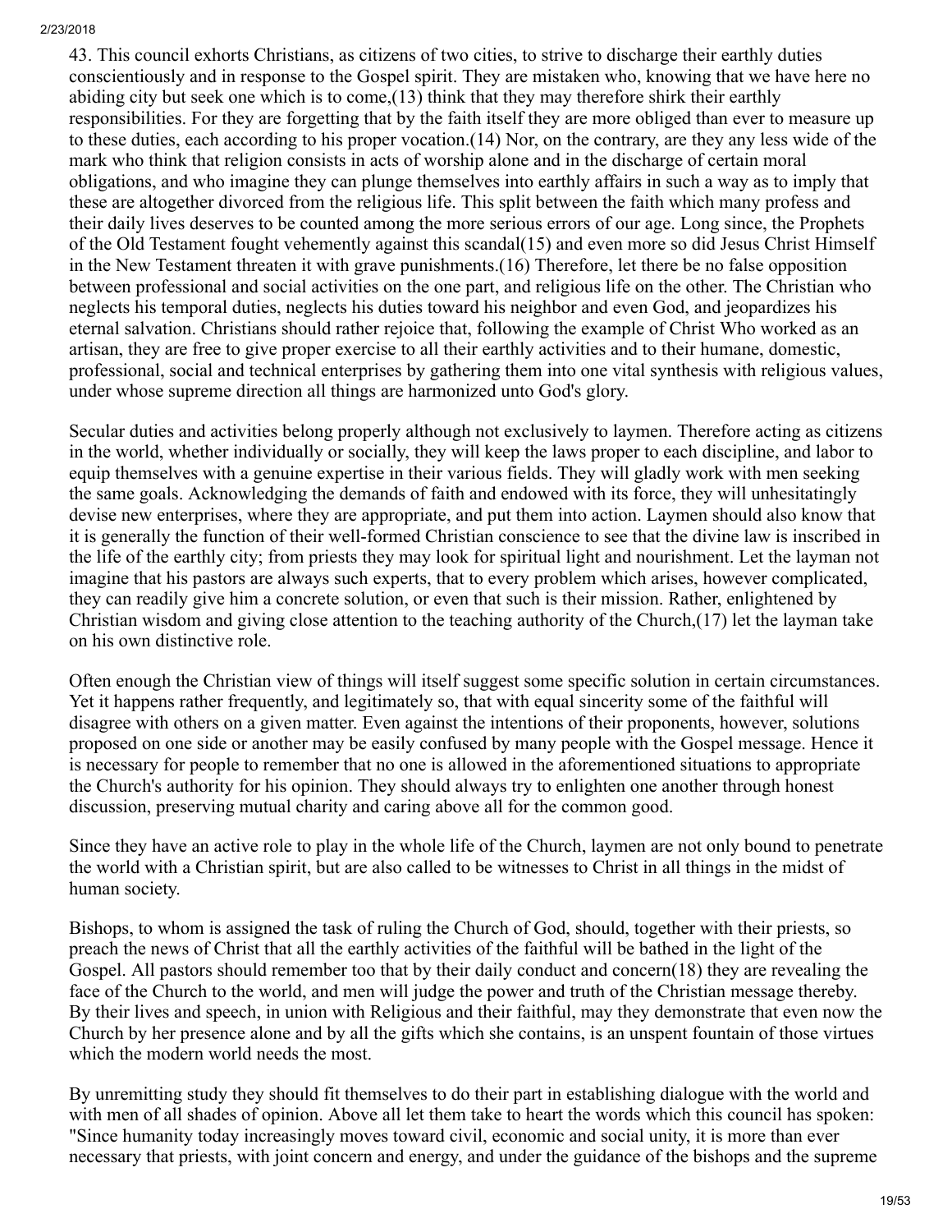43. This council exhorts Christians, as citizens of two cities, to strive to discharge their earthly duties conscientiously and in response to the Gospel spirit. They are mistaken who, knowing that we have here no abiding city but seek one which is to come,(13) think that they may therefore shirk their earthly responsibilities. For they are forgetting that by the faith itself they are more obliged than ever to measure up to these duties, each according to his proper vocation.(14) Nor, on the contrary, are they any less wide of the mark who think that religion consists in acts of worship alone and in the discharge of certain moral obligations, and who imagine they can plunge themselves into earthly affairs in such a way as to imply that these are altogether divorced from the religious life. This split between the faith which many profess and their daily lives deserves to be counted among the more serious errors of our age. Long since, the Prophets of the Old Testament fought vehemently against this scandal(15) and even more so did Jesus Christ Himself in the New Testament threaten it with grave punishments.(16) Therefore, let there be no false opposition between professional and social activities on the one part, and religious life on the other. The Christian who neglects his temporal duties, neglects his duties toward his neighbor and even God, and jeopardizes his eternal salvation. Christians should rather rejoice that, following the example of Christ Who worked as an artisan, they are free to give proper exercise to all their earthly activities and to their humane, domestic, professional, social and technical enterprises by gathering them into one vital synthesis with religious values, under whose supreme direction all things are harmonized unto God's glory.

Secular duties and activities belong properly although not exclusively to laymen. Therefore acting as citizens in the world, whether individually or socially, they will keep the laws proper to each discipline, and labor to equip themselves with a genuine expertise in their various fields. They will gladly work with men seeking the same goals. Acknowledging the demands of faith and endowed with its force, they will unhesitatingly devise new enterprises, where they are appropriate, and put them into action. Laymen should also know that it is generally the function of their well-formed Christian conscience to see that the divine law is inscribed in the life of the earthly city; from priests they may look for spiritual light and nourishment. Let the layman not imagine that his pastors are always such experts, that to every problem which arises, however complicated, they can readily give him a concrete solution, or even that such is their mission. Rather, enlightened by Christian wisdom and giving close attention to the teaching authority of the Church,(17) let the layman take on his own distinctive role.

Often enough the Christian view of things will itself suggest some specific solution in certain circumstances. Yet it happens rather frequently, and legitimately so, that with equal sincerity some of the faithful will disagree with others on a given matter. Even against the intentions of their proponents, however, solutions proposed on one side or another may be easily confused by many people with the Gospel message. Hence it is necessary for people to remember that no one is allowed in the aforementioned situations to appropriate the Church's authority for his opinion. They should always try to enlighten one another through honest discussion, preserving mutual charity and caring above all for the common good.

Since they have an active role to play in the whole life of the Church, laymen are not only bound to penetrate the world with a Christian spirit, but are also called to be witnesses to Christ in all things in the midst of human society.

Bishops, to whom is assigned the task of ruling the Church of God, should, together with their priests, so preach the news of Christ that all the earthly activities of the faithful will be bathed in the light of the Gospel. All pastors should remember too that by their daily conduct and concern(18) they are revealing the face of the Church to the world, and men will judge the power and truth of the Christian message thereby. By their lives and speech, in union with Religious and their faithful, may they demonstrate that even now the Church by her presence alone and by all the gifts which she contains, is an unspent fountain of those virtues which the modern world needs the most.

By unremitting study they should fit themselves to do their part in establishing dialogue with the world and with men of all shades of opinion. Above all let them take to heart the words which this council has spoken: "Since humanity today increasingly moves toward civil, economic and social unity, it is more than ever necessary that priests, with joint concern and energy, and under the guidance of the bishops and the supreme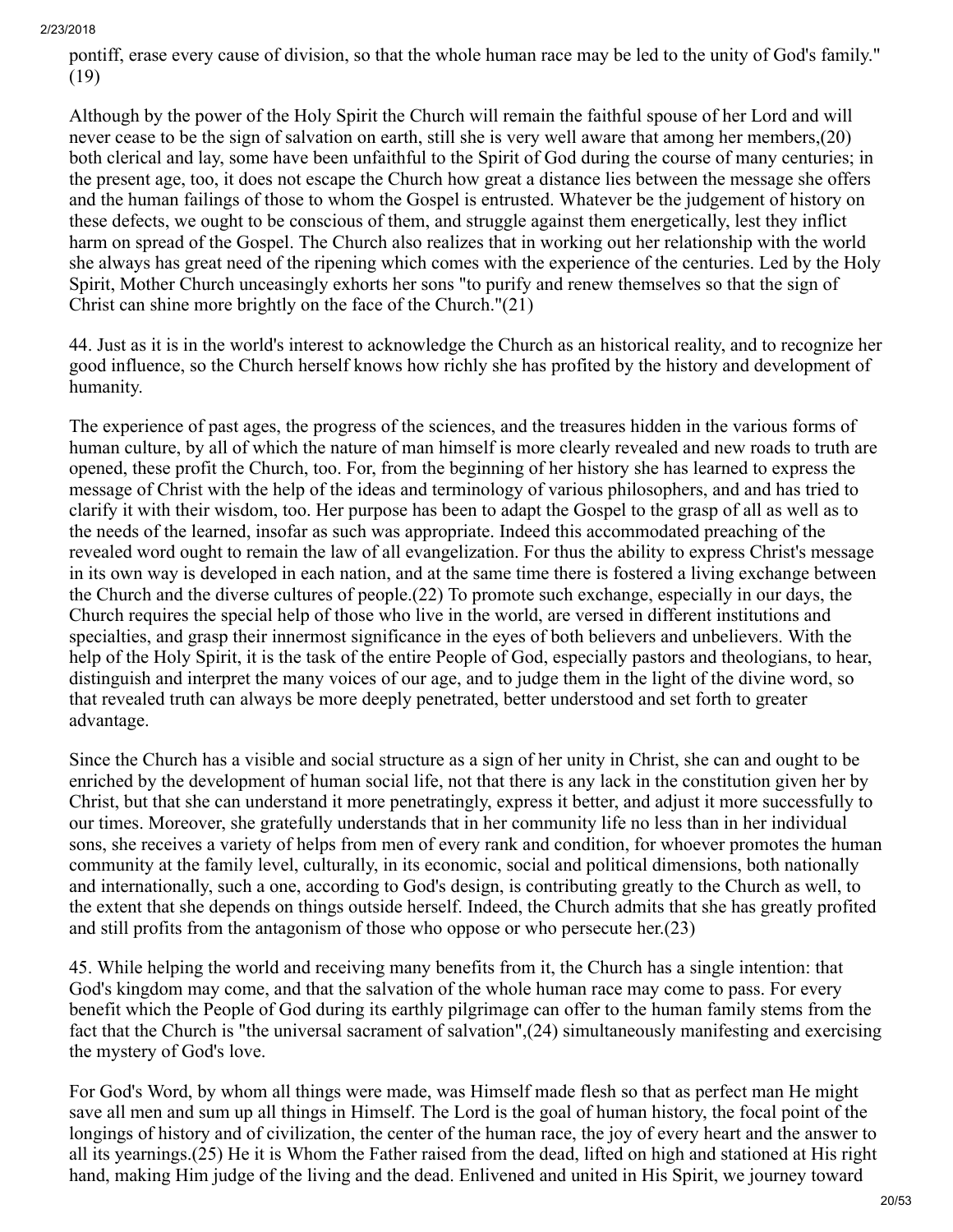pontiff, erase every cause of division, so that the whole human race may be led to the unity of God's family." (19)

Although by the power of the Holy Spirit the Church will remain the faithful spouse of her Lord and will never cease to be the sign of salvation on earth, still she is very well aware that among her members,(20) both clerical and lay, some have been unfaithful to the Spirit of God during the course of many centuries; in the present age, too, it does not escape the Church how great a distance lies between the message she offers and the human failings of those to whom the Gospel is entrusted. Whatever be the judgement of history on these defects, we ought to be conscious of them, and struggle against them energetically, lest they inflict harm on spread of the Gospel. The Church also realizes that in working out her relationship with the world she always has great need of the ripening which comes with the experience of the centuries. Led by the Holy Spirit, Mother Church unceasingly exhorts her sons "to purify and renew themselves so that the sign of Christ can shine more brightly on the face of the Church."(21)

44. Just as it is in the world's interest to acknowledge the Church as an historical reality, and to recognize her good influence, so the Church herself knows how richly she has profited by the history and development of humanity.

The experience of past ages, the progress of the sciences, and the treasures hidden in the various forms of human culture, by all of which the nature of man himself is more clearly revealed and new roads to truth are opened, these profit the Church, too. For, from the beginning of her history she has learned to express the message of Christ with the help of the ideas and terminology of various philosophers, and and has tried to clarify it with their wisdom, too. Her purpose has been to adapt the Gospel to the grasp of all as well as to the needs of the learned, insofar as such was appropriate. Indeed this accommodated preaching of the revealed word ought to remain the law of all evangelization. For thus the ability to express Christ's message in its own way is developed in each nation, and at the same time there is fostered a living exchange between the Church and the diverse cultures of people.(22) To promote such exchange, especially in our days, the Church requires the special help of those who live in the world, are versed in different institutions and specialties, and grasp their innermost significance in the eyes of both believers and unbelievers. With the help of the Holy Spirit, it is the task of the entire People of God, especially pastors and theologians, to hear, distinguish and interpret the many voices of our age, and to judge them in the light of the divine word, so that revealed truth can always be more deeply penetrated, better understood and set forth to greater advantage.

Since the Church has a visible and social structure as a sign of her unity in Christ, she can and ought to be enriched by the development of human social life, not that there is any lack in the constitution given her by Christ, but that she can understand it more penetratingly, express it better, and adjust it more successfully to our times. Moreover, she gratefully understands that in her community life no less than in her individual sons, she receives a variety of helps from men of every rank and condition, for whoever promotes the human community at the family level, culturally, in its economic, social and political dimensions, both nationally and internationally, such a one, according to God's design, is contributing greatly to the Church as well, to the extent that she depends on things outside herself. Indeed, the Church admits that she has greatly profited and still profits from the antagonism of those who oppose or who persecute her.(23)

45. While helping the world and receiving many benefits from it, the Church has a single intention: that God's kingdom may come, and that the salvation of the whole human race may come to pass. For every benefit which the People of God during its earthly pilgrimage can offer to the human family stems from the fact that the Church is "the universal sacrament of salvation",(24) simultaneously manifesting and exercising the mystery of God's love.

For God's Word, by whom all things were made, was Himself made flesh so that as perfect man He might save all men and sum up all things in Himself. The Lord is the goal of human history, the focal point of the longings of history and of civilization, the center of the human race, the joy of every heart and the answer to all its yearnings.(25) He it is Whom the Father raised from the dead, lifted on high and stationed at His right hand, making Him judge of the living and the dead. Enlivened and united in His Spirit, we journey toward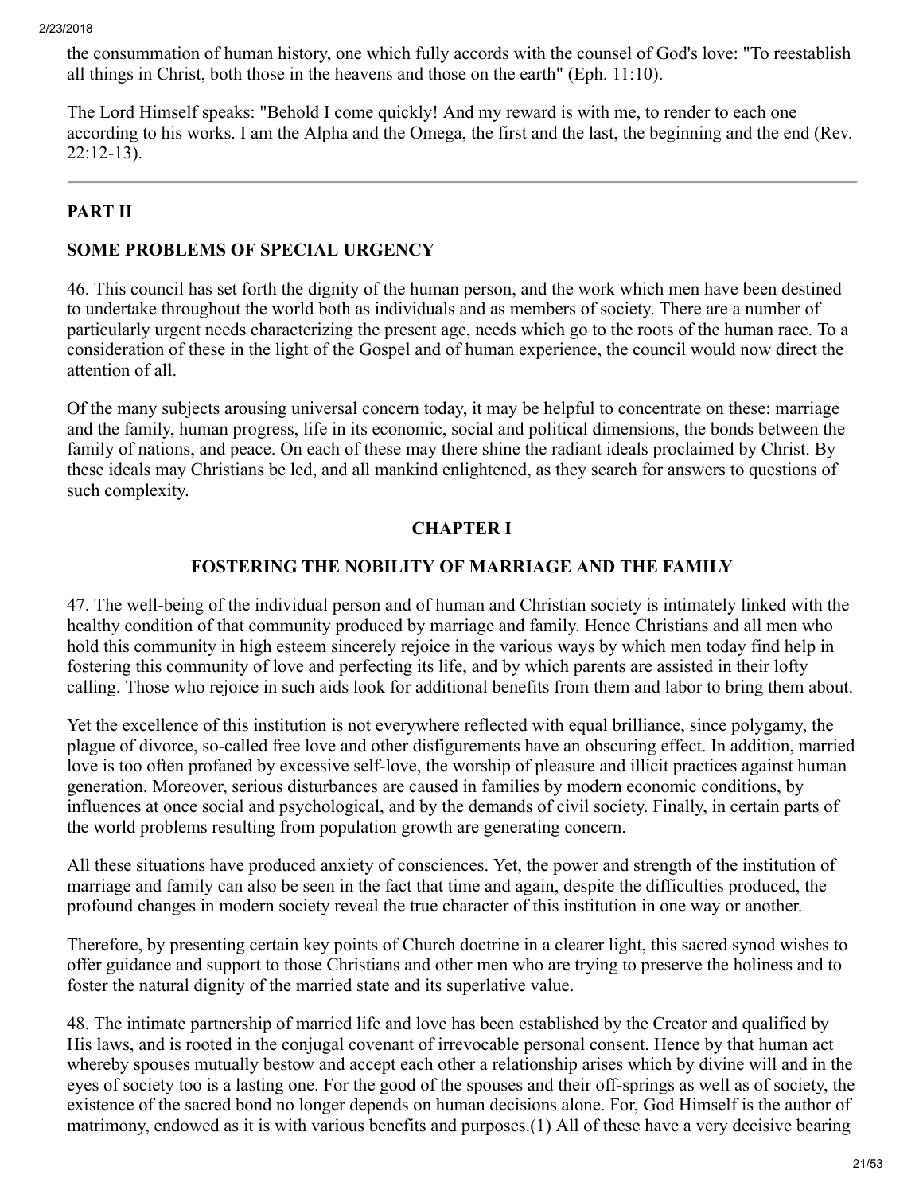the consummation of human history, one which fully accords with the counsel of God's love: "To reestablish all things in Christ, both those in the heavens and those on the earth" (Eph. 11:10).

The Lord Himself speaks: "Behold I come quickly! And my reward is with me, to render to each one according to his works. I am the Alpha and the Omega, the first and the last, the beginning and the end (Rev. 22:12-13).

---

## PART II

## SOME PROBLEMS OF SPECIAL URGENCY

46. This council has set forth the dignity of the human person, and the work which men have been destined to undertake throughout the world both as individuals and as members of society. There are a number of particularly urgent needs characterizing the present age, needs which go to the roots of the human race. To a consideration of these in the light of the Gospel and of human experience, the council would now direct the attention of all.

Of the many subjects arousing universal concern today, it may be helpful to concentrate on these: marriage and the family, human progress, life in its economic, social and political dimensions, the bonds between the family of nations, and peace. On each of these may there shine the radiant ideals proclaimed by Christ. By these ideals may Christians be led, and all mankind enlightened, as they search for answers to questions of such complexity.

### CHAPTER I

### FOSTERING THE NOBILITY OF MARRIAGE AND THE FAMILY

47. The well-being of the individual person and of human and Christian society is intimately linked with the healthy condition of that community produced by marriage and family. Hence Christians and all men who hold this community in high esteem sincerely rejoice in the various ways by which men today find help in fostering this community of love and perfecting its life, and by which parents are assisted in their lofty calling. Those who rejoice in such aids look for additional benefits from them and labor to bring them about.

Yet the excellence of this institution is not everywhere reflected with equal brilliance, since polygamy, the plague of divorce, so-called free love and other disfigurements have an obscuring effect. In addition, married love is too often profaned by excessive self-love, the worship of pleasure and illicit practices against human generation. Moreover, serious disturbances are caused in families by modern economic conditions, by influences at once social and psychological, and by the demands of civil society. Finally, in certain parts of the world problems resulting from population growth are generating concern.

All these situations have produced anxiety of consciences. Yet, the power and strength of the institution of marriage and family can also be seen in the fact that time and again, despite the difficulties produced, the profound changes in modern society reveal the true character of this institution in one way or another.

Therefore, by presenting certain key points of Church doctrine in a clearer light, this sacred synod wishes to offer guidance and support to those Christians and other men who are trying to preserve the holiness and to foster the natural dignity of the married state and its superlative value.

48. The intimate partnership of married life and love has been established by the Creator and qualified by His laws, and is rooted in the conjugal covenant of irrevocable personal consent. Hence by that human act whereby spouses mutually bestow and accept each other a relationship arises which by divine will and in the eyes of society too is a lasting one. For the good of the spouses and their off-springs as well as of society, the existence of the sacred bond no longer depends on human decisions alone. For, God Himself is the author of matrimony, endowed as it is with various benefits and purposes.(1) All of these have a very decisive bearing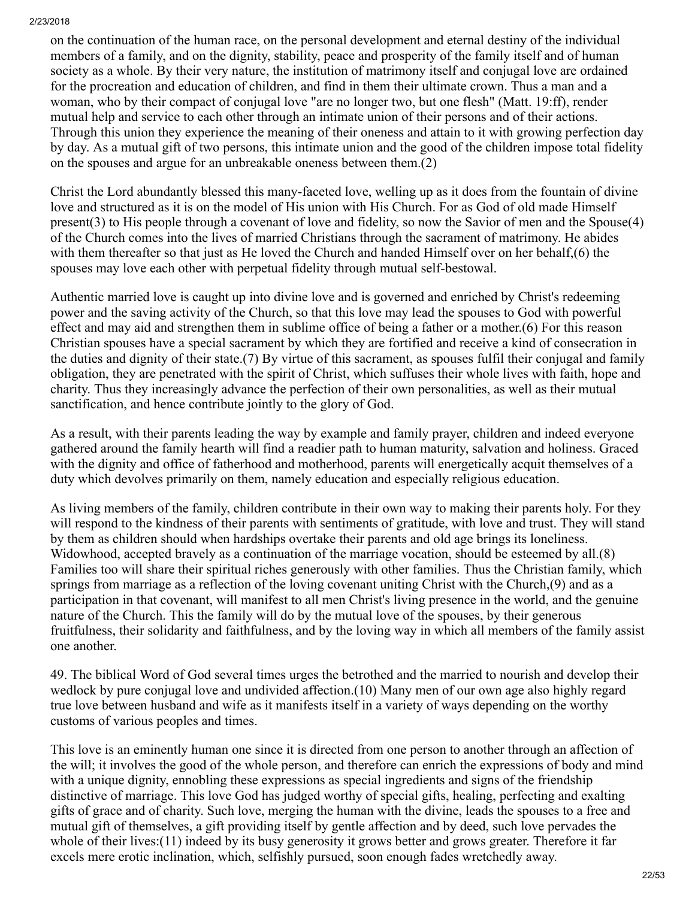on the continuation of the human race, on the personal development and eternal destiny of the individual members of a family, and on the dignity, stability, peace and prosperity of the family itself and of human society as a whole. By their very nature, the institution of matrimony itself and conjugal love are ordained for the procreation and education of children, and find in them their ultimate crown. Thus a man and a woman, who by their compact of conjugal love "are no longer two, but one flesh" (Matt. 19:ff), render mutual help and service to each other through an intimate union of their persons and of their actions. Through this union they experience the meaning of their oneness and attain to it with growing perfection day by day. As a mutual gift of two persons, this intimate union and the good of the children impose total fidelity on the spouses and argue for an unbreakable oneness between them.(2)

Christ the Lord abundantly blessed this many-faceted love, welling up as it does from the fountain of divine love and structured as it is on the model of His union with His Church. For as God of old made Himself present(3) to His people through a covenant of love and fidelity, so now the Savior of men and the Spouse(4) of the Church comes into the lives of married Christians through the sacrament of matrimony. He abides with them thereafter so that just as He loved the Church and handed Himself over on her behalf,(6) the spouses may love each other with perpetual fidelity through mutual self-bestowal.

Authentic married love is caught up into divine love and is governed and enriched by Christ's redeeming power and the saving activity of the Church, so that this love may lead the spouses to God with powerful effect and may aid and strengthen them in sublime office of being a father or a mother.(6) For this reason Christian spouses have a special sacrament by which they are fortified and receive a kind of consecration in the duties and dignity of their state.(7) By virtue of this sacrament, as spouses fulfil their conjugal and family obligation, they are penetrated with the spirit of Christ, which suffuses their whole lives with faith, hope and charity. Thus they increasingly advance the perfection of their own personalities, as well as their mutual sanctification, and hence contribute jointly to the glory of God.

As a result, with their parents leading the way by example and family prayer, children and indeed everyone gathered around the family hearth will find a readier path to human maturity, salvation and holiness. Graced with the dignity and office of fatherhood and motherhood, parents will energetically acquit themselves of a duty which devolves primarily on them, namely education and especially religious education.

As living members of the family, children contribute in their own way to making their parents holy. For they will respond to the kindness of their parents with sentiments of gratitude, with love and trust. They will stand by them as children should when hardships overtake their parents and old age brings its loneliness. Widowhood, accepted bravely as a continuation of the marriage vocation, should be esteemed by all.(8) Families too will share their spiritual riches generously with other families. Thus the Christian family, which springs from marriage as a reflection of the loving covenant uniting Christ with the Church,(9) and as a participation in that covenant, will manifest to all men Christ's living presence in the world, and the genuine nature of the Church. This the family will do by the mutual love of the spouses, by their generous fruitfulness, their solidarity and faithfulness, and by the loving way in which all members of the family assist one another.

49. The biblical Word of God several times urges the betrothed and the married to nourish and develop their wedlock by pure conjugal love and undivided affection.(10) Many men of our own age also highly regard true love between husband and wife as it manifests itself in a variety of ways depending on the worthy customs of various peoples and times.

This love is an eminently human one since it is directed from one person to another through an affection of the will; it involves the good of the whole person, and therefore can enrich the expressions of body and mind with a unique dignity, ennobling these expressions as special ingredients and signs of the friendship distinctive of marriage. This love God has judged worthy of special gifts, healing, perfecting and exalting gifts of grace and of charity. Such love, merging the human with the divine, leads the spouses to a free and mutual gift of themselves, a gift providing itself by gentle affection and by deed, such love pervades the whole of their lives:(11) indeed by its busy generosity it grows better and grows greater. Therefore it far excels mere erotic inclination, which, selfishly pursued, soon enough fades wretchedly away.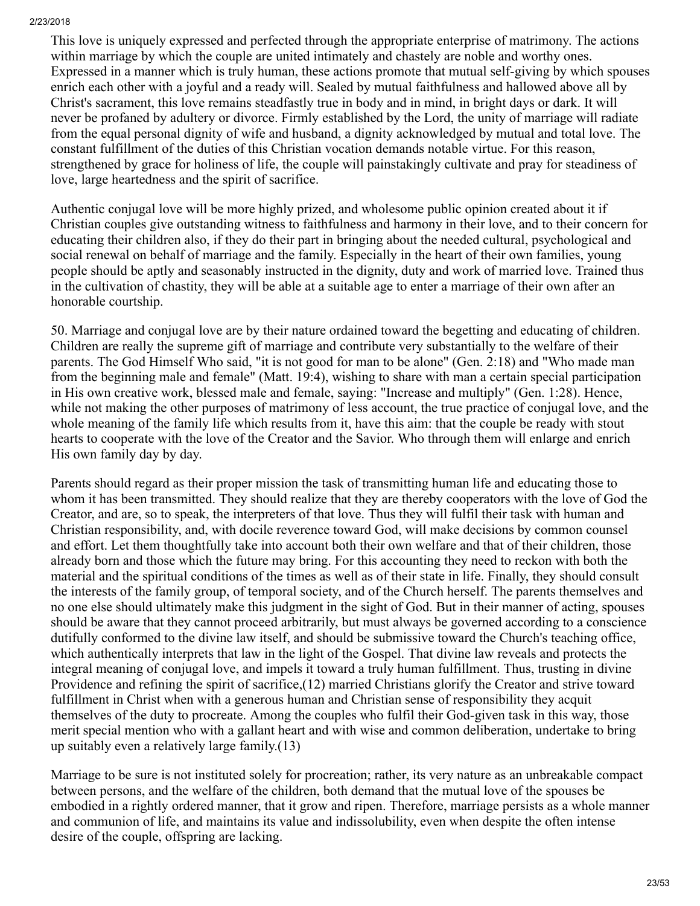This love is uniquely expressed and perfected through the appropriate enterprise of matrimony. The actions within marriage by which the couple are united intimately and chastely are noble and worthy ones. Expressed in a manner which is truly human, these actions promote that mutual self-giving by which spouses enrich each other with a joyful and a ready will. Sealed by mutual faithfulness and hallowed above all by Christ's sacrament, this love remains steadfastly true in body and in mind, in bright days or dark. It will never be profaned by adultery or divorce. Firmly established by the Lord, the unity of marriage will radiate from the equal personal dignity of wife and husband, a dignity acknowledged by mutual and total love. The constant fulfillment of the duties of this Christian vocation demands notable virtue. For this reason, strengthened by grace for holiness of life, the couple will painstakingly cultivate and pray for steadiness of love, large heartedness and the spirit of sacrifice.

Authentic conjugal love will be more highly prized, and wholesome public opinion created about it if Christian couples give outstanding witness to faithfulness and harmony in their love, and to their concern for educating their children also, if they do their part in bringing about the needed cultural, psychological and social renewal on behalf of marriage and the family. Especially in the heart of their own families, young people should be aptly and seasonably instructed in the dignity, duty and work of married love. Trained thus in the cultivation of chastity, they will be able at a suitable age to enter a marriage of their own after an honorable courtship.

50. Marriage and conjugal love are by their nature ordained toward the begetting and educating of children. Children are really the supreme gift of marriage and contribute very substantially to the welfare of their parents. The God Himself Who said, "it is not good for man to be alone" (Gen. 2:18) and "Who made man from the beginning male and female" (Matt. 19:4), wishing to share with man a certain special participation in His own creative work, blessed male and female, saying: "Increase and multiply" (Gen. 1:28). Hence, while not making the other purposes of matrimony of less account, the true practice of conjugal love, and the whole meaning of the family life which results from it, have this aim: that the couple be ready with stout hearts to cooperate with the love of the Creator and the Savior. Who through them will enlarge and enrich His own family day by day.

Parents should regard as their proper mission the task of transmitting human life and educating those to whom it has been transmitted. They should realize that they are thereby cooperators with the love of God the Creator, and are, so to speak, the interpreters of that love. Thus they will fulfil their task with human and Christian responsibility, and, with docile reverence toward God, will make decisions by common counsel and effort. Let them thoughtfully take into account both their own welfare and that of their children, those already born and those which the future may bring. For this accounting they need to reckon with both the material and the spiritual conditions of the times as well as of their state in life. Finally, they should consult the interests of the family group, of temporal society, and of the Church herself. The parents themselves and no one else should ultimately make this judgment in the sight of God. But in their manner of acting, spouses should be aware that they cannot proceed arbitrarily, but must always be governed according to a conscience dutifully conformed to the divine law itself, and should be submissive toward the Church's teaching office, which authentically interprets that law in the light of the Gospel. That divine law reveals and protects the integral meaning of conjugal love, and impels it toward a truly human fulfillment. Thus, trusting in divine Providence and refining the spirit of sacrifice,(12) married Christians glorify the Creator and strive toward fulfillment in Christ when with a generous human and Christian sense of responsibility they acquit themselves of the duty to procreate. Among the couples who fulfil their God-given task in this way, those merit special mention who with a gallant heart and with wise and common deliberation, undertake to bring up suitably even a relatively large family.(13)

Marriage to be sure is not instituted solely for procreation; rather, its very nature as an unbreakable compact between persons, and the welfare of the children, both demand that the mutual love of the spouses be embodied in a rightly ordered manner, that it grow and ripen. Therefore, marriage persists as a whole manner and communion of life, and maintains its value and indissolubility, even when despite the often intense desire of the couple, offspring are lacking.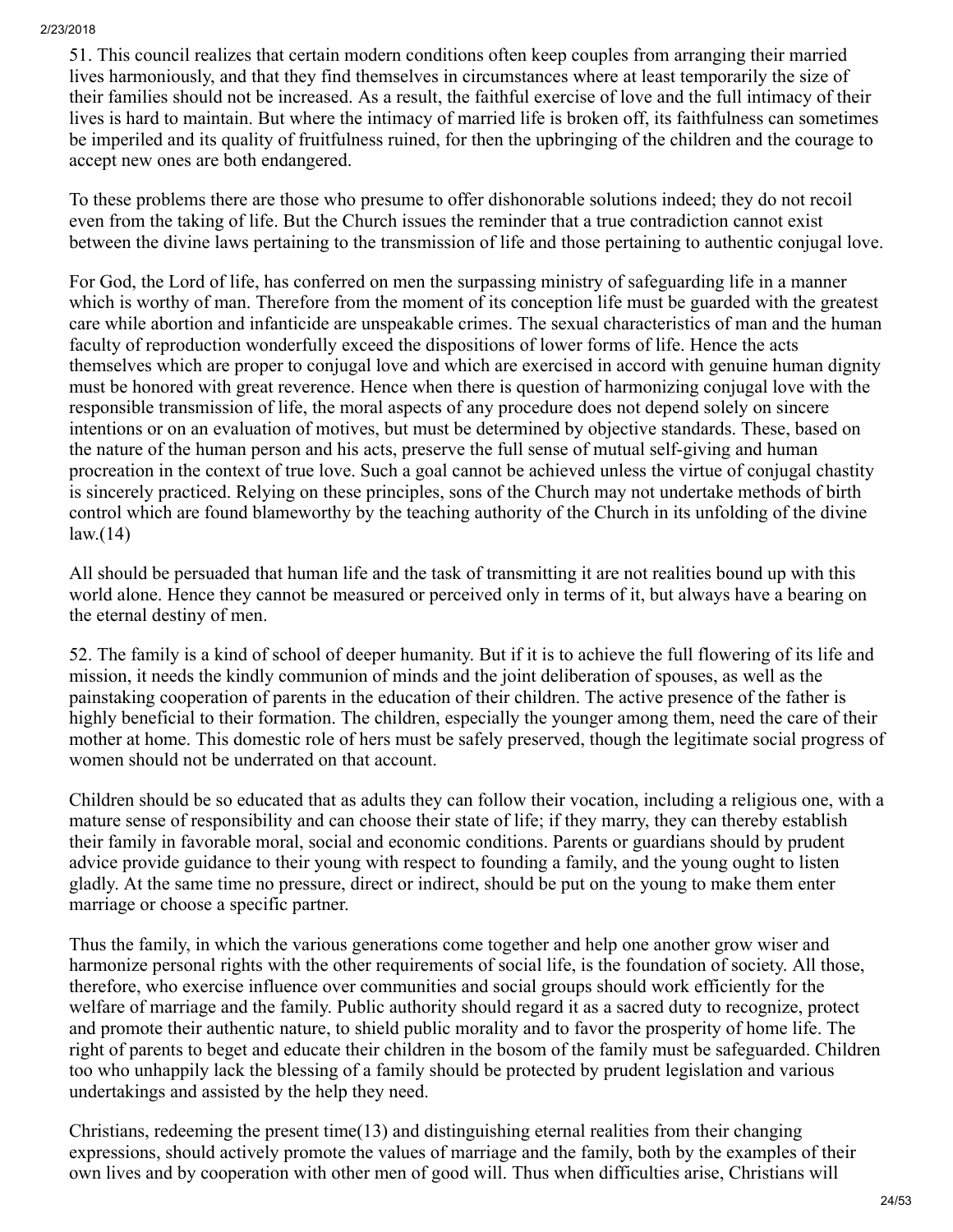51. This council realizes that certain modern conditions often keep couples from arranging their married lives harmoniously, and that they find themselves in circumstances where at least temporarily the size of their families should not be increased. As a result, the faithful exercise of love and the full intimacy of their lives is hard to maintain. But where the intimacy of married life is broken off, its faithfulness can sometimes be imperiled and its quality of fruitfulness ruined, for then the upbringing of the children and the courage to accept new ones are both endangered.

To these problems there are those who presume to offer dishonorable solutions indeed; they do not recoil even from the taking of life. But the Church issues the reminder that a true contradiction cannot exist between the divine laws pertaining to the transmission of life and those pertaining to authentic conjugal love.

For God, the Lord of life, has conferred on men the surpassing ministry of safeguarding life in a manner which is worthy of man. Therefore from the moment of its conception life must be guarded with the greatest care while abortion and infanticide are unspeakable crimes. The sexual characteristics of man and the human faculty of reproduction wonderfully exceed the dispositions of lower forms of life. Hence the acts themselves which are proper to conjugal love and which are exercised in accord with genuine human dignity must be honored with great reverence. Hence when there is question of harmonizing conjugal love with the responsible transmission of life, the moral aspects of any procedure does not depend solely on sincere intentions or on an evaluation of motives, but must be determined by objective standards. These, based on the nature of the human person and his acts, preserve the full sense of mutual self-giving and human procreation in the context of true love. Such a goal cannot be achieved unless the virtue of conjugal chastity is sincerely practiced. Relying on these principles, sons of the Church may not undertake methods of birth control which are found blameworthy by the teaching authority of the Church in its unfolding of the divine law.(14)

All should be persuaded that human life and the task of transmitting it are not realities bound up with this world alone. Hence they cannot be measured or perceived only in terms of it, but always have a bearing on the eternal destiny of men.

52. The family is a kind of school of deeper humanity. But if it is to achieve the full flowering of its life and mission, it needs the kindly communion of minds and the joint deliberation of spouses, as well as the painstaking cooperation of parents in the education of their children. The active presence of the father is highly beneficial to their formation. The children, especially the younger among them, need the care of their mother at home. This domestic role of hers must be safely preserved, though the legitimate social progress of women should not be underrated on that account.

Children should be so educated that as adults they can follow their vocation, including a religious one, with a mature sense of responsibility and can choose their state of life; if they marry, they can thereby establish their family in favorable moral, social and economic conditions. Parents or guardians should by prudent advice provide guidance to their young with respect to founding a family, and the young ought to listen gladly. At the same time no pressure, direct or indirect, should be put on the young to make them enter marriage or choose a specific partner.

Thus the family, in which the various generations come together and help one another grow wiser and harmonize personal rights with the other requirements of social life, is the foundation of society. All those, therefore, who exercise influence over communities and social groups should work efficiently for the welfare of marriage and the family. Public authority should regard it as a sacred duty to recognize, protect and promote their authentic nature, to shield public morality and to favor the prosperity of home life. The right of parents to beget and educate their children in the bosom of the family must be safeguarded. Children too who unhappily lack the blessing of a family should be protected by prudent legislation and various undertakings and assisted by the help they need.

Christians, redeeming the present time(13) and distinguishing eternal realities from their changing expressions, should actively promote the values of marriage and the family, both by the examples of their own lives and by cooperation with other men of good will. Thus when difficulties arise, Christians will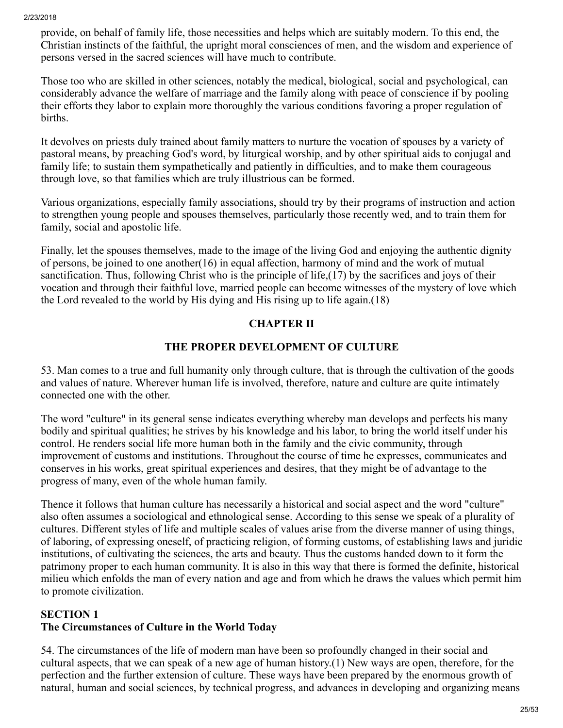provide, on behalf of family life, those necessities and helps which are suitably modern. To this end, the Christian instincts of the faithful, the upright moral consciences of men, and the wisdom and experience of persons versed in the sacred sciences will have much to contribute.

Those too who are skilled in other sciences, notably the medical, biological, social and psychological, can considerably advance the welfare of marriage and the family along with peace of conscience if by pooling their efforts they labor to explain more thoroughly the various conditions favoring a proper regulation of births.

It devolves on priests duly trained about family matters to nurture the vocation of spouses by a variety of pastoral means, by preaching God's word, by liturgical worship, and by other spiritual aids to conjugal and family life; to sustain them sympathetically and patiently in difficulties, and to make them courageous through love, so that families which are truly illustrious can be formed.

Various organizations, especially family associations, should try by their programs of instruction and action to strengthen young people and spouses themselves, particularly those recently wed, and to train them for family, social and apostolic life.

Finally, let the spouses themselves, made to the image of the living God and enjoying the authentic dignity of persons, be joined to one another(16) in equal affection, harmony of mind and the work of mutual sanctification. Thus, following Christ who is the principle of life,(17) by the sacrifices and joys of their vocation and through their faithful love, married people can become witnesses of the mystery of love which the Lord revealed to the world by His dying and His rising up to life again.(18)

## CHAPTER II

## THE PROPER DEVELOPMENT OF CULTURE

53. Man comes to a true and full humanity only through culture, that is through the cultivation of the goods and values of nature. Wherever human life is involved, therefore, nature and culture are quite intimately connected one with the other.

The word "culture" in its general sense indicates everything whereby man develops and perfects his many bodily and spiritual qualities; he strives by his knowledge and his labor, to bring the world itself under his control. He renders social life more human both in the family and the civic community, through improvement of customs and institutions. Throughout the course of time he expresses, communicates and conserves in his works, great spiritual experiences and desires, that they might be of advantage to the progress of many, even of the whole human family.

Thence it follows that human culture has necessarily a historical and social aspect and the word "culture" also often assumes a sociological and ethnological sense. According to this sense we speak of a plurality of cultures. Different styles of life and multiple scales of values arise from the diverse manner of using things, of laboring, of expressing oneself, of practicing religion, of forming customs, of establishing laws and juridic institutions, of cultivating the sciences, the arts and beauty. Thus the customs handed down to it form the patrimony proper to each human community. It is also in this way that there is formed the definite, historical milieu which enfolds the man of every nation and age and from which he draws the values which permit him to promote civilization.

### SECTION 1
### The Circumstances of Culture in the World Today

54. The circumstances of the life of modern man have been so profoundly changed in their social and cultural aspects, that we can speak of a new age of human history.(1) New ways are open, therefore, for the perfection and the further extension of culture. These ways have been prepared by the enormous growth of natural, human and social sciences, by technical progress, and advances in developing and organizing means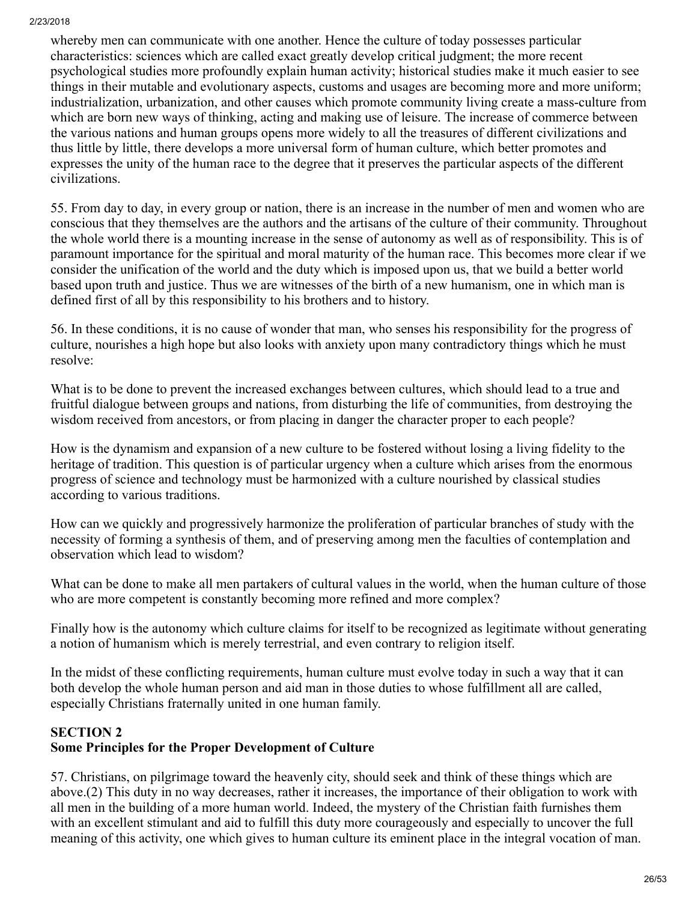whereby men can communicate with one another. Hence the culture of today possesses particular characteristics: sciences which are called exact greatly develop critical judgment; the more recent psychological studies more profoundly explain human activity; historical studies make it much easier to see things in their mutable and evolutionary aspects, customs and usages are becoming more and more uniform; industrialization, urbanization, and other causes which promote community living create a mass-culture from which are born new ways of thinking, acting and making use of leisure. The increase of commerce between the various nations and human groups opens more widely to all the treasures of different civilizations and thus little by little, there develops a more universal form of human culture, which better promotes and expresses the unity of the human race to the degree that it preserves the particular aspects of the different civilizations.

55. From day to day, in every group or nation, there is an increase in the number of men and women who are conscious that they themselves are the authors and the artisans of the culture of their community. Throughout the whole world there is a mounting increase in the sense of autonomy as well as of responsibility. This is of paramount importance for the spiritual and moral maturity of the human race. This becomes more clear if we consider the unification of the world and the duty which is imposed upon us, that we build a better world based upon truth and justice. Thus we are witnesses of the birth of a new humanism, one in which man is defined first of all by this responsibility to his brothers and to history.

56. In these conditions, it is no cause of wonder that man, who senses his responsibility for the progress of culture, nourishes a high hope but also looks with anxiety upon many contradictory things which he must resolve:

What is to be done to prevent the increased exchanges between cultures, which should lead to a true and fruitful dialogue between groups and nations, from disturbing the life of communities, from destroying the wisdom received from ancestors, or from placing in danger the character proper to each people?

How is the dynamism and expansion of a new culture to be fostered without losing a living fidelity to the heritage of tradition. This question is of particular urgency when a culture which arises from the enormous progress of science and technology must be harmonized with a culture nourished by classical studies according to various traditions.

How can we quickly and progressively harmonize the proliferation of particular branches of study with the necessity of forming a synthesis of them, and of preserving among men the faculties of contemplation and observation which lead to wisdom?

What can be done to make all men partakers of cultural values in the world, when the human culture of those who are more competent is constantly becoming more refined and more complex?

Finally how is the autonomy which culture claims for itself to be recognized as legitimate without generating a notion of humanism which is merely terrestrial, and even contrary to religion itself.

In the midst of these conflicting requirements, human culture must evolve today in such a way that it can both develop the whole human person and aid man in those duties to whose fulfillment all are called, especially Christians fraternally united in one human family.

### SECTION 2
### Some Principles for the Proper Development of Culture

57. Christians, on pilgrimage toward the heavenly city, should seek and think of these things which are above.(2) This duty in no way decreases, rather it increases, the importance of their obligation to work with all men in the building of a more human world. Indeed, the mystery of the Christian faith furnishes them with an excellent stimulant and aid to fulfill this duty more courageously and especially to uncover the full meaning of this activity, one which gives to human culture its eminent place in the integral vocation of man.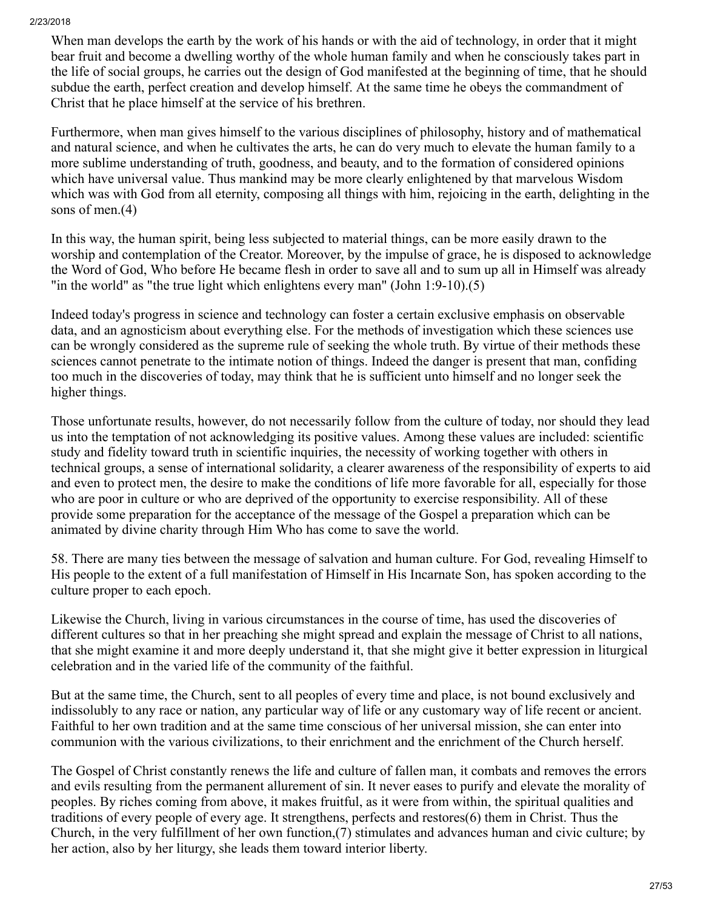When man develops the earth by the work of his hands or with the aid of technology, in order that it might bear fruit and become a dwelling worthy of the whole human family and when he consciously takes part in the life of social groups, he carries out the design of God manifested at the beginning of time, that he should subdue the earth, perfect creation and develop himself. At the same time he obeys the commandment of Christ that he place himself at the service of his brethren.

Furthermore, when man gives himself to the various disciplines of philosophy, history and of mathematical and natural science, and when he cultivates the arts, he can do very much to elevate the human family to a more sublime understanding of truth, goodness, and beauty, and to the formation of considered opinions which have universal value. Thus mankind may be more clearly enlightened by that marvelous Wisdom which was with God from all eternity, composing all things with him, rejoicing in the earth, delighting in the sons of men.(4)

In this way, the human spirit, being less subjected to material things, can be more easily drawn to the worship and contemplation of the Creator. Moreover, by the impulse of grace, he is disposed to acknowledge the Word of God, Who before He became flesh in order to save all and to sum up all in Himself was already "in the world" as "the true light which enlightens every man" (John 1:9-10).(5)

Indeed today's progress in science and technology can foster a certain exclusive emphasis on observable data, and an agnosticism about everything else. For the methods of investigation which these sciences use can be wrongly considered as the supreme rule of seeking the whole truth. By virtue of their methods these sciences cannot penetrate to the intimate notion of things. Indeed the danger is present that man, confiding too much in the discoveries of today, may think that he is sufficient unto himself and no longer seek the higher things.

Those unfortunate results, however, do not necessarily follow from the culture of today, nor should they lead us into the temptation of not acknowledging its positive values. Among these values are included: scientific study and fidelity toward truth in scientific inquiries, the necessity of working together with others in technical groups, a sense of international solidarity, a clearer awareness of the responsibility of experts to aid and even to protect men, the desire to make the conditions of life more favorable for all, especially for those who are poor in culture or who are deprived of the opportunity to exercise responsibility. All of these provide some preparation for the acceptance of the message of the Gospel a preparation which can be animated by divine charity through Him Who has come to save the world.

58. There are many ties between the message of salvation and human culture. For God, revealing Himself to His people to the extent of a full manifestation of Himself in His Incarnate Son, has spoken according to the culture proper to each epoch.

Likewise the Church, living in various circumstances in the course of time, has used the discoveries of different cultures so that in her preaching she might spread and explain the message of Christ to all nations, that she might examine it and more deeply understand it, that she might give it better expression in liturgical celebration and in the varied life of the community of the faithful.

But at the same time, the Church, sent to all peoples of every time and place, is not bound exclusively and indissolubly to any race or nation, any particular way of life or any customary way of life recent or ancient. Faithful to her own tradition and at the same time conscious of her universal mission, she can enter into communion with the various civilizations, to their enrichment and the enrichment of the Church herself.

The Gospel of Christ constantly renews the life and culture of fallen man, it combats and removes the errors and evils resulting from the permanent allurement of sin. It never eases to purify and elevate the morality of peoples. By riches coming from above, it makes fruitful, as it were from within, the spiritual qualities and traditions of every people of every age. It strengthens, perfects and restores(6) them in Christ. Thus the Church, in the very fulfillment of her own function,(7) stimulates and advances human and civic culture; by her action, also by her liturgy, she leads them toward interior liberty.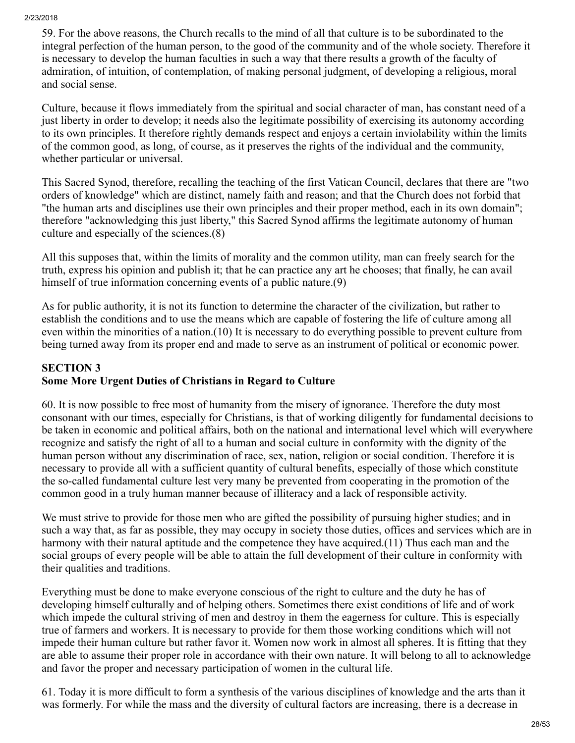59. For the above reasons, the Church recalls to the mind of all that culture is to be subordinated to the integral perfection of the human person, to the good of the community and of the whole society. Therefore it is necessary to develop the human faculties in such a way that there results a growth of the faculty of admiration, of intuition, of contemplation, of making personal judgment, of developing a religious, moral and social sense.

Culture, because it flows immediately from the spiritual and social character of man, has constant need of a just liberty in order to develop; it needs also the legitimate possibility of exercising its autonomy according to its own principles. It therefore rightly demands respect and enjoys a certain inviolability within the limits of the common good, as long, of course, as it preserves the rights of the individual and the community, whether particular or universal.

This Sacred Synod, therefore, recalling the teaching of the first Vatican Council, declares that there are "two orders of knowledge" which are distinct, namely faith and reason; and that the Church does not forbid that "the human arts and disciplines use their own principles and their proper method, each in its own domain"; therefore "acknowledging this just liberty," this Sacred Synod affirms the legitimate autonomy of human culture and especially of the sciences.(8)

All this supposes that, within the limits of morality and the common utility, man can freely search for the truth, express his opinion and publish it; that he can practice any art he chooses; that finally, he can avail himself of true information concerning events of a public nature.(9)

As for public authority, it is not its function to determine the character of the civilization, but rather to establish the conditions and to use the means which are capable of fostering the life of culture among all even within the minorities of a nation.(10) It is necessary to do everything possible to prevent culture from being turned away from its proper end and made to serve as an instrument of political or economic power.

### SECTION 3
### Some More Urgent Duties of Christians in Regard to Culture

60. It is now possible to free most of humanity from the misery of ignorance. Therefore the duty most consonant with our times, especially for Christians, is that of working diligently for fundamental decisions to be taken in economic and political affairs, both on the national and international level which will everywhere recognize and satisfy the right of all to a human and social culture in conformity with the dignity of the human person without any discrimination of race, sex, nation, religion or social condition. Therefore it is necessary to provide all with a sufficient quantity of cultural benefits, especially of those which constitute the so-called fundamental culture lest very many be prevented from cooperating in the promotion of the common good in a truly human manner because of illiteracy and a lack of responsible activity.

We must strive to provide for those men who are gifted the possibility of pursuing higher studies; and in such a way that, as far as possible, they may occupy in society those duties, offices and services which are in harmony with their natural aptitude and the competence they have acquired.(11) Thus each man and the social groups of every people will be able to attain the full development of their culture in conformity with their qualities and traditions.

Everything must be done to make everyone conscious of the right to culture and the duty he has of developing himself culturally and of helping others. Sometimes there exist conditions of life and of work which impede the cultural striving of men and destroy in them the eagerness for culture. This is especially true of farmers and workers. It is necessary to provide for them those working conditions which will not impede their human culture but rather favor it. Women now work in almost all spheres. It is fitting that they are able to assume their proper role in accordance with their own nature. It will belong to all to acknowledge and favor the proper and necessary participation of women in the cultural life.

61. Today it is more difficult to form a synthesis of the various disciplines of knowledge and the arts than it was formerly. For while the mass and the diversity of cultural factors are increasing, there is a decrease in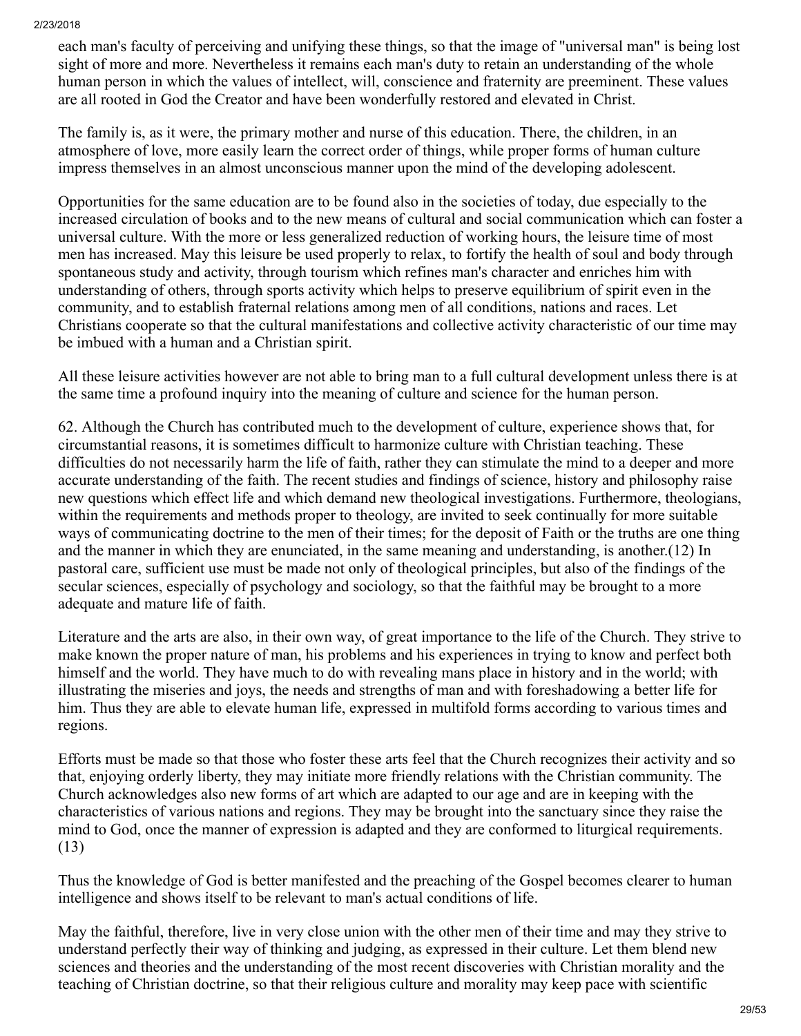each man's faculty of perceiving and unifying these things, so that the image of "universal man" is being lost sight of more and more. Nevertheless it remains each man's duty to retain an understanding of the whole human person in which the values of intellect, will, conscience and fraternity are preeminent. These values are all rooted in God the Creator and have been wonderfully restored and elevated in Christ.

The family is, as it were, the primary mother and nurse of this education. There, the children, in an atmosphere of love, more easily learn the correct order of things, while proper forms of human culture impress themselves in an almost unconscious manner upon the mind of the developing adolescent.

Opportunities for the same education are to be found also in the societies of today, due especially to the increased circulation of books and to the new means of cultural and social communication which can foster a universal culture. With the more or less generalized reduction of working hours, the leisure time of most men has increased. May this leisure be used properly to relax, to fortify the health of soul and body through spontaneous study and activity, through tourism which refines man's character and enriches him with understanding of others, through sports activity which helps to preserve equilibrium of spirit even in the community, and to establish fraternal relations among men of all conditions, nations and races. Let Christians cooperate so that the cultural manifestations and collective activity characteristic of our time may be imbued with a human and a Christian spirit.

All these leisure activities however are not able to bring man to a full cultural development unless there is at the same time a profound inquiry into the meaning of culture and science for the human person.

62. Although the Church has contributed much to the development of culture, experience shows that, for circumstantial reasons, it is sometimes difficult to harmonize culture with Christian teaching. These difficulties do not necessarily harm the life of faith, rather they can stimulate the mind to a deeper and more accurate understanding of the faith. The recent studies and findings of science, history and philosophy raise new questions which effect life and which demand new theological investigations. Furthermore, theologians, within the requirements and methods proper to theology, are invited to seek continually for more suitable ways of communicating doctrine to the men of their times; for the deposit of Faith or the truths are one thing and the manner in which they are enunciated, in the same meaning and understanding, is another.(12) In pastoral care, sufficient use must be made not only of theological principles, but also of the findings of the secular sciences, especially of psychology and sociology, so that the faithful may be brought to a more adequate and mature life of faith.

Literature and the arts are also, in their own way, of great importance to the life of the Church. They strive to make known the proper nature of man, his problems and his experiences in trying to know and perfect both himself and the world. They have much to do with revealing mans place in history and in the world; with illustrating the miseries and joys, the needs and strengths of man and with foreshadowing a better life for him. Thus they are able to elevate human life, expressed in multifold forms according to various times and regions.

Efforts must be made so that those who foster these arts feel that the Church recognizes their activity and so that, enjoying orderly liberty, they may initiate more friendly relations with the Christian community. The Church acknowledges also new forms of art which are adapted to our age and are in keeping with the characteristics of various nations and regions. They may be brought into the sanctuary since they raise the mind to God, once the manner of expression is adapted and they are conformed to liturgical requirements.(13)

Thus the knowledge of God is better manifested and the preaching of the Gospel becomes clearer to human intelligence and shows itself to be relevant to man's actual conditions of life.

May the faithful, therefore, live in very close union with the other men of their time and may they strive to understand perfectly their way of thinking and judging, as expressed in their culture. Let them blend new sciences and theories and the understanding of the most recent discoveries with Christian morality and the teaching of Christian doctrine, so that their religious culture and morality may keep pace with scientific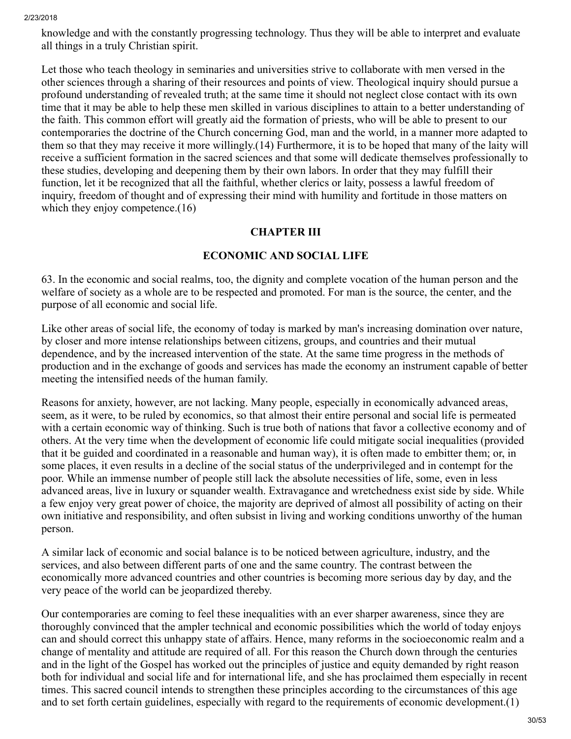knowledge and with the constantly progressing technology. Thus they will be able to interpret and evaluate all things in a truly Christian spirit.

Let those who teach theology in seminaries and universities strive to collaborate with men versed in the other sciences through a sharing of their resources and points of view. Theological inquiry should pursue a profound understanding of revealed truth; at the same time it should not neglect close contact with its own time that it may be able to help these men skilled in various disciplines to attain to a better understanding of the faith. This common effort will greatly aid the formation of priests, who will be able to present to our contemporaries the doctrine of the Church concerning God, man and the world, in a manner more adapted to them so that they may receive it more willingly.(14) Furthermore, it is to be hoped that many of the laity will receive a sufficient formation in the sacred sciences and that some will dedicate themselves professionally to these studies, developing and deepening them by their own labors. In order that they may fulfill their function, let it be recognized that all the faithful, whether clerics or laity, possess a lawful freedom of inquiry, freedom of thought and of expressing their mind with humility and fortitude in those matters on which they enjoy competence.(16)

## CHAPTER III

## ECONOMIC AND SOCIAL LIFE

63. In the economic and social realms, too, the dignity and complete vocation of the human person and the welfare of society as a whole are to be respected and promoted. For man is the source, the center, and the purpose of all economic and social life.

Like other areas of social life, the economy of today is marked by man's increasing domination over nature, by closer and more intense relationships between citizens, groups, and countries and their mutual dependence, and by the increased intervention of the state. At the same time progress in the methods of production and in the exchange of goods and services has made the economy an instrument capable of better meeting the intensified needs of the human family.

Reasons for anxiety, however, are not lacking. Many people, especially in economically advanced areas, seem, as it were, to be ruled by economics, so that almost their entire personal and social life is permeated with a certain economic way of thinking. Such is true both of nations that favor a collective economy and of others. At the very time when the development of economic life could mitigate social inequalities (provided that it be guided and coordinated in a reasonable and human way), it is often made to embitter them; or, in some places, it even results in a decline of the social status of the underprivileged and in contempt for the poor. While an immense number of people still lack the absolute necessities of life, some, even in less advanced areas, live in luxury or squander wealth. Extravagance and wretchedness exist side by side. While a few enjoy very great power of choice, the majority are deprived of almost all possibility of acting on their own initiative and responsibility, and often subsist in living and working conditions unworthy of the human person.

A similar lack of economic and social balance is to be noticed between agriculture, industry, and the services, and also between different parts of one and the same country. The contrast between the economically more advanced countries and other countries is becoming more serious day by day, and the very peace of the world can be jeopardized thereby.

Our contemporaries are coming to feel these inequalities with an ever sharper awareness, since they are thoroughly convinced that the ampler technical and economic possibilities which the world of today enjoys can and should correct this unhappy state of affairs. Hence, many reforms in the socioeconomic realm and a change of mentality and attitude are required of all. For this reason the Church down through the centuries and in the light of the Gospel has worked out the principles of justice and equity demanded by right reason both for individual and social life and for international life, and she has proclaimed them especially in recent times. This sacred council intends to strengthen these principles according to the circumstances of this age and to set forth certain guidelines, especially with regard to the requirements of economic development.(1)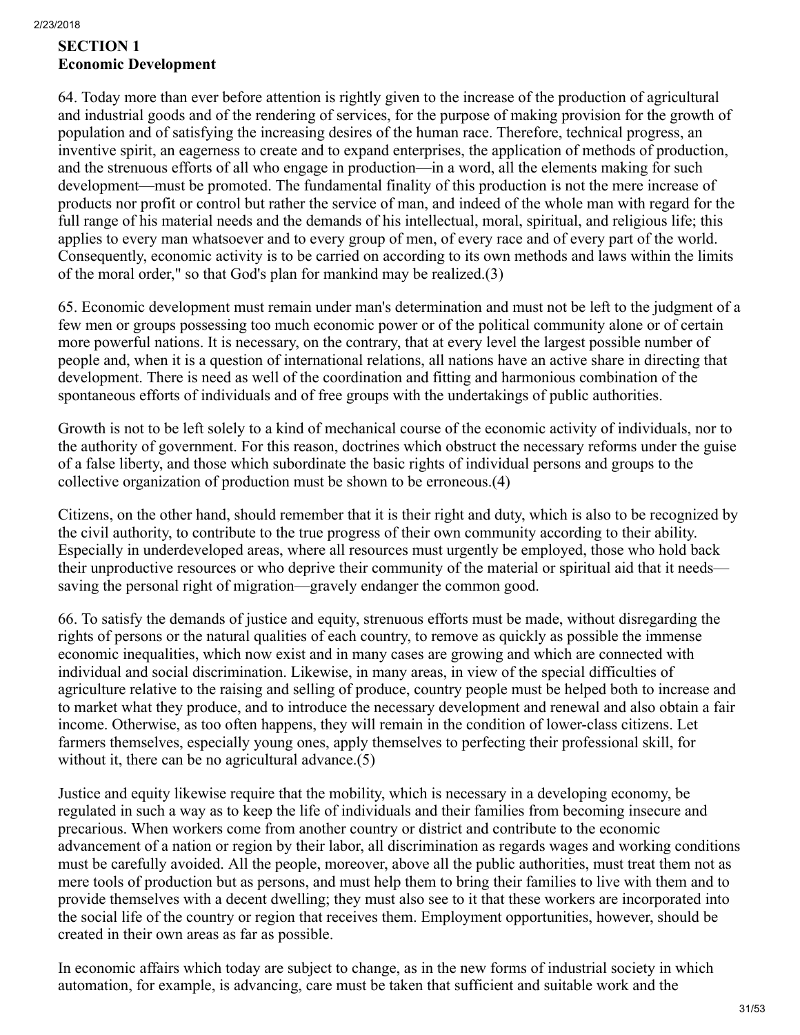## SECTION 1
## Economic Development

64. Today more than ever before attention is rightly given to the increase of the production of agricultural and industrial goods and of the rendering of services, for the purpose of making provision for the growth of population and of satisfying the increasing desires of the human race. Therefore, technical progress, an inventive spirit, an eagerness to create and to expand enterprises, the application of methods of production, and the strenuous efforts of all who engage in production—in a word, all the elements making for such development—must be promoted. The fundamental finality of this production is not the mere increase of products nor profit or control but rather the service of man, and indeed of the whole man with regard for the full range of his material needs and the demands of his intellectual, moral, spiritual, and religious life; this applies to every man whatsoever and to every group of men, of every race and of every part of the world. Consequently, economic activity is to be carried on according to its own methods and laws within the limits of the moral order," so that God's plan for mankind may be realized.(3)

65. Economic development must remain under man's determination and must not be left to the judgment of a few men or groups possessing too much economic power or of the political community alone or of certain more powerful nations. It is necessary, on the contrary, that at every level the largest possible number of people and, when it is a question of international relations, all nations have an active share in directing that development. There is need as well of the coordination and fitting and harmonious combination of the spontaneous efforts of individuals and of free groups with the undertakings of public authorities.

Growth is not to be left solely to a kind of mechanical course of the economic activity of individuals, nor to the authority of government. For this reason, doctrines which obstruct the necessary reforms under the guise of a false liberty, and those which subordinate the basic rights of individual persons and groups to the collective organization of production must be shown to be erroneous.(4)

Citizens, on the other hand, should remember that it is their right and duty, which is also to be recognized by the civil authority, to contribute to the true progress of their own community according to their ability. Especially in underdeveloped areas, where all resources must urgently be employed, those who hold back their unproductive resources or who deprive their community of the material or spiritual aid that it needs—saving the personal right of migration—gravely endanger the common good.

66. To satisfy the demands of justice and equity, strenuous efforts must be made, without disregarding the rights of persons or the natural qualities of each country, to remove as quickly as possible the immense economic inequalities, which now exist and in many cases are growing and which are connected with individual and social discrimination. Likewise, in many areas, in view of the special difficulties of agriculture relative to the raising and selling of produce, country people must be helped both to increase and to market what they produce, and to introduce the necessary development and renewal and also obtain a fair income. Otherwise, as too often happens, they will remain in the condition of lower-class citizens. Let farmers themselves, especially young ones, apply themselves to perfecting their professional skill, for without it, there can be no agricultural advance.(5)

Justice and equity likewise require that the mobility, which is necessary in a developing economy, be regulated in such a way as to keep the life of individuals and their families from becoming insecure and precarious. When workers come from another country or district and contribute to the economic advancement of a nation or region by their labor, all discrimination as regards wages and working conditions must be carefully avoided. All the people, moreover, above all the public authorities, must treat them not as mere tools of production but as persons, and must help them to bring their families to live with them and to provide themselves with a decent dwelling; they must also see to it that these workers are incorporated into the social life of the country or region that receives them. Employment opportunities, however, should be created in their own areas as far as possible.

In economic affairs which today are subject to change, as in the new forms of industrial society in which automation, for example, is advancing, care must be taken that sufficient and suitable work and the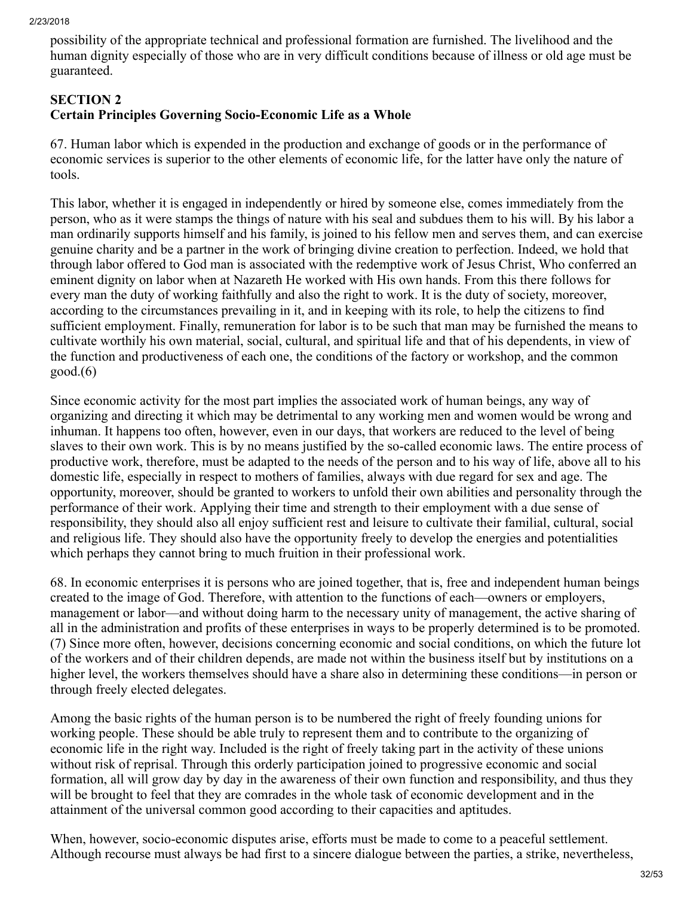possibility of the appropriate technical and professional formation are furnished. The livelihood and the human dignity especially of those who are in very difficult conditions because of illness or old age must be guaranteed.

## SECTION 2
## Certain Principles Governing Socio-Economic Life as a Whole

67. Human labor which is expended in the production and exchange of goods or in the performance of economic services is superior to the other elements of economic life, for the latter have only the nature of tools.

This labor, whether it is engaged in independently or hired by someone else, comes immediately from the person, who as it were stamps the things of nature with his seal and subdues them to his will. By his labor a man ordinarily supports himself and his family, is joined to his fellow men and serves them, and can exercise genuine charity and be a partner in the work of bringing divine creation to perfection. Indeed, we hold that through labor offered to God man is associated with the redemptive work of Jesus Christ, Who conferred an eminent dignity on labor when at Nazareth He worked with His own hands. From this there follows for every man the duty of working faithfully and also the right to work. It is the duty of society, moreover, according to the circumstances prevailing in it, and in keeping with its role, to help the citizens to find sufficient employment. Finally, remuneration for labor is to be such that man may be furnished the means to cultivate worthily his own material, social, cultural, and spiritual life and that of his dependents, in view of the function and productiveness of each one, the conditions of the factory or workshop, and the common good.(6)

Since economic activity for the most part implies the associated work of human beings, any way of organizing and directing it which may be detrimental to any working men and women would be wrong and inhuman. It happens too often, however, even in our days, that workers are reduced to the level of being slaves to their own work. This is by no means justified by the so-called economic laws. The entire process of productive work, therefore, must be adapted to the needs of the person and to his way of life, above all to his domestic life, especially in respect to mothers of families, always with due regard for sex and age. The opportunity, moreover, should be granted to workers to unfold their own abilities and personality through the performance of their work. Applying their time and strength to their employment with a due sense of responsibility, they should also all enjoy sufficient rest and leisure to cultivate their familial, cultural, social and religious life. They should also have the opportunity freely to develop the energies and potentialities which perhaps they cannot bring to much fruition in their professional work.

68. In economic enterprises it is persons who are joined together, that is, free and independent human beings created to the image of God. Therefore, with attention to the functions of each—owners or employers, management or labor—and without doing harm to the necessary unity of management, the active sharing of all in the administration and profits of these enterprises in ways to be properly determined is to be promoted.(7) Since more often, however, decisions concerning economic and social conditions, on which the future lot of the workers and of their children depends, are made not within the business itself but by institutions on a higher level, the workers themselves should have a share also in determining these conditions—in person or through freely elected delegates.

Among the basic rights of the human person is to be numbered the right of freely founding unions for working people. These should be able truly to represent them and to contribute to the organizing of economic life in the right way. Included is the right of freely taking part in the activity of these unions without risk of reprisal. Through this orderly participation joined to progressive economic and social formation, all will grow day by day in the awareness of their own function and responsibility, and thus they will be brought to feel that they are comrades in the whole task of economic development and in the attainment of the universal common good according to their capacities and aptitudes.

When, however, socio-economic disputes arise, efforts must be made to come to a peaceful settlement. Although recourse must always be had first to a sincere dialogue between the parties, a strike, nevertheless,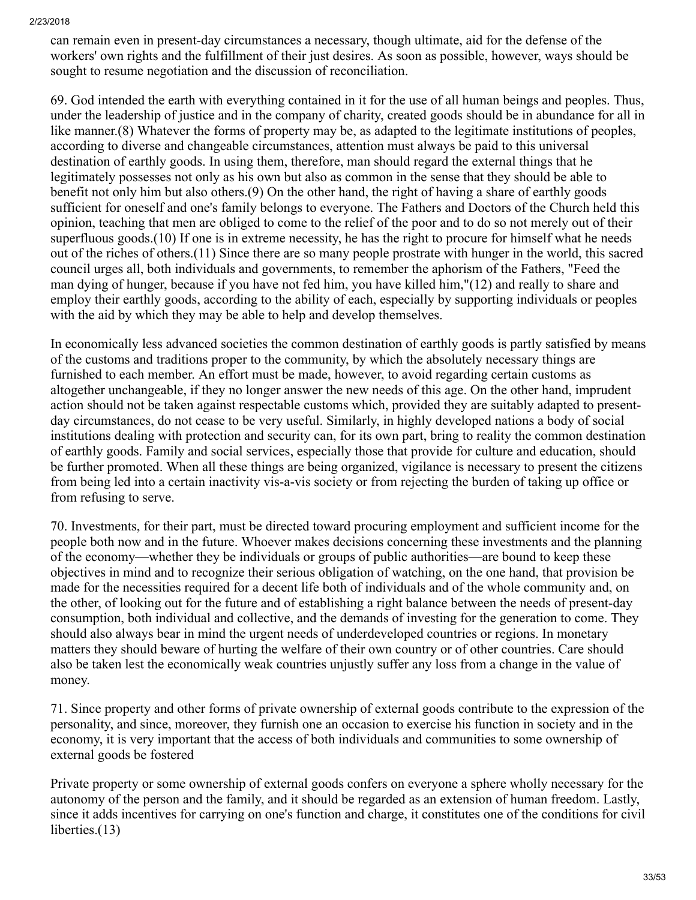can remain even in present-day circumstances a necessary, though ultimate, aid for the defense of the workers' own rights and the fulfillment of their just desires. As soon as possible, however, ways should be sought to resume negotiation and the discussion of reconciliation.

69. God intended the earth with everything contained in it for the use of all human beings and peoples. Thus, under the leadership of justice and in the company of charity, created goods should be in abundance for all in like manner.(8) Whatever the forms of property may be, as adapted to the legitimate institutions of peoples, according to diverse and changeable circumstances, attention must always be paid to this universal destination of earthly goods. In using them, therefore, man should regard the external things that he legitimately possesses not only as his own but also as common in the sense that they should be able to benefit not only him but also others.(9) On the other hand, the right of having a share of earthly goods sufficient for oneself and one's family belongs to everyone. The Fathers and Doctors of the Church held this opinion, teaching that men are obliged to come to the relief of the poor and to do so not merely out of their superfluous goods.(10) If one is in extreme necessity, he has the right to procure for himself what he needs out of the riches of others.(11) Since there are so many people prostrate with hunger in the world, this sacred council urges all, both individuals and governments, to remember the aphorism of the Fathers, "Feed the man dying of hunger, because if you have not fed him, you have killed him,"(12) and really to share and employ their earthly goods, according to the ability of each, especially by supporting individuals or peoples with the aid by which they may be able to help and develop themselves.

In economically less advanced societies the common destination of earthly goods is partly satisfied by means of the customs and traditions proper to the community, by which the absolutely necessary things are furnished to each member. An effort must be made, however, to avoid regarding certain customs as altogether unchangeable, if they no longer answer the new needs of this age. On the other hand, imprudent action should not be taken against respectable customs which, provided they are suitably adapted to present-day circumstances, do not cease to be very useful. Similarly, in highly developed nations a body of social institutions dealing with protection and security can, for its own part, bring to reality the common destination of earthly goods. Family and social services, especially those that provide for culture and education, should be further promoted. When all these things are being organized, vigilance is necessary to present the citizens from being led into a certain inactivity vis-a-vis society or from rejecting the burden of taking up office or from refusing to serve.

70. Investments, for their part, must be directed toward procuring employment and sufficient income for the people both now and in the future. Whoever makes decisions concerning these investments and the planning of the economy—whether they be individuals or groups of public authorities—are bound to keep these objectives in mind and to recognize their serious obligation of watching, on the one hand, that provision be made for the necessities required for a decent life both of individuals and of the whole community and, on the other, of looking out for the future and of establishing a right balance between the needs of present-day consumption, both individual and collective, and the demands of investing for the generation to come. They should also always bear in mind the urgent needs of underdeveloped countries or regions. In monetary matters they should beware of hurting the welfare of their own country or of other countries. Care should also be taken lest the economically weak countries unjustly suffer any loss from a change in the value of money.

71. Since property and other forms of private ownership of external goods contribute to the expression of the personality, and since, moreover, they furnish one an occasion to exercise his function in society and in the economy, it is very important that the access of both individuals and communities to some ownership of external goods be fostered

Private property or some ownership of external goods confers on everyone a sphere wholly necessary for the autonomy of the person and the family, and it should be regarded as an extension of human freedom. Lastly, since it adds incentives for carrying on one's function and charge, it constitutes one of the conditions for civil liberties.(13)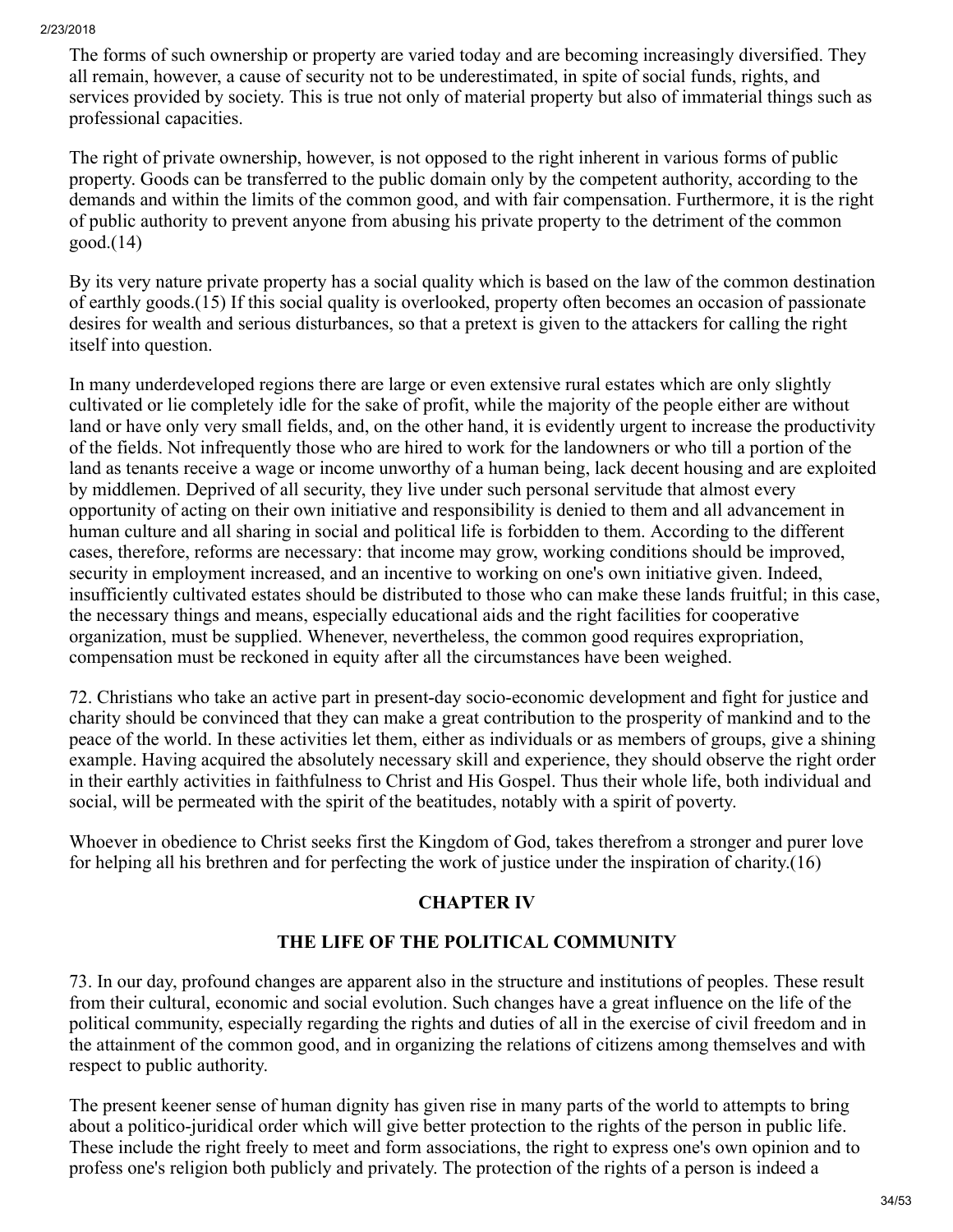The forms of such ownership or property are varied today and are becoming increasingly diversified. They all remain, however, a cause of security not to be underestimated, in spite of social funds, rights, and services provided by society. This is true not only of material property but also of immaterial things such as professional capacities.

The right of private ownership, however, is not opposed to the right inherent in various forms of public property. Goods can be transferred to the public domain only by the competent authority, according to the demands and within the limits of the common good, and with fair compensation. Furthermore, it is the right of public authority to prevent anyone from abusing his private property to the detriment of the common good.(14)

By its very nature private property has a social quality which is based on the law of the common destination of earthly goods.(15) If this social quality is overlooked, property often becomes an occasion of passionate desires for wealth and serious disturbances, so that a pretext is given to the attackers for calling the right itself into question.

In many underdeveloped regions there are large or even extensive rural estates which are only slightly cultivated or lie completely idle for the sake of profit, while the majority of the people either are without land or have only very small fields, and, on the other hand, it is evidently urgent to increase the productivity of the fields. Not infrequently those who are hired to work for the landowners or who till a portion of the land as tenants receive a wage or income unworthy of a human being, lack decent housing and are exploited by middlemen. Deprived of all security, they live under such personal servitude that almost every opportunity of acting on their own initiative and responsibility is denied to them and all advancement in human culture and all sharing in social and political life is forbidden to them. According to the different cases, therefore, reforms are necessary: that income may grow, working conditions should be improved, security in employment increased, and an incentive to working on one's own initiative given. Indeed, insufficiently cultivated estates should be distributed to those who can make these lands fruitful; in this case, the necessary things and means, especially educational aids and the right facilities for cooperative organization, must be supplied. Whenever, nevertheless, the common good requires expropriation, compensation must be reckoned in equity after all the circumstances have been weighed.

72. Christians who take an active part in present-day socio-economic development and fight for justice and charity should be convinced that they can make a great contribution to the prosperity of mankind and to the peace of the world. In these activities let them, either as individuals or as members of groups, give a shining example. Having acquired the absolutely necessary skill and experience, they should observe the right order in their earthly activities in faithfulness to Christ and His Gospel. Thus their whole life, both individual and social, will be permeated with the spirit of the beatitudes, notably with a spirit of poverty.

Whoever in obedience to Christ seeks first the Kingdom of God, takes therefrom a stronger and purer love for helping all his brethren and for perfecting the work of justice under the inspiration of charity.(16)

## CHAPTER IV

## THE LIFE OF THE POLITICAL COMMUNITY

73. In our day, profound changes are apparent also in the structure and institutions of peoples. These result from their cultural, economic and social evolution. Such changes have a great influence on the life of the political community, especially regarding the rights and duties of all in the exercise of civil freedom and in the attainment of the common good, and in organizing the relations of citizens among themselves and with respect to public authority.

The present keener sense of human dignity has given rise in many parts of the world to attempts to bring about a politico-juridical order which will give better protection to the rights of the person in public life. These include the right freely to meet and form associations, the right to express one's own opinion and to profess one's religion both publicly and privately. The protection of the rights of a person is indeed a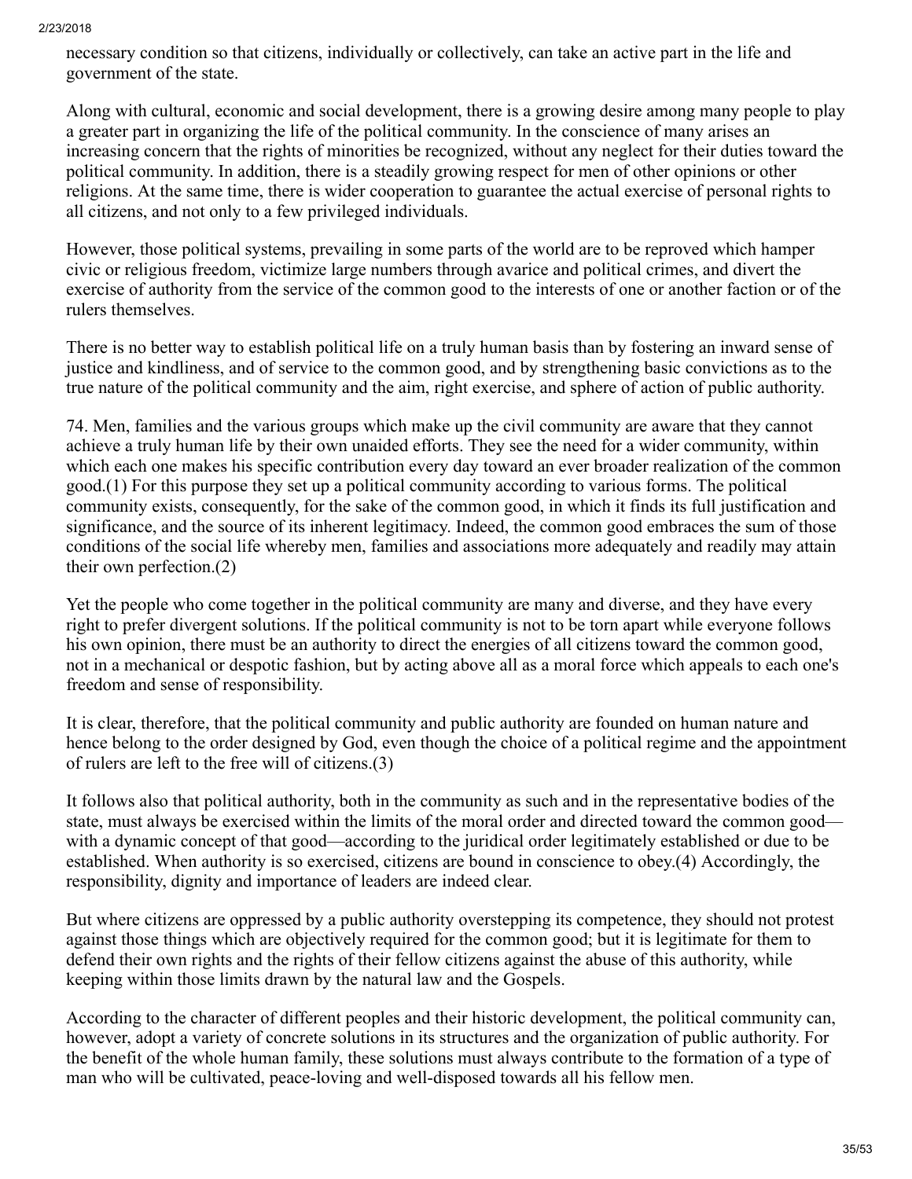necessary condition so that citizens, individually or collectively, can take an active part in the life and government of the state.

Along with cultural, economic and social development, there is a growing desire among many people to play a greater part in organizing the life of the political community. In the conscience of many arises an increasing concern that the rights of minorities be recognized, without any neglect for their duties toward the political community. In addition, there is a steadily growing respect for men of other opinions or other religions. At the same time, there is wider cooperation to guarantee the actual exercise of personal rights to all citizens, and not only to a few privileged individuals.

However, those political systems, prevailing in some parts of the world are to be reproved which hamper civic or religious freedom, victimize large numbers through avarice and political crimes, and divert the exercise of authority from the service of the common good to the interests of one or another faction or of the rulers themselves.

There is no better way to establish political life on a truly human basis than by fostering an inward sense of justice and kindliness, and of service to the common good, and by strengthening basic convictions as to the true nature of the political community and the aim, right exercise, and sphere of action of public authority.

74. Men, families and the various groups which make up the civil community are aware that they cannot achieve a truly human life by their own unaided efforts. They see the need for a wider community, within which each one makes his specific contribution every day toward an ever broader realization of the common good.(1) For this purpose they set up a political community according to various forms. The political community exists, consequently, for the sake of the common good, in which it finds its full justification and significance, and the source of its inherent legitimacy. Indeed, the common good embraces the sum of those conditions of the social life whereby men, families and associations more adequately and readily may attain their own perfection.(2)

Yet the people who come together in the political community are many and diverse, and they have every right to prefer divergent solutions. If the political community is not to be torn apart while everyone follows his own opinion, there must be an authority to direct the energies of all citizens toward the common good, not in a mechanical or despotic fashion, but by acting above all as a moral force which appeals to each one's freedom and sense of responsibility.

It is clear, therefore, that the political community and public authority are founded on human nature and hence belong to the order designed by God, even though the choice of a political regime and the appointment of rulers are left to the free will of citizens.(3)

It follows also that political authority, both in the community as such and in the representative bodies of the state, must always be exercised within the limits of the moral order and directed toward the common good—with a dynamic concept of that good—according to the juridical order legitimately established or due to be established. When authority is so exercised, citizens are bound in conscience to obey.(4) Accordingly, the responsibility, dignity and importance of leaders are indeed clear.

But where citizens are oppressed by a public authority overstepping its competence, they should not protest against those things which are objectively required for the common good; but it is legitimate for them to defend their own rights and the rights of their fellow citizens against the abuse of this authority, while keeping within those limits drawn by the natural law and the Gospels.

According to the character of different peoples and their historic development, the political community can, however, adopt a variety of concrete solutions in its structures and the organization of public authority. For the benefit of the whole human family, these solutions must always contribute to the formation of a type of man who will be cultivated, peace-loving and well-disposed towards all his fellow men.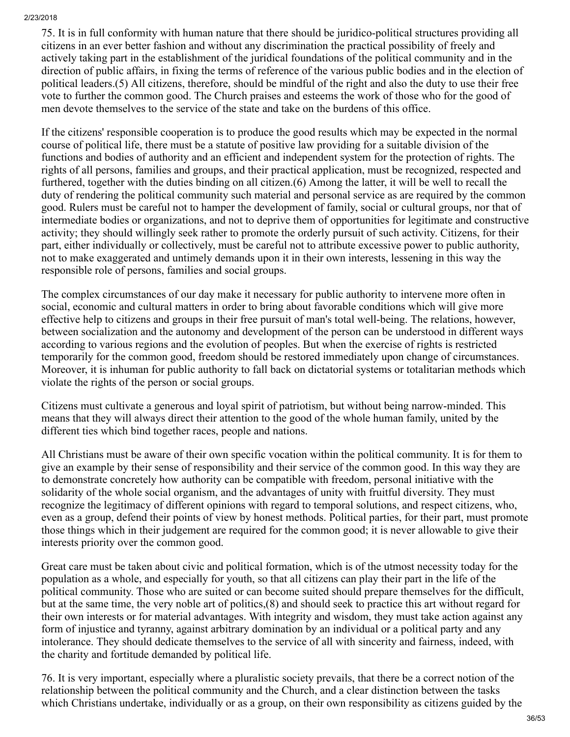75. It is in full conformity with human nature that there should be juridico-political structures providing all citizens in an ever better fashion and without any discrimination the practical possibility of freely and actively taking part in the establishment of the juridical foundations of the political community and in the direction of public affairs, in fixing the terms of reference of the various public bodies and in the election of political leaders.(5) All citizens, therefore, should be mindful of the right and also the duty to use their free vote to further the common good. The Church praises and esteems the work of those who for the good of men devote themselves to the service of the state and take on the burdens of this office.

If the citizens' responsible cooperation is to produce the good results which may be expected in the normal course of political life, there must be a statute of positive law providing for a suitable division of the functions and bodies of authority and an efficient and independent system for the protection of rights. The rights of all persons, families and groups, and their practical application, must be recognized, respected and furthered, together with the duties binding on all citizen.(6) Among the latter, it will be well to recall the duty of rendering the political community such material and personal service as are required by the common good. Rulers must be careful not to hamper the development of family, social or cultural groups, nor that of intermediate bodies or organizations, and not to deprive them of opportunities for legitimate and constructive activity; they should willingly seek rather to promote the orderly pursuit of such activity. Citizens, for their part, either individually or collectively, must be careful not to attribute excessive power to public authority, not to make exaggerated and untimely demands upon it in their own interests, lessening in this way the responsible role of persons, families and social groups.

The complex circumstances of our day make it necessary for public authority to intervene more often in social, economic and cultural matters in order to bring about favorable conditions which will give more effective help to citizens and groups in their free pursuit of man's total well-being. The relations, however, between socialization and the autonomy and development of the person can be understood in different ways according to various regions and the evolution of peoples. But when the exercise of rights is restricted temporarily for the common good, freedom should be restored immediately upon change of circumstances. Moreover, it is inhuman for public authority to fall back on dictatorial systems or totalitarian methods which violate the rights of the person or social groups.

Citizens must cultivate a generous and loyal spirit of patriotism, but without being narrow-minded. This means that they will always direct their attention to the good of the whole human family, united by the different ties which bind together races, people and nations.

All Christians must be aware of their own specific vocation within the political community. It is for them to give an example by their sense of responsibility and their service of the common good. In this way they are to demonstrate concretely how authority can be compatible with freedom, personal initiative with the solidarity of the whole social organism, and the advantages of unity with fruitful diversity. They must recognize the legitimacy of different opinions with regard to temporal solutions, and respect citizens, who, even as a group, defend their points of view by honest methods. Political parties, for their part, must promote those things which in their judgement are required for the common good; it is never allowable to give their interests priority over the common good.

Great care must be taken about civic and political formation, which is of the utmost necessity today for the population as a whole, and especially for youth, so that all citizens can play their part in the life of the political community. Those who are suited or can become suited should prepare themselves for the difficult, but at the same time, the very noble art of politics,(8) and should seek to practice this art without regard for their own interests or for material advantages. With integrity and wisdom, they must take action against any form of injustice and tyranny, against arbitrary domination by an individual or a political party and any intolerance. They should dedicate themselves to the service of all with sincerity and fairness, indeed, with the charity and fortitude demanded by political life.

76. It is very important, especially where a pluralistic society prevails, that there be a correct notion of the relationship between the political community and the Church, and a clear distinction between the tasks which Christians undertake, individually or as a group, on their own responsibility as citizens guided by the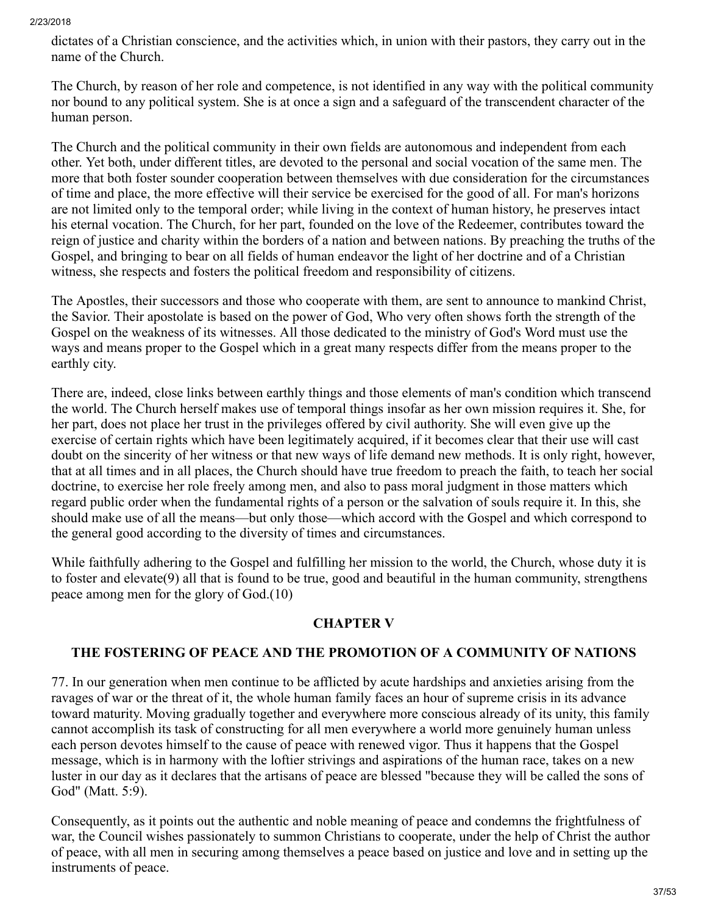dictates of a Christian conscience, and the activities which, in union with their pastors, they carry out in the name of the Church.

The Church, by reason of her role and competence, is not identified in any way with the political community nor bound to any political system. She is at once a sign and a safeguard of the transcendent character of the human person.

The Church and the political community in their own fields are autonomous and independent from each other. Yet both, under different titles, are devoted to the personal and social vocation of the same men. The more that both foster sounder cooperation between themselves with due consideration for the circumstances of time and place, the more effective will their service be exercised for the good of all. For man's horizons are not limited only to the temporal order; while living in the context of human history, he preserves intact his eternal vocation. The Church, for her part, founded on the love of the Redeemer, contributes toward the reign of justice and charity within the borders of a nation and between nations. By preaching the truths of the Gospel, and bringing to bear on all fields of human endeavor the light of her doctrine and of a Christian witness, she respects and fosters the political freedom and responsibility of citizens.

The Apostles, their successors and those who cooperate with them, are sent to announce to mankind Christ, the Savior. Their apostolate is based on the power of God, Who very often shows forth the strength of the Gospel on the weakness of its witnesses. All those dedicated to the ministry of God's Word must use the ways and means proper to the Gospel which in a great many respects differ from the means proper to the earthly city.

There are, indeed, close links between earthly things and those elements of man's condition which transcend the world. The Church herself makes use of temporal things insofar as her own mission requires it. She, for her part, does not place her trust in the privileges offered by civil authority. She will even give up the exercise of certain rights which have been legitimately acquired, if it becomes clear that their use will cast doubt on the sincerity of her witness or that new ways of life demand new methods. It is only right, however, that at all times and in all places, the Church should have true freedom to preach the faith, to teach her social doctrine, to exercise her role freely among men, and also to pass moral judgment in those matters which regard public order when the fundamental rights of a person or the salvation of souls require it. In this, she should make use of all the means—but only those—which accord with the Gospel and which correspond to the general good according to the diversity of times and circumstances.

While faithfully adhering to the Gospel and fulfilling her mission to the world, the Church, whose duty it is to foster and elevate(9) all that is found to be true, good and beautiful in the human community, strengthens peace among men for the glory of God.(10)

## CHAPTER V

## THE FOSTERING OF PEACE AND THE PROMOTION OF A COMMUNITY OF NATIONS

77. In our generation when men continue to be afflicted by acute hardships and anxieties arising from the ravages of war or the threat of it, the whole human family faces an hour of supreme crisis in its advance toward maturity. Moving gradually together and everywhere more conscious already of its unity, this family cannot accomplish its task of constructing for all men everywhere a world more genuinely human unless each person devotes himself to the cause of peace with renewed vigor. Thus it happens that the Gospel message, which is in harmony with the loftier strivings and aspirations of the human race, takes on a new luster in our day as it declares that the artisans of peace are blessed "because they will be called the sons of God" (Matt. 5:9).

Consequently, as it points out the authentic and noble meaning of peace and condemns the frightfulness of war, the Council wishes passionately to summon Christians to cooperate, under the help of Christ the author of peace, with all men in securing among themselves a peace based on justice and love and in setting up the instruments of peace.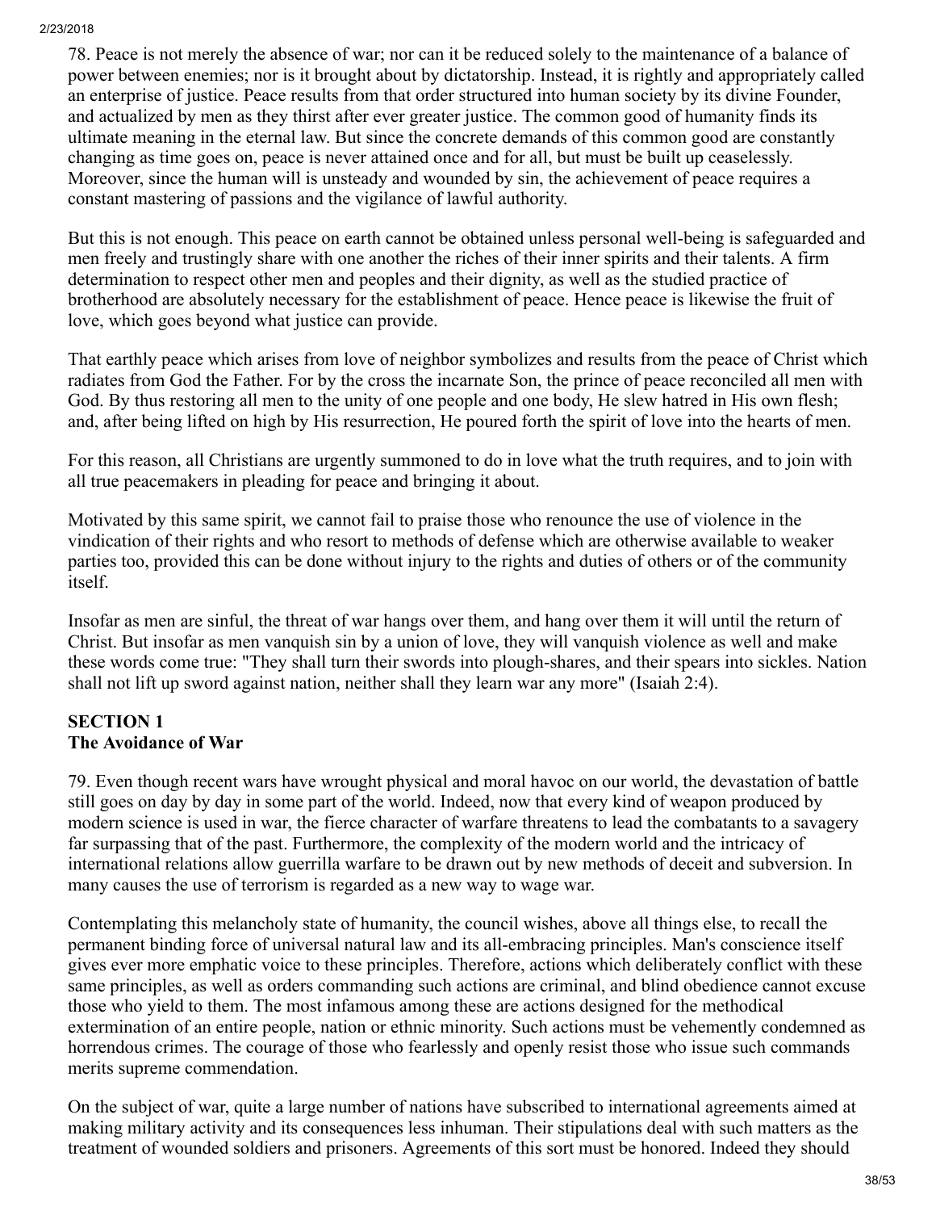78. Peace is not merely the absence of war; nor can it be reduced solely to the maintenance of a balance of power between enemies; nor is it brought about by dictatorship. Instead, it is rightly and appropriately called an enterprise of justice. Peace results from that order structured into human society by its divine Founder, and actualized by men as they thirst after ever greater justice. The common good of humanity finds its ultimate meaning in the eternal law. But since the concrete demands of this common good are constantly changing as time goes on, peace is never attained once and for all, but must be built up ceaselessly. Moreover, since the human will is unsteady and wounded by sin, the achievement of peace requires a constant mastering of passions and the vigilance of lawful authority.

But this is not enough. This peace on earth cannot be obtained unless personal well-being is safeguarded and men freely and trustingly share with one another the riches of their inner spirits and their talents. A firm determination to respect other men and peoples and their dignity, as well as the studied practice of brotherhood are absolutely necessary for the establishment of peace. Hence peace is likewise the fruit of love, which goes beyond what justice can provide.

That earthly peace which arises from love of neighbor symbolizes and results from the peace of Christ which radiates from God the Father. For by the cross the incarnate Son, the prince of peace reconciled all men with God. By thus restoring all men to the unity of one people and one body, He slew hatred in His own flesh; and, after being lifted on high by His resurrection, He poured forth the spirit of love into the hearts of men.

For this reason, all Christians are urgently summoned to do in love what the truth requires, and to join with all true peacemakers in pleading for peace and bringing it about.

Motivated by this same spirit, we cannot fail to praise those who renounce the use of violence in the vindication of their rights and who resort to methods of defense which are otherwise available to weaker parties too, provided this can be done without injury to the rights and duties of others or of the community itself.

Insofar as men are sinful, the threat of war hangs over them, and hang over them it will until the return of Christ. But insofar as men vanquish sin by a union of love, they will vanquish violence as well and make these words come true: "They shall turn their swords into plough-shares, and their spears into sickles. Nation shall not lift up sword against nation, neither shall they learn war any more" (Isaiah 2:4).

## SECTION 1
## The Avoidance of War

79. Even though recent wars have wrought physical and moral havoc on our world, the devastation of battle still goes on day by day in some part of the world. Indeed, now that every kind of weapon produced by modern science is used in war, the fierce character of warfare threatens to lead the combatants to a savagery far surpassing that of the past. Furthermore, the complexity of the modern world and the intricacy of international relations allow guerrilla warfare to be drawn out by new methods of deceit and subversion. In many causes the use of terrorism is regarded as a new way to wage war.

Contemplating this melancholy state of humanity, the council wishes, above all things else, to recall the permanent binding force of universal natural law and its all-embracing principles. Man's conscience itself gives ever more emphatic voice to these principles. Therefore, actions which deliberately conflict with these same principles, as well as orders commanding such actions are criminal, and blind obedience cannot excuse those who yield to them. The most infamous among these are actions designed for the methodical extermination of an entire people, nation or ethnic minority. Such actions must be vehemently condemned as horrendous crimes. The courage of those who fearlessly and openly resist those who issue such commands merits supreme commendation.

On the subject of war, quite a large number of nations have subscribed to international agreements aimed at making military activity and its consequences less inhuman. Their stipulations deal with such matters as the treatment of wounded soldiers and prisoners. Agreements of this sort must be honored. Indeed they should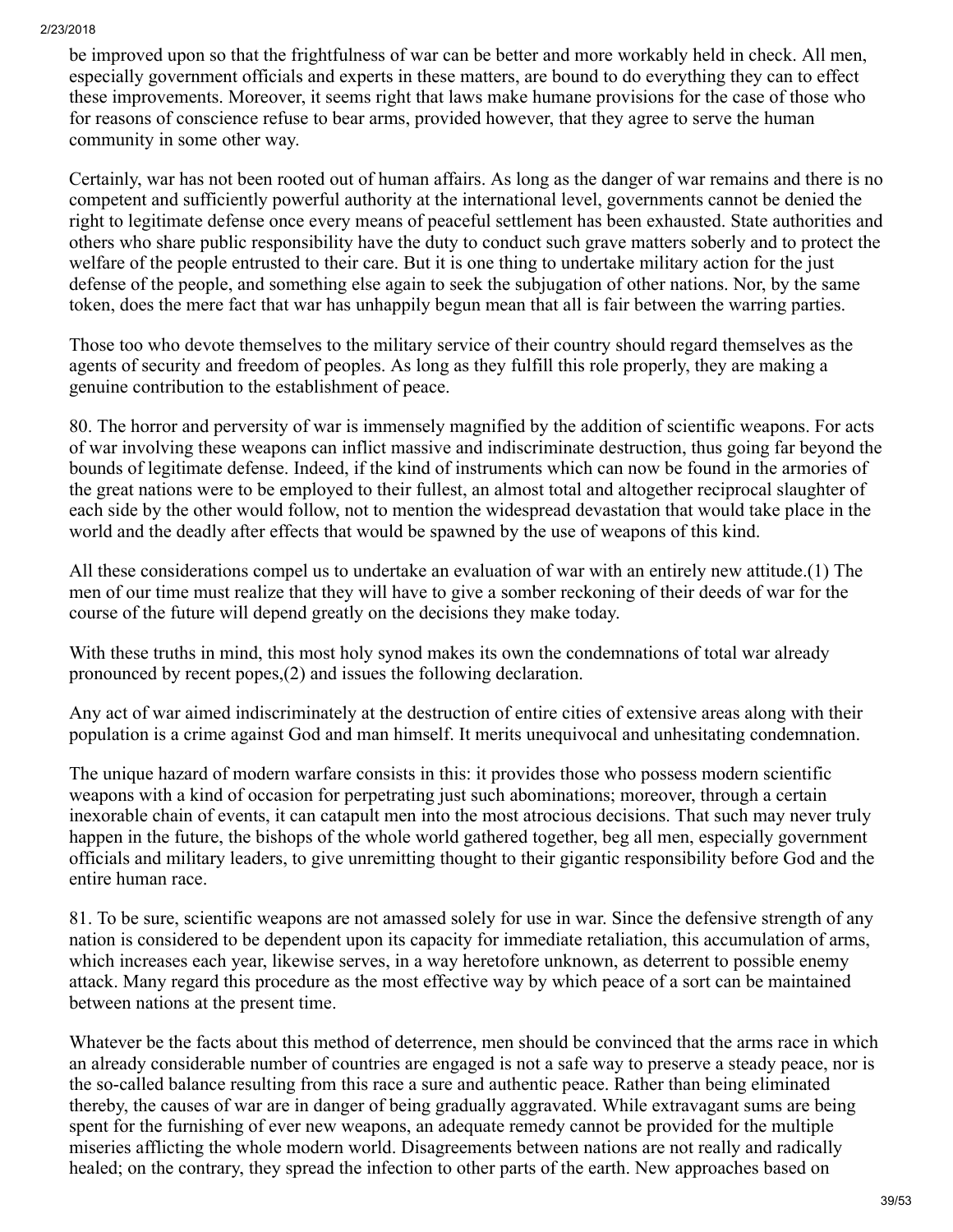be improved upon so that the frightfulness of war can be better and more workably held in check. All men, especially government officials and experts in these matters, are bound to do everything they can to effect these improvements. Moreover, it seems right that laws make humane provisions for the case of those who for reasons of conscience refuse to bear arms, provided however, that they agree to serve the human community in some other way.

Certainly, war has not been rooted out of human affairs. As long as the danger of war remains and there is no competent and sufficiently powerful authority at the international level, governments cannot be denied the right to legitimate defense once every means of peaceful settlement has been exhausted. State authorities and others who share public responsibility have the duty to conduct such grave matters soberly and to protect the welfare of the people entrusted to their care. But it is one thing to undertake military action for the just defense of the people, and something else again to seek the subjugation of other nations. Nor, by the same token, does the mere fact that war has unhappily begun mean that all is fair between the warring parties.

Those too who devote themselves to the military service of their country should regard themselves as the agents of security and freedom of peoples. As long as they fulfill this role properly, they are making a genuine contribution to the establishment of peace.

80. The horror and perversity of war is immensely magnified by the addition of scientific weapons. For acts of war involving these weapons can inflict massive and indiscriminate destruction, thus going far beyond the bounds of legitimate defense. Indeed, if the kind of instruments which can now be found in the armories of the great nations were to be employed to their fullest, an almost total and altogether reciprocal slaughter of each side by the other would follow, not to mention the widespread devastation that would take place in the world and the deadly after effects that would be spawned by the use of weapons of this kind.

All these considerations compel us to undertake an evaluation of war with an entirely new attitude.(1) The men of our time must realize that they will have to give a somber reckoning of their deeds of war for the course of the future will depend greatly on the decisions they make today.

With these truths in mind, this most holy synod makes its own the condemnations of total war already pronounced by recent popes,(2) and issues the following declaration.

Any act of war aimed indiscriminately at the destruction of entire cities of extensive areas along with their population is a crime against God and man himself. It merits unequivocal and unhesitating condemnation.

The unique hazard of modern warfare consists in this: it provides those who possess modern scientific weapons with a kind of occasion for perpetrating just such abominations; moreover, through a certain inexorable chain of events, it can catapult men into the most atrocious decisions. That such may never truly happen in the future, the bishops of the whole world gathered together, beg all men, especially government officials and military leaders, to give unremitting thought to their gigantic responsibility before God and the entire human race.

81. To be sure, scientific weapons are not amassed solely for use in war. Since the defensive strength of any nation is considered to be dependent upon its capacity for immediate retaliation, this accumulation of arms, which increases each year, likewise serves, in a way heretofore unknown, as deterrent to possible enemy attack. Many regard this procedure as the most effective way by which peace of a sort can be maintained between nations at the present time.

Whatever be the facts about this method of deterrence, men should be convinced that the arms race in which an already considerable number of countries are engaged is not a safe way to preserve a steady peace, nor is the so-called balance resulting from this race a sure and authentic peace. Rather than being eliminated thereby, the causes of war are in danger of being gradually aggravated. While extravagant sums are being spent for the furnishing of ever new weapons, an adequate remedy cannot be provided for the multiple miseries afflicting the whole modern world. Disagreements between nations are not really and radically healed; on the contrary, they spread the infection to other parts of the earth. New approaches based on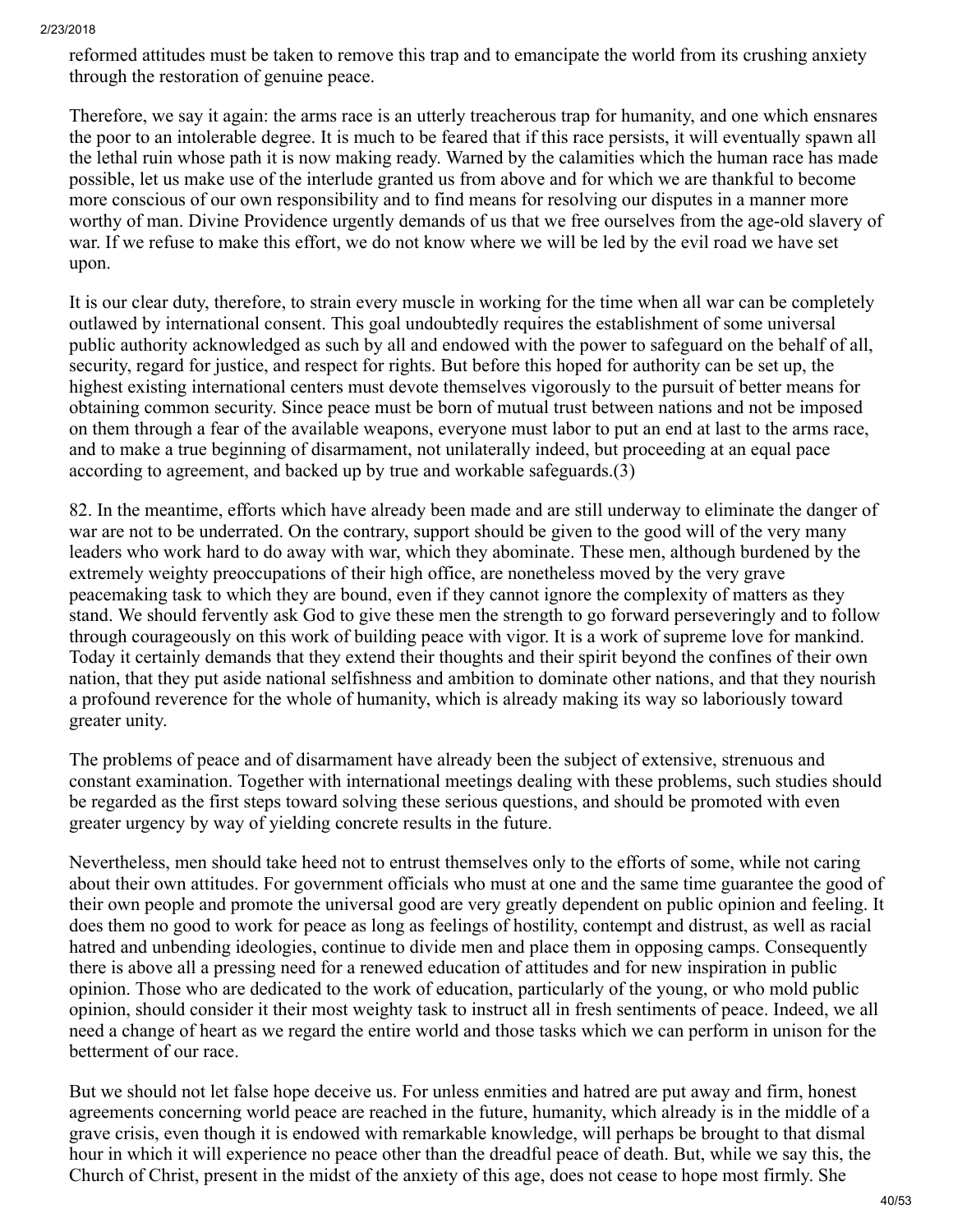reformed attitudes must be taken to remove this trap and to emancipate the world from its crushing anxiety through the restoration of genuine peace.

Therefore, we say it again: the arms race is an utterly treacherous trap for humanity, and one which ensnares the poor to an intolerable degree. It is much to be feared that if this race persists, it will eventually spawn all the lethal ruin whose path it is now making ready. Warned by the calamities which the human race has made possible, let us make use of the interlude granted us from above and for which we are thankful to become more conscious of our own responsibility and to find means for resolving our disputes in a manner more worthy of man. Divine Providence urgently demands of us that we free ourselves from the age-old slavery of war. If we refuse to make this effort, we do not know where we will be led by the evil road we have set upon.

It is our clear duty, therefore, to strain every muscle in working for the time when all war can be completely outlawed by international consent. This goal undoubtedly requires the establishment of some universal public authority acknowledged as such by all and endowed with the power to safeguard on the behalf of all, security, regard for justice, and respect for rights. But before this hoped for authority can be set up, the highest existing international centers must devote themselves vigorously to the pursuit of better means for obtaining common security. Since peace must be born of mutual trust between nations and not be imposed on them through a fear of the available weapons, everyone must labor to put an end at last to the arms race, and to make a true beginning of disarmament, not unilaterally indeed, but proceeding at an equal pace according to agreement, and backed up by true and workable safeguards.(3)

82. In the meantime, efforts which have already been made and are still underway to eliminate the danger of war are not to be underrated. On the contrary, support should be given to the good will of the very many leaders who work hard to do away with war, which they abominate. These men, although burdened by the extremely weighty preoccupations of their high office, are nonetheless moved by the very grave peacemaking task to which they are bound, even if they cannot ignore the complexity of matters as they stand. We should fervently ask God to give these men the strength to go forward perseveringly and to follow through courageously on this work of building peace with vigor. It is a work of supreme love for mankind. Today it certainly demands that they extend their thoughts and their spirit beyond the confines of their own nation, that they put aside national selfishness and ambition to dominate other nations, and that they nourish a profound reverence for the whole of humanity, which is already making its way so laboriously toward greater unity.

The problems of peace and of disarmament have already been the subject of extensive, strenuous and constant examination. Together with international meetings dealing with these problems, such studies should be regarded as the first steps toward solving these serious questions, and should be promoted with even greater urgency by way of yielding concrete results in the future.

Nevertheless, men should take heed not to entrust themselves only to the efforts of some, while not caring about their own attitudes. For government officials who must at one and the same time guarantee the good of their own people and promote the universal good are very greatly dependent on public opinion and feeling. It does them no good to work for peace as long as feelings of hostility, contempt and distrust, as well as racial hatred and unbending ideologies, continue to divide men and place them in opposing camps. Consequently there is above all a pressing need for a renewed education of attitudes and for new inspiration in public opinion. Those who are dedicated to the work of education, particularly of the young, or who mold public opinion, should consider it their most weighty task to instruct all in fresh sentiments of peace. Indeed, we all need a change of heart as we regard the entire world and those tasks which we can perform in unison for the betterment of our race.

But we should not let false hope deceive us. For unless enmities and hatred are put away and firm, honest agreements concerning world peace are reached in the future, humanity, which already is in the middle of a grave crisis, even though it is endowed with remarkable knowledge, will perhaps be brought to that dismal hour in which it will experience no peace other than the dreadful peace of death. But, while we say this, the Church of Christ, present in the midst of the anxiety of this age, does not cease to hope most firmly. She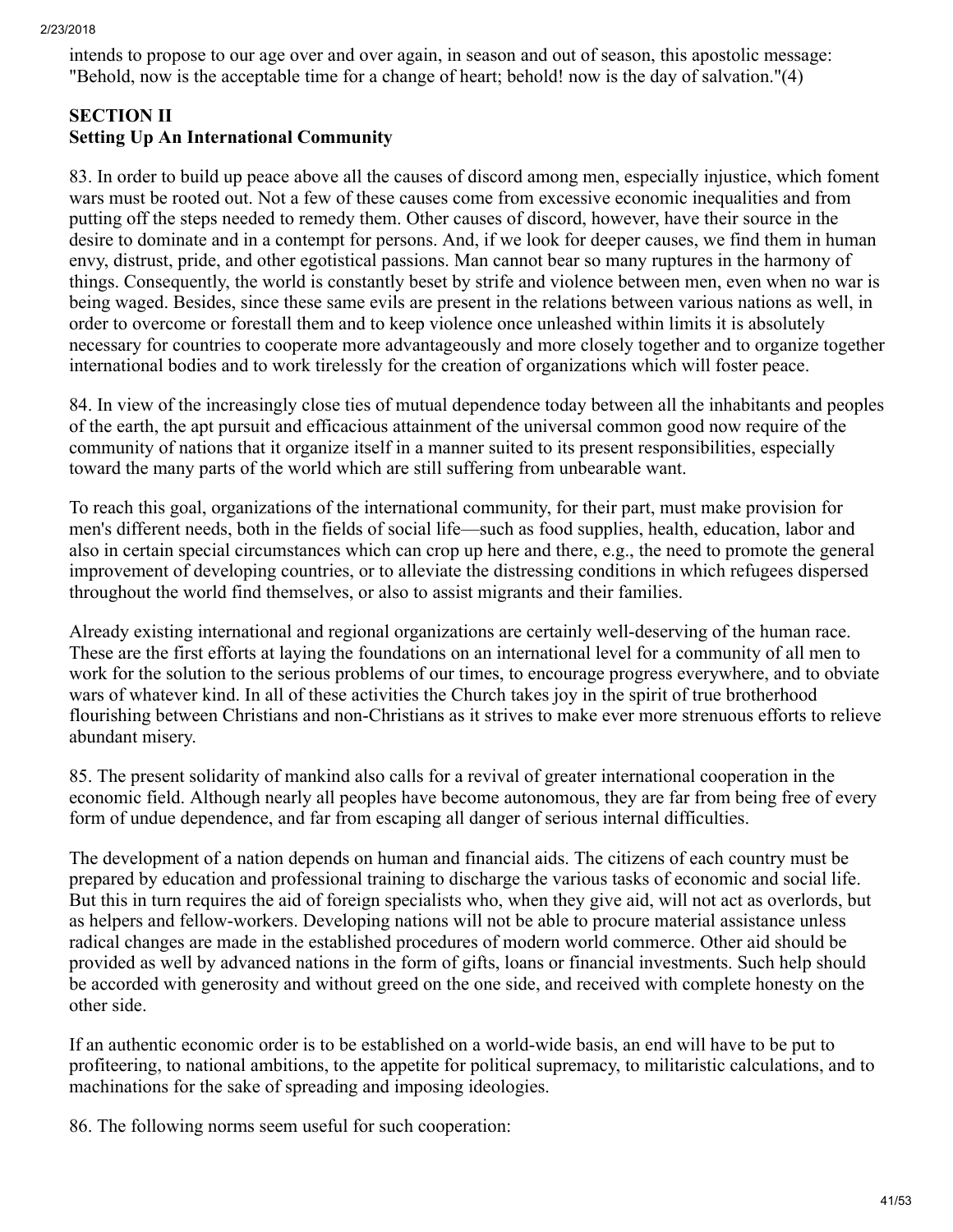intends to propose to our age over and over again, in season and out of season, this apostolic message: "Behold, now is the acceptable time for a change of heart; behold! now is the day of salvation."(4)

## SECTION II
## Setting Up An International Community

83. In order to build up peace above all the causes of discord among men, especially injustice, which foment wars must be rooted out. Not a few of these causes come from excessive economic inequalities and from putting off the steps needed to remedy them. Other causes of discord, however, have their source in the desire to dominate and in a contempt for persons. And, if we look for deeper causes, we find them in human envy, distrust, pride, and other egotistical passions. Man cannot bear so many ruptures in the harmony of things. Consequently, the world is constantly beset by strife and violence between men, even when no war is being waged. Besides, since these same evils are present in the relations between various nations as well, in order to overcome or forestall them and to keep violence once unleashed within limits it is absolutely necessary for countries to cooperate more advantageously and more closely together and to organize together international bodies and to work tirelessly for the creation of organizations which will foster peace.

84. In view of the increasingly close ties of mutual dependence today between all the inhabitants and peoples of the earth, the apt pursuit and efficacious attainment of the universal common good now require of the community of nations that it organize itself in a manner suited to its present responsibilities, especially toward the many parts of the world which are still suffering from unbearable want.

To reach this goal, organizations of the international community, for their part, must make provision for men's different needs, both in the fields of social life—such as food supplies, health, education, labor and also in certain special circumstances which can crop up here and there, e.g., the need to promote the general improvement of developing countries, or to alleviate the distressing conditions in which refugees dispersed throughout the world find themselves, or also to assist migrants and their families.

Already existing international and regional organizations are certainly well-deserving of the human race. These are the first efforts at laying the foundations on an international level for a community of all men to work for the solution to the serious problems of our times, to encourage progress everywhere, and to obviate wars of whatever kind. In all of these activities the Church takes joy in the spirit of true brotherhood flourishing between Christians and non-Christians as it strives to make ever more strenuous efforts to relieve abundant misery.

85. The present solidarity of mankind also calls for a revival of greater international cooperation in the economic field. Although nearly all peoples have become autonomous, they are far from being free of every form of undue dependence, and far from escaping all danger of serious internal difficulties.

The development of a nation depends on human and financial aids. The citizens of each country must be prepared by education and professional training to discharge the various tasks of economic and social life. But this in turn requires the aid of foreign specialists who, when they give aid, will not act as overlords, but as helpers and fellow-workers. Developing nations will not be able to procure material assistance unless radical changes are made in the established procedures of modern world commerce. Other aid should be provided as well by advanced nations in the form of gifts, loans or financial investments. Such help should be accorded with generosity and without greed on the one side, and received with complete honesty on the other side.

If an authentic economic order is to be established on a world-wide basis, an end will have to be put to profiteering, to national ambitions, to the appetite for political supremacy, to militaristic calculations, and to machinations for the sake of spreading and imposing ideologies.

86. The following norms seem useful for such cooperation: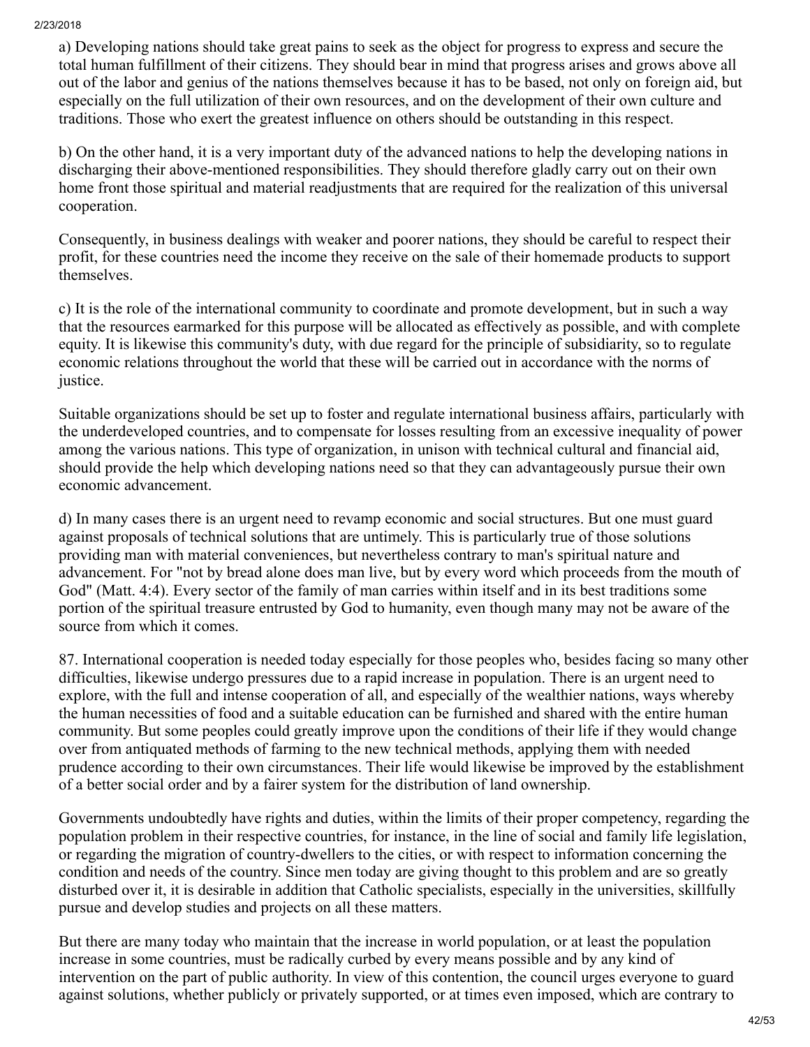a) Developing nations should take great pains to seek as the object for progress to express and secure the total human fulfillment of their citizens. They should bear in mind that progress arises and grows above all out of the labor and genius of the nations themselves because it has to be based, not only on foreign aid, but especially on the full utilization of their own resources, and on the development of their own culture and traditions. Those who exert the greatest influence on others should be outstanding in this respect.

b) On the other hand, it is a very important duty of the advanced nations to help the developing nations in discharging their above-mentioned responsibilities. They should therefore gladly carry out on their own home front those spiritual and material readjustments that are required for the realization of this universal cooperation.

Consequently, in business dealings with weaker and poorer nations, they should be careful to respect their profit, for these countries need the income they receive on the sale of their homemade products to support themselves.

c) It is the role of the international community to coordinate and promote development, but in such a way that the resources earmarked for this purpose will be allocated as effectively as possible, and with complete equity. It is likewise this community's duty, with due regard for the principle of subsidiarity, so to regulate economic relations throughout the world that these will be carried out in accordance with the norms of justice.

Suitable organizations should be set up to foster and regulate international business affairs, particularly with the underdeveloped countries, and to compensate for losses resulting from an excessive inequality of power among the various nations. This type of organization, in unison with technical cultural and financial aid, should provide the help which developing nations need so that they can advantageously pursue their own economic advancement.

d) In many cases there is an urgent need to revamp economic and social structures. But one must guard against proposals of technical solutions that are untimely. This is particularly true of those solutions providing man with material conveniences, but nevertheless contrary to man's spiritual nature and advancement. For "not by bread alone does man live, but by every word which proceeds from the mouth of God" (Matt. 4:4). Every sector of the family of man carries within itself and in its best traditions some portion of the spiritual treasure entrusted by God to humanity, even though many may not be aware of the source from which it comes.

87. International cooperation is needed today especially for those peoples who, besides facing so many other difficulties, likewise undergo pressures due to a rapid increase in population. There is an urgent need to explore, with the full and intense cooperation of all, and especially of the wealthier nations, ways whereby the human necessities of food and a suitable education can be furnished and shared with the entire human community. But some peoples could greatly improve upon the conditions of their life if they would change over from antiquated methods of farming to the new technical methods, applying them with needed prudence according to their own circumstances. Their life would likewise be improved by the establishment of a better social order and by a fairer system for the distribution of land ownership.

Governments undoubtedly have rights and duties, within the limits of their proper competency, regarding the population problem in their respective countries, for instance, in the line of social and family life legislation, or regarding the migration of country-dwellers to the cities, or with respect to information concerning the condition and needs of the country. Since men today are giving thought to this problem and are so greatly disturbed over it, it is desirable in addition that Catholic specialists, especially in the universities, skillfully pursue and develop studies and projects on all these matters.

But there are many today who maintain that the increase in world population, or at least the population increase in some countries, must be radically curbed by every means possible and by any kind of intervention on the part of public authority. In view of this contention, the council urges everyone to guard against solutions, whether publicly or privately supported, or at times even imposed, which are contrary to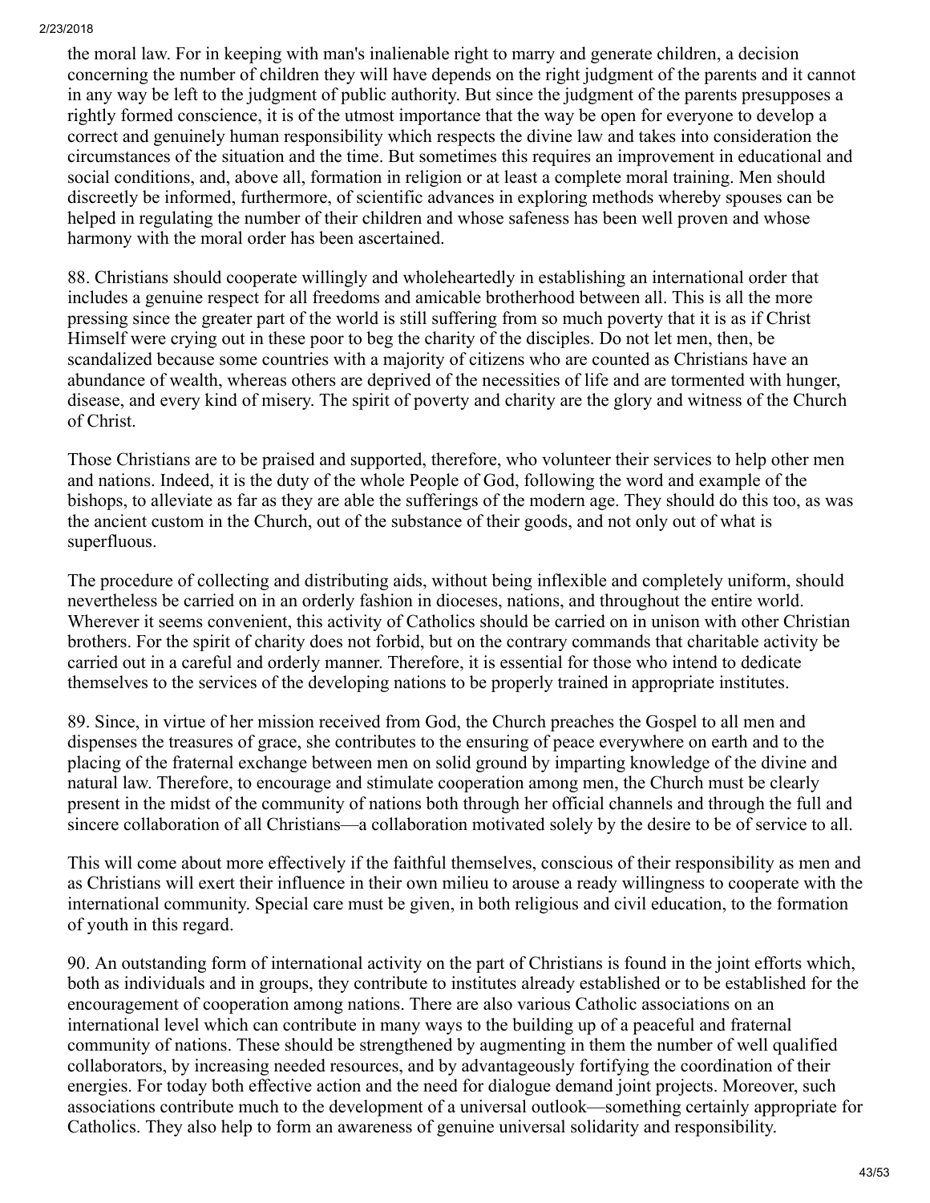the moral law. For in keeping with man's inalienable right to marry and generate children, a decision concerning the number of children they will have depends on the right judgment of the parents and it cannot in any way be left to the judgment of public authority. But since the judgment of the parents presupposes a rightly formed conscience, it is of the utmost importance that the way be open for everyone to develop a correct and genuinely human responsibility which respects the divine law and takes into consideration the circumstances of the situation and the time. But sometimes this requires an improvement in educational and social conditions, and, above all, formation in religion or at least a complete moral training. Men should discreetly be informed, furthermore, of scientific advances in exploring methods whereby spouses can be helped in regulating the number of their children and whose safeness has been well proven and whose harmony with the moral order has been ascertained.

88. Christians should cooperate willingly and wholeheartedly in establishing an international order that includes a genuine respect for all freedoms and amicable brotherhood between all. This is all the more pressing since the greater part of the world is still suffering from so much poverty that it is as if Christ Himself were crying out in these poor to beg the charity of the disciples. Do not let men, then, be scandalized because some countries with a majority of citizens who are counted as Christians have an abundance of wealth, whereas others are deprived of the necessities of life and are tormented with hunger, disease, and every kind of misery. The spirit of poverty and charity are the glory and witness of the Church of Christ.

Those Christians are to be praised and supported, therefore, who volunteer their services to help other men and nations. Indeed, it is the duty of the whole People of God, following the word and example of the bishops, to alleviate as far as they are able the sufferings of the modern age. They should do this too, as was the ancient custom in the Church, out of the substance of their goods, and not only out of what is superfluous.

The procedure of collecting and distributing aids, without being inflexible and completely uniform, should nevertheless be carried on in an orderly fashion in dioceses, nations, and throughout the entire world. Wherever it seems convenient, this activity of Catholics should be carried on in unison with other Christian brothers. For the spirit of charity does not forbid, but on the contrary commands that charitable activity be carried out in a careful and orderly manner. Therefore, it is essential for those who intend to dedicate themselves to the services of the developing nations to be properly trained in appropriate institutes.

89. Since, in virtue of her mission received from God, the Church preaches the Gospel to all men and dispenses the treasures of grace, she contributes to the ensuring of peace everywhere on earth and to the placing of the fraternal exchange between men on solid ground by imparting knowledge of the divine and natural law. Therefore, to encourage and stimulate cooperation among men, the Church must be clearly present in the midst of the community of nations both through her official channels and through the full and sincere collaboration of all Christians—a collaboration motivated solely by the desire to be of service to all.

This will come about more effectively if the faithful themselves, conscious of their responsibility as men and as Christians will exert their influence in their own milieu to arouse a ready willingness to cooperate with the international community. Special care must be given, in both religious and civil education, to the formation of youth in this regard.

90. An outstanding form of international activity on the part of Christians is found in the joint efforts which, both as individuals and in groups, they contribute to institutes already established or to be established for the encouragement of cooperation among nations. There are also various Catholic associations on an international level which can contribute in many ways to the building up of a peaceful and fraternal community of nations. These should be strengthened by augmenting in them the number of well qualified collaborators, by increasing needed resources, and by advantageously fortifying the coordination of their energies. For today both effective action and the need for dialogue demand joint projects. Moreover, such associations contribute much to the development of a universal outlook—something certainly appropriate for Catholics. They also help to form an awareness of genuine universal solidarity and responsibility.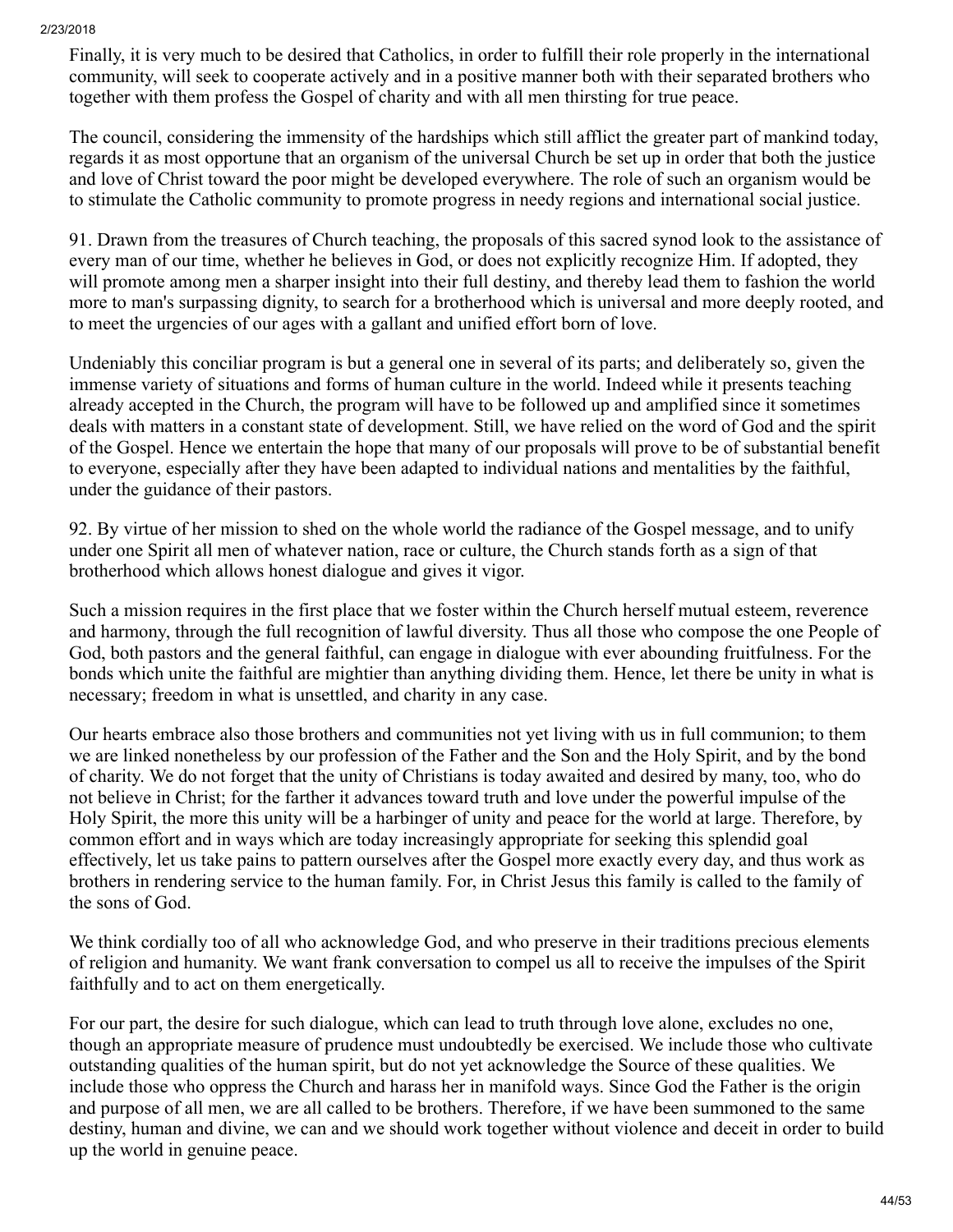Finally, it is very much to be desired that Catholics, in order to fulfill their role properly in the international community, will seek to cooperate actively and in a positive manner both with their separated brothers who together with them profess the Gospel of charity and with all men thirsting for true peace.

The council, considering the immensity of the hardships which still afflict the greater part of mankind today, regards it as most opportune that an organism of the universal Church be set up in order that both the justice and love of Christ toward the poor might be developed everywhere. The role of such an organism would be to stimulate the Catholic community to promote progress in needy regions and international social justice.

91. Drawn from the treasures of Church teaching, the proposals of this sacred synod look to the assistance of every man of our time, whether he believes in God, or does not explicitly recognize Him. If adopted, they will promote among men a sharper insight into their full destiny, and thereby lead them to fashion the world more to man's surpassing dignity, to search for a brotherhood which is universal and more deeply rooted, and to meet the urgencies of our ages with a gallant and unified effort born of love.

Undeniably this conciliar program is but a general one in several of its parts; and deliberately so, given the immense variety of situations and forms of human culture in the world. Indeed while it presents teaching already accepted in the Church, the program will have to be followed up and amplified since it sometimes deals with matters in a constant state of development. Still, we have relied on the word of God and the spirit of the Gospel. Hence we entertain the hope that many of our proposals will prove to be of substantial benefit to everyone, especially after they have been adapted to individual nations and mentalities by the faithful, under the guidance of their pastors.

92. By virtue of her mission to shed on the whole world the radiance of the Gospel message, and to unify under one Spirit all men of whatever nation, race or culture, the Church stands forth as a sign of that brotherhood which allows honest dialogue and gives it vigor.

Such a mission requires in the first place that we foster within the Church herself mutual esteem, reverence and harmony, through the full recognition of lawful diversity. Thus all those who compose the one People of God, both pastors and the general faithful, can engage in dialogue with ever abounding fruitfulness. For the bonds which unite the faithful are mightier than anything dividing them. Hence, let there be unity in what is necessary; freedom in what is unsettled, and charity in any case.

Our hearts embrace also those brothers and communities not yet living with us in full communion; to them we are linked nonetheless by our profession of the Father and the Son and the Holy Spirit, and by the bond of charity. We do not forget that the unity of Christians is today awaited and desired by many, too, who do not believe in Christ; for the farther it advances toward truth and love under the powerful impulse of the Holy Spirit, the more this unity will be a harbinger of unity and peace for the world at large. Therefore, by common effort and in ways which are today increasingly appropriate for seeking this splendid goal effectively, let us take pains to pattern ourselves after the Gospel more exactly every day, and thus work as brothers in rendering service to the human family. For, in Christ Jesus this family is called to the family of the sons of God.

We think cordially too of all who acknowledge God, and who preserve in their traditions precious elements of religion and humanity. We want frank conversation to compel us all to receive the impulses of the Spirit faithfully and to act on them energetically.

For our part, the desire for such dialogue, which can lead to truth through love alone, excludes no one, though an appropriate measure of prudence must undoubtedly be exercised. We include those who cultivate outstanding qualities of the human spirit, but do not yet acknowledge the Source of these qualities. We include those who oppress the Church and harass her in manifold ways. Since God the Father is the origin and purpose of all men, we are all called to be brothers. Therefore, if we have been summoned to the same destiny, human and divine, we can and we should work together without violence and deceit in order to build up the world in genuine peace.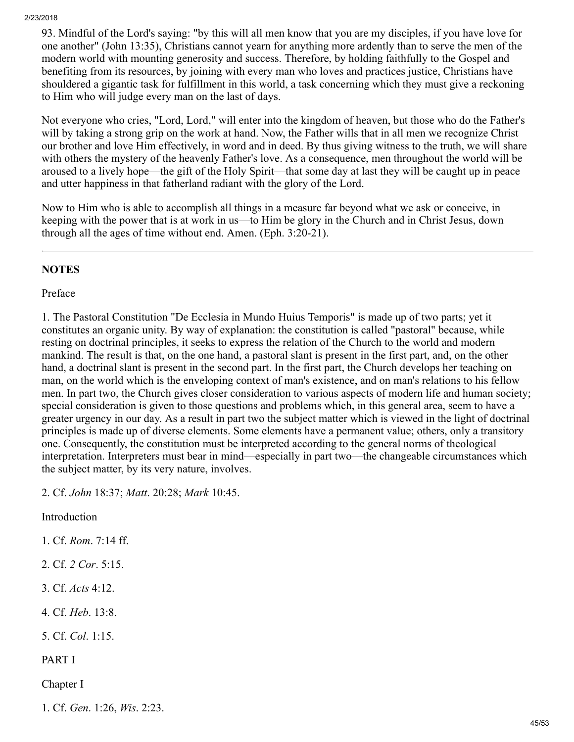93. Mindful of the Lord's saying: "by this will all men know that you are my disciples, if you have love for one another" (John 13:35), Christians cannot yearn for anything more ardently than to serve the men of the modern world with mounting generosity and success. Therefore, by holding faithfully to the Gospel and benefiting from its resources, by joining with every man who loves and practices justice, Christians have shouldered a gigantic task for fulfillment in this world, a task concerning which they must give a reckoning to Him who will judge every man on the last of days.

Not everyone who cries, "Lord, Lord," will enter into the kingdom of heaven, but those who do the Father's will by taking a strong grip on the work at hand. Now, the Father wills that in all men we recognize Christ our brother and love Him effectively, in word and in deed. By thus giving witness to the truth, we will share with others the mystery of the heavenly Father's love. As a consequence, men throughout the world will be aroused to a lively hope—the gift of the Holy Spirit—that some day at last they will be caught up in peace and utter happiness in that fatherland radiant with the glory of the Lord.

Now to Him who is able to accomplish all things in a measure far beyond what we ask or conceive, in keeping with the power that is at work in us—to Him be glory in the Church and in Christ Jesus, down through all the ages of time without end. Amen. (Eph. 3:20-21).

---

**NOTES**

Preface

1. The Pastoral Constitution "De Ecclesia in Mundo Huius Temporis" is made up of two parts; yet it constitutes an organic unity. By way of explanation: the constitution is called "pastoral" because, while resting on doctrinal principles, it seeks to express the relation of the Church to the world and modern mankind. The result is that, on the one hand, a pastoral slant is present in the first part, and, on the other hand, a doctrinal slant is present in the second part. In the first part, the Church develops her teaching on man, on the world which is the enveloping context of man's existence, and on man's relations to his fellow men. In part two, the Church gives closer consideration to various aspects of modern life and human society; special consideration is given to those questions and problems which, in this general area, seem to have a greater urgency in our day. As a result in part two the subject matter which is viewed in the light of doctrinal principles is made up of diverse elements. Some elements have a permanent value; others, only a transitory one. Consequently, the constitution must be interpreted according to the general norms of theological interpretation. Interpreters must bear in mind—especially in part two—the changeable circumstances which the subject matter, by its very nature, involves.

2. Cf. *John* 18:37; *Matt*. 20:28; *Mark* 10:45.

Introduction

1. Cf. *Rom*. 7:14 ff.

2. Cf. *2 Cor*. 5:15.

3. Cf. *Acts* 4:12.

4. Cf. *Heb*. 13:8.

5. Cf. *Col*. 1:15.

PART I

Chapter I

1. Cf. *Gen*. 1:26, *Wis*. 2:23.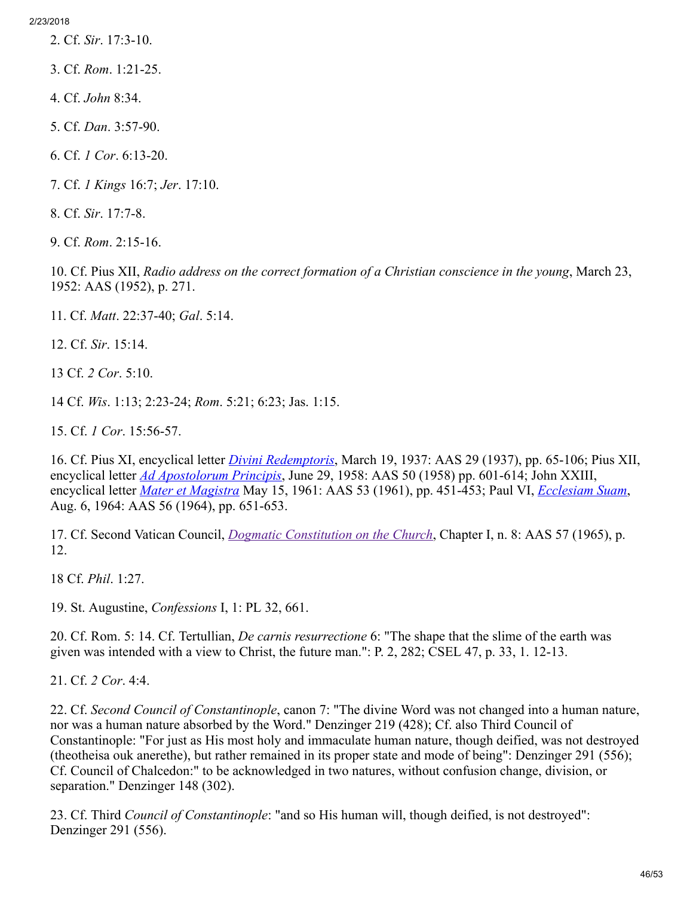2. Cf. *Sir*. 17:3-10.

3. Cf. *Rom*. 1:21-25.

4. Cf. *John* 8:34.

5. Cf. *Dan*. 3:57-90.

6. Cf. *1 Cor*. 6:13-20.

7. Cf. *1 Kings* 16:7; *Jer*. 17:10.

8. Cf. *Sir*. 17:7-8.

9. Cf. *Rom*. 2:15-16.

10. Cf. Pius XII, *Radio address on the correct formation of a Christian conscience in the young*, March 23, 1952: AAS (1952), p. 271.

11. Cf. *Matt*. 22:37-40; *Gal*. 5:14.

12. Cf. *Sir*. 15:14.

13 Cf. *2 Cor*. 5:10.

14 Cf. *Wis*. 1:13; 2:23-24; *Rom*. 5:21; 6:23; Jas. 1:15.

15. Cf. *1 Cor*. 15:56-57.

16. Cf. Pius XI, encyclical letter *Divini Redemptoris*, March 19, 1937: AAS 29 (1937), pp. 65-106; Pius XII, encyclical letter *Ad Apostolorum Principis*, June 29, 1958: AAS 50 (1958) pp. 601-614; John XXIII, encyclical letter *Mater et Magistra* May 15, 1961: AAS 53 (1961), pp. 451-453; Paul VI, *Ecclesiam Suam*, Aug. 6, 1964: AAS 56 (1964), pp. 651-653.

17. Cf. Second Vatican Council, *Dogmatic Constitution on the Church*, Chapter I, n. 8: AAS 57 (1965), p. 12.

18 Cf. *Phil*. 1:27.

19. St. Augustine, *Confessions* I, 1: PL 32, 661.

20. Cf. Rom. 5: 14. Cf. Tertullian, *De carnis resurrectione* 6: "The shape that the slime of the earth was given was intended with a view to Christ, the future man.": P. 2, 282; CSEL 47, p. 33, 1. 12-13.

21. Cf. *2 Cor*. 4:4.

22. Cf. *Second Council of Constantinople*, canon 7: "The divine Word was not changed into a human nature, nor was a human nature absorbed by the Word." Denzinger 219 (428); Cf. also Third Council of Constantinople: "For just as His most holy and immaculate human nature, though deified, was not destroyed (theotheisa ouk anerethe), but rather remained in its proper state and mode of being": Denzinger 291 (556); Cf. Council of Chalcedon:" to be acknowledged in two natures, without confusion change, division, or separation." Denzinger 148 (302).

23. Cf. Third *Council of Constantinople*: "and so His human will, though deified, is not destroyed": Denzinger 291 (556).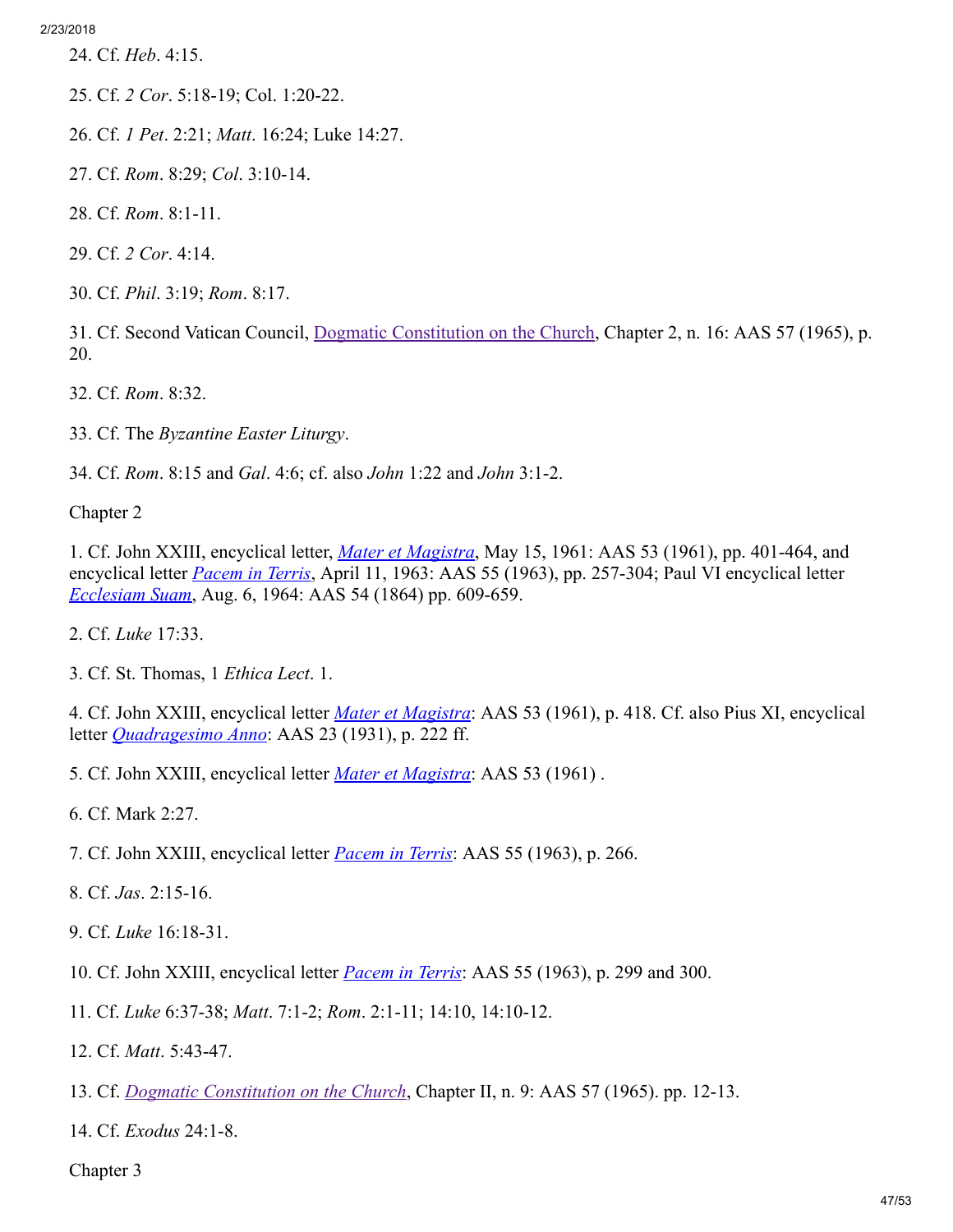24. Cf. *Heb*. 4:15.

25. Cf. *2 Cor*. 5:18-19; Col. 1:20-22.

26. Cf. *1 Pet*. 2:21; *Matt*. 16:24; Luke 14:27.

27. Cf. *Rom*. 8:29; *Col*. 3:10-14.

28. Cf. *Rom*. 8:1-11.

29. Cf. *2 Cor*. 4:14.

30. Cf. *Phil*. 3:19; *Rom*. 8:17.

31. Cf. Second Vatican Council, Dogmatic Constitution on the Church, Chapter 2, n. 16: AAS 57 (1965), p. 20.

32. Cf. *Rom*. 8:32.

33. Cf. The *Byzantine Easter Liturgy*.

34. Cf. *Rom*. 8:15 and *Gal*. 4:6; cf. also *John* 1:22 and *John* 3:1-2.

Chapter 2

1. Cf. John XXIII, encyclical letter, *Mater et Magistra*, May 15, 1961: AAS 53 (1961), pp. 401-464, and encyclical letter *Pacem in Terris*, April 11, 1963: AAS 55 (1963), pp. 257-304; Paul VI encyclical letter *Ecclesiam Suam*, Aug. 6, 1964: AAS 54 (1864) pp. 609-659.

2. Cf. *Luke* 17:33.

3. Cf. St. Thomas, 1 *Ethica Lect*. 1.

4. Cf. John XXIII, encyclical letter *Mater et Magistra*: AAS 53 (1961), p. 418. Cf. also Pius XI, encyclical letter *Quadragesimo Anno*: AAS 23 (1931), p. 222 ff.

5. Cf. John XXIII, encyclical letter *Mater et Magistra*: AAS 53 (1961) .

6. Cf. Mark 2:27.

7. Cf. John XXIII, encyclical letter *Pacem in Terris*: AAS 55 (1963), p. 266.

8. Cf. *Jas*. 2:15-16.

9. Cf. *Luke* 16:18-31.

10. Cf. John XXIII, encyclical letter *Pacem in Terris*: AAS 55 (1963), p. 299 and 300.

11. Cf. *Luke* 6:37-38; *Matt*. 7:1-2; *Rom*. 2:1-11; 14:10, 14:10-12.

12. Cf. *Matt*. 5:43-47.

13. Cf. *Dogmatic Constitution on the Church*, Chapter II, n. 9: AAS 57 (1965). pp. 12-13.

14. Cf. *Exodus* 24:1-8.

Chapter 3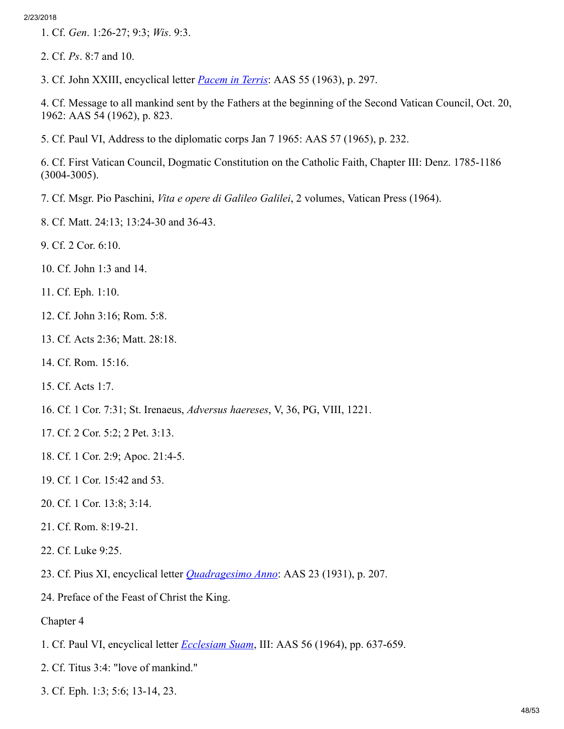1. Cf. *Gen*. 1:26-27; 9:3; *Wis*. 9:3.

2. Cf. *Ps*. 8:7 and 10.

3. Cf. John XXIII, encyclical letter *Pacem in Terris*: AAS 55 (1963), p. 297.

4. Cf. Message to all mankind sent by the Fathers at the beginning of the Second Vatican Council, Oct. 20, 1962: AAS 54 (1962), p. 823.

5. Cf. Paul VI, Address to the diplomatic corps Jan 7 1965: AAS 57 (1965), p. 232.

6. Cf. First Vatican Council, Dogmatic Constitution on the Catholic Faith, Chapter III: Denz. 1785-1186 (3004-3005).

7. Cf. Msgr. Pio Paschini, *Vita e opere di Galileo Galilei*, 2 volumes, Vatican Press (1964).

8. Cf. Matt. 24:13; 13:24-30 and 36-43.

9. Cf. 2 Cor. 6:10.

10. Cf. John 1:3 and 14.

11. Cf. Eph. 1:10.

12. Cf. John 3:16; Rom. 5:8.

13. Cf. Acts 2:36; Matt. 28:18.

14. Cf. Rom. 15:16.

15. Cf. Acts 1:7.

16. Cf. 1 Cor. 7:31; St. Irenaeus, *Adversus haereses*, V, 36, PG, VIII, 1221.

17. Cf. 2 Cor. 5:2; 2 Pet. 3:13.

18. Cf. 1 Cor. 2:9; Apoc. 21:4-5.

19. Cf. 1 Cor. 15:42 and 53.

20. Cf. 1 Cor. 13:8; 3:14.

21. Cf. Rom. 8:19-21.

22. Cf. Luke 9:25.

23. Cf. Pius XI, encyclical letter *Quadragesimo Anno*: AAS 23 (1931), p. 207.

24. Preface of the Feast of Christ the King.

Chapter 4

1. Cf. Paul VI, encyclical letter *Ecclesiam Suam*, III: AAS 56 (1964), pp. 637-659.

2. Cf. Titus 3:4: "love of mankind."

3. Cf. Eph. 1:3; 5:6; 13-14, 23.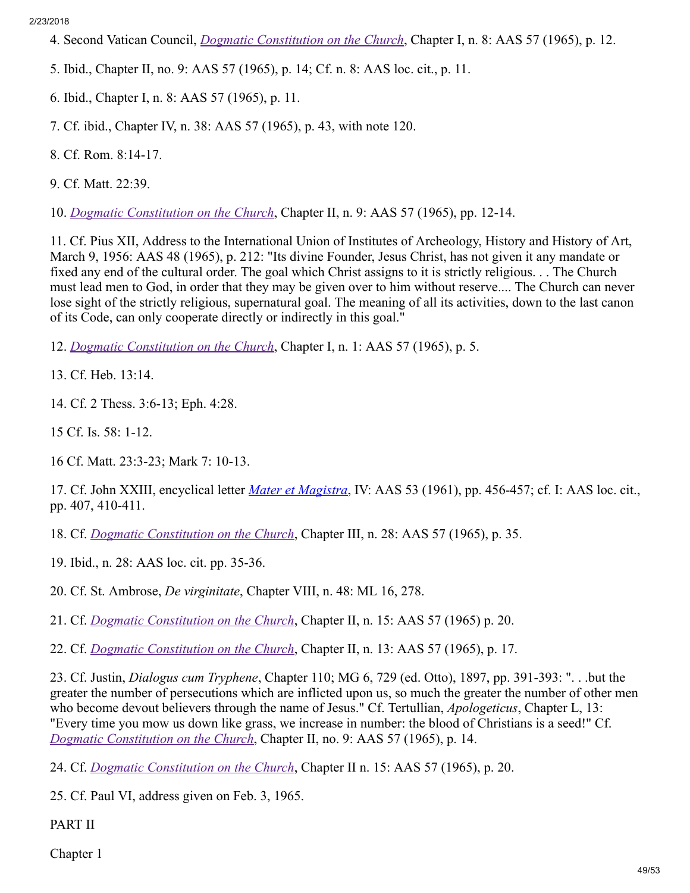4. Second Vatican Council, *Dogmatic Constitution on the Church*, Chapter I, n. 8: AAS 57 (1965), p. 12.

5. Ibid., Chapter II, no. 9: AAS 57 (1965), p. 14; Cf. n. 8: AAS loc. cit., p. 11.

6. Ibid., Chapter I, n. 8: AAS 57 (1965), p. 11.

7. Cf. ibid., Chapter IV, n. 38: AAS 57 (1965), p. 43, with note 120.

8. Cf. Rom. 8:14-17.

9. Cf. Matt. 22:39.

10. *Dogmatic Constitution on the Church*, Chapter II, n. 9: AAS 57 (1965), pp. 12-14.

11. Cf. Pius XII, Address to the International Union of Institutes of Archeology, History and History of Art, March 9, 1956: AAS 48 (1965), p. 212: "Its divine Founder, Jesus Christ, has not given it any mandate or fixed any end of the cultural order. The goal which Christ assigns to it is strictly religious. . . The Church must lead men to God, in order that they may be given over to him without reserve.... The Church can never lose sight of the strictly religious, supernatural goal. The meaning of all its activities, down to the last canon of its Code, can only cooperate directly or indirectly in this goal."

12. *Dogmatic Constitution on the Church*, Chapter I, n. 1: AAS 57 (1965), p. 5.

13. Cf. Heb. 13:14.

14. Cf. 2 Thess. 3:6-13; Eph. 4:28.

15 Cf. Is. 58: 1-12.

16 Cf. Matt. 23:3-23; Mark 7: 10-13.

17. Cf. John XXIII, encyclical letter *Mater et Magistra*, IV: AAS 53 (1961), pp. 456-457; cf. I: AAS loc. cit., pp. 407, 410-411.

18. Cf. *Dogmatic Constitution on the Church*, Chapter III, n. 28: AAS 57 (1965), p. 35.

19. Ibid., n. 28: AAS loc. cit. pp. 35-36.

20. Cf. St. Ambrose, *De virginitate*, Chapter VIII, n. 48: ML 16, 278.

21. Cf. *Dogmatic Constitution on the Church*, Chapter II, n. 15: AAS 57 (1965) p. 20.

22. Cf. *Dogmatic Constitution on the Church*, Chapter II, n. 13: AAS 57 (1965), p. 17.

23. Cf. Justin, *Dialogus cum Tryphene*, Chapter 110; MG 6, 729 (ed. Otto), 1897, pp. 391-393: ". . .but the greater the number of persecutions which are inflicted upon us, so much the greater the number of other men who become devout believers through the name of Jesus." Cf. Tertullian, *Apologeticus*, Chapter L, 13: "Every time you mow us down like grass, we increase in number: the blood of Christians is a seed!" Cf. *Dogmatic Constitution on the Church*, Chapter II, no. 9: AAS 57 (1965), p. 14.

24. Cf. *Dogmatic Constitution on the Church*, Chapter II n. 15: AAS 57 (1965), p. 20.

25. Cf. Paul VI, address given on Feb. 3, 1965.

PART II

Chapter 1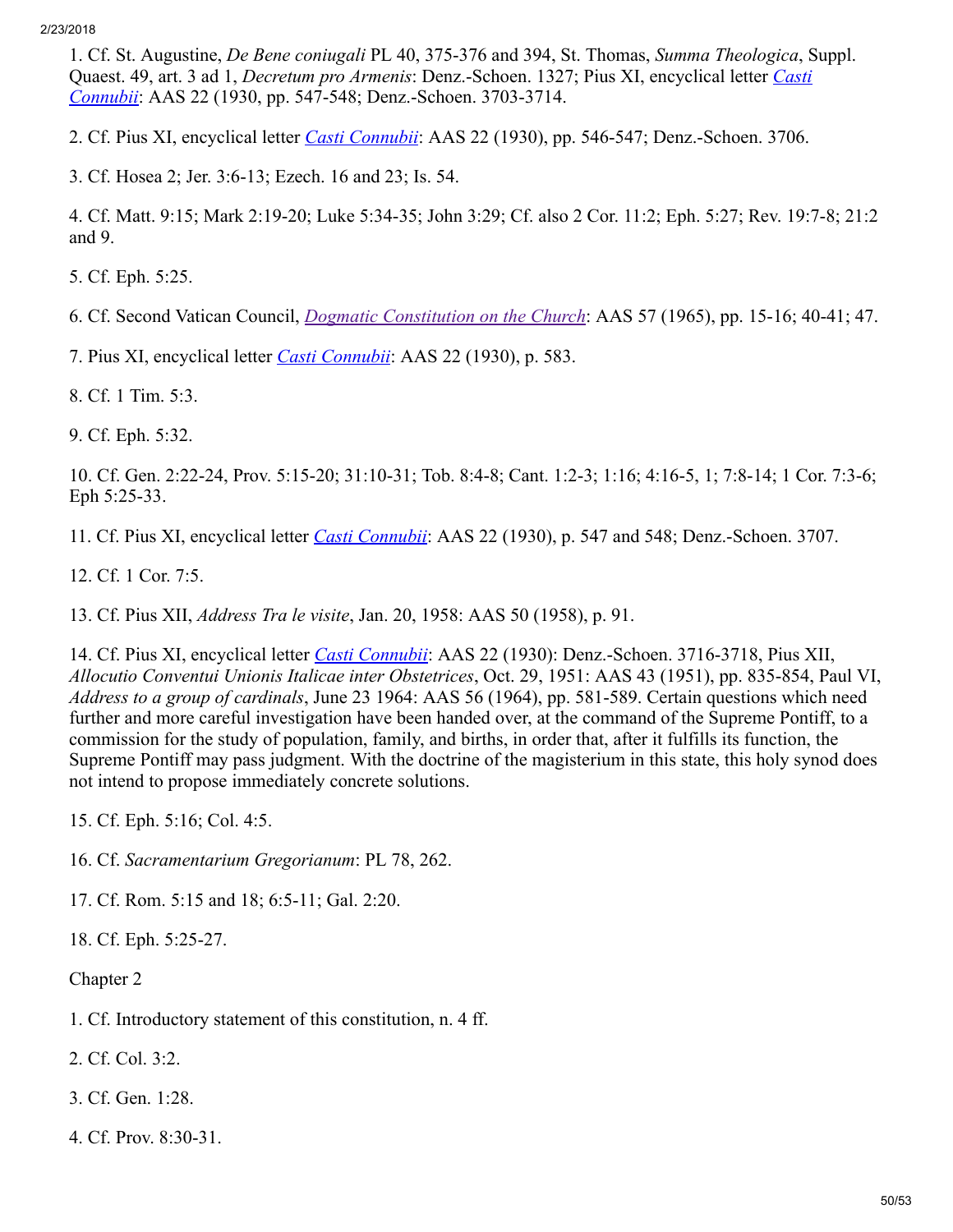1. Cf. St. Augustine, *De Bene coniugali* PL 40, 375-376 and 394, St. Thomas, *Summa Theologica*, Suppl. Quaest. 49, art. 3 ad 1, *Decretum pro Armenis*: Denz.-Schoen. 1327; Pius XI, encyclical letter *Casti Connubii*: AAS 22 (1930, pp. 547-548; Denz.-Schoen. 3703-3714.

2. Cf. Pius XI, encyclical letter *Casti Connubii*: AAS 22 (1930), pp. 546-547; Denz.-Schoen. 3706.

3. Cf. Hosea 2; Jer. 3:6-13; Ezech. 16 and 23; Is. 54.

4. Cf. Matt. 9:15; Mark 2:19-20; Luke 5:34-35; John 3:29; Cf. also 2 Cor. 11:2; Eph. 5:27; Rev. 19:7-8; 21:2 and 9.

5. Cf. Eph. 5:25.

6. Cf. Second Vatican Council, *Dogmatic Constitution on the Church*: AAS 57 (1965), pp. 15-16; 40-41; 47.

7. Pius XI, encyclical letter *Casti Connubii*: AAS 22 (1930), p. 583.

8. Cf. 1 Tim. 5:3.

9. Cf. Eph. 5:32.

10. Cf. Gen. 2:22-24, Prov. 5:15-20; 31:10-31; Tob. 8:4-8; Cant. 1:2-3; 1:16; 4:16-5, 1; 7:8-14; 1 Cor. 7:3-6; Eph 5:25-33.

11. Cf. Pius XI, encyclical letter *Casti Connubii*: AAS 22 (1930), p. 547 and 548; Denz.-Schoen. 3707.

12. Cf. 1 Cor. 7:5.

13. Cf. Pius XII, *Address Tra le visite*, Jan. 20, 1958: AAS 50 (1958), p. 91.

14. Cf. Pius XI, encyclical letter *Casti Connubii*: AAS 22 (1930): Denz.-Schoen. 3716-3718, Pius XII, *Allocutio Conventui Unionis Italicae inter Obstetrices*, Oct. 29, 1951: AAS 43 (1951), pp. 835-854, Paul VI, *Address to a group of cardinals*, June 23 1964: AAS 56 (1964), pp. 581-589. Certain questions which need further and more careful investigation have been handed over, at the command of the Supreme Pontiff, to a commission for the study of population, family, and births, in order that, after it fulfills its function, the Supreme Pontiff may pass judgment. With the doctrine of the magisterium in this state, this holy synod does not intend to propose immediately concrete solutions.

15. Cf. Eph. 5:16; Col. 4:5.

16. Cf. *Sacramentarium Gregorianum*: PL 78, 262.

17. Cf. Rom. 5:15 and 18; 6:5-11; Gal. 2:20.

18. Cf. Eph. 5:25-27.

Chapter 2

1. Cf. Introductory statement of this constitution, n. 4 ff.

2. Cf. Col. 3:2.

3. Cf. Gen. 1:28.

4. Cf. Prov. 8:30-31.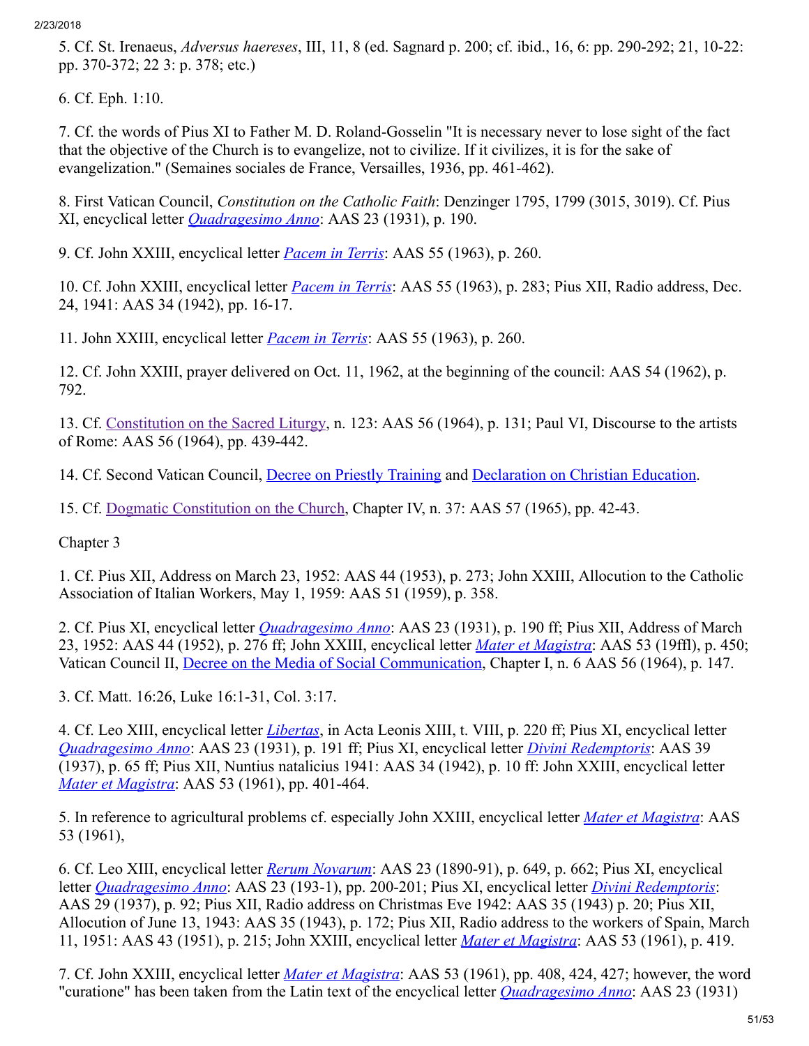5. Cf. St. Irenaeus, *Adversus haereses*, III, 11, 8 (ed. Sagnard p. 200; cf. ibid., 16, 6: pp. 290-292; 21, 10-22: pp. 370-372; 22 3: p. 378; etc.)

6. Cf. Eph. 1:10.

7. Cf. the words of Pius XI to Father M. D. Roland-Gosselin "It is necessary never to lose sight of the fact that the objective of the Church is to evangelize, not to civilize. If it civilizes, it is for the sake of evangelization." (Semaines sociales de France, Versailles, 1936, pp. 461-462).

8. First Vatican Council, *Constitution on the Catholic Faith*: Denzinger 1795, 1799 (3015, 3019). Cf. Pius XI, encyclical letter *Quadragesimo Anno*: AAS 23 (1931), p. 190.

9. Cf. John XXIII, encyclical letter *Pacem in Terris*: AAS 55 (1963), p. 260.

10. Cf. John XXIII, encyclical letter *Pacem in Terris*: AAS 55 (1963), p. 283; Pius XII, Radio address, Dec. 24, 1941: AAS 34 (1942), pp. 16-17.

11. John XXIII, encyclical letter *Pacem in Terris*: AAS 55 (1963), p. 260.

12. Cf. John XXIII, prayer delivered on Oct. 11, 1962, at the beginning of the council: AAS 54 (1962), p. 792.

13. Cf. Constitution on the Sacred Liturgy, n. 123: AAS 56 (1964), p. 131; Paul VI, Discourse to the artists of Rome: AAS 56 (1964), pp. 439-442.

14. Cf. Second Vatican Council, Decree on Priestly Training and Declaration on Christian Education.

15. Cf. Dogmatic Constitution on the Church, Chapter IV, n. 37: AAS 57 (1965), pp. 42-43.

Chapter 3

1. Cf. Pius XII, Address on March 23, 1952: AAS 44 (1953), p. 273; John XXIII, Allocution to the Catholic Association of Italian Workers, May 1, 1959: AAS 51 (1959), p. 358.

2. Cf. Pius XI, encyclical letter *Quadragesimo Anno*: AAS 23 (1931), p. 190 ff; Pius XII, Address of March 23, 1952: AAS 44 (1952), p. 276 ff; John XXIII, encyclical letter *Mater et Magistra*: AAS 53 (19ffl), p. 450; Vatican Council II, Decree on the Media of Social Communication, Chapter I, n. 6 AAS 56 (1964), p. 147.

3. Cf. Matt. 16:26, Luke 16:1-31, Col. 3:17.

4. Cf. Leo XIII, encyclical letter *Libertas*, in Acta Leonis XIII, t. VIII, p. 220 ff; Pius XI, encyclical letter *Quadragesimo Anno*: AAS 23 (1931), p. 191 ff; Pius XI, encyclical letter *Divini Redemptoris*: AAS 39 (1937), p. 65 ff; Pius XII, Nuntius natalicius 1941: AAS 34 (1942), p. 10 ff: John XXIII, encyclical letter *Mater et Magistra*: AAS 53 (1961), pp. 401-464.

5. In reference to agricultural problems cf. especially John XXIII, encyclical letter *Mater et Magistra*: AAS 53 (1961),

6. Cf. Leo XIII, encyclical letter *Rerum Novarum*: AAS 23 (1890-91), p. 649, p. 662; Pius XI, encyclical letter *Quadragesimo Anno*: AAS 23 (193-1), pp. 200-201; Pius XI, encyclical letter *Divini Redemptoris*: AAS 29 (1937), p. 92; Pius XII, Radio address on Christmas Eve 1942: AAS 35 (1943) p. 20; Pius XII, Allocution of June 13, 1943: AAS 35 (1943), p. 172; Pius XII, Radio address to the workers of Spain, March 11, 1951: AAS 43 (1951), p. 215; John XXIII, encyclical letter *Mater et Magistra*: AAS 53 (1961), p. 419.

7. Cf. John XXIII, encyclical letter *Mater et Magistra*: AAS 53 (1961), pp. 408, 424, 427; however, the word "curatione" has been taken from the Latin text of the encyclical letter *Quadragesimo Anno*: AAS 23 (1931)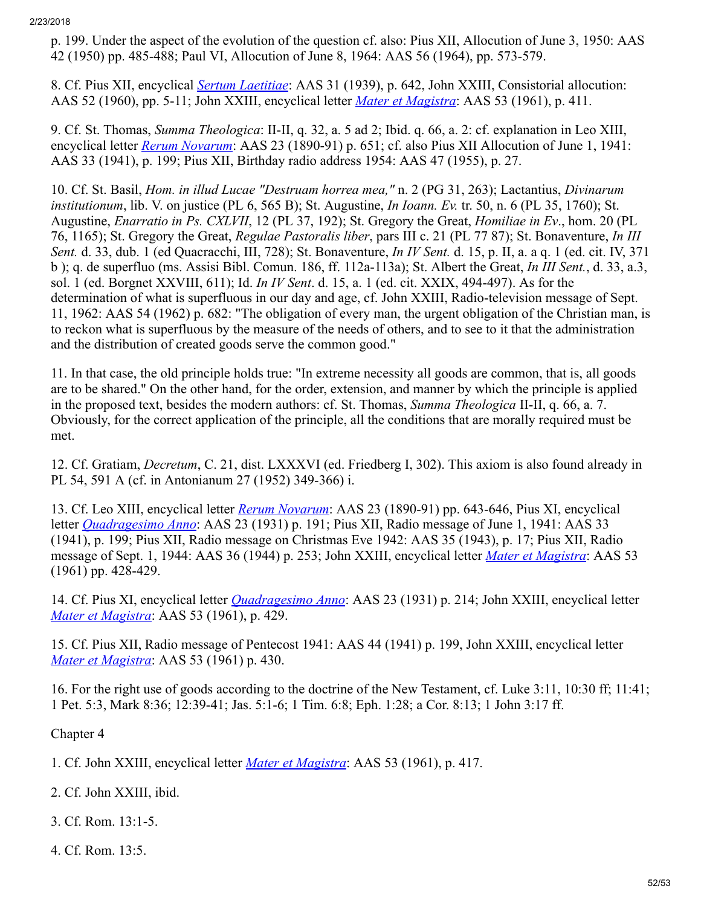p. 199. Under the aspect of the evolution of the question cf. also: Pius XII, Allocution of June 3, 1950: AAS 42 (1950) pp. 485-488; Paul VI, Allocution of June 8, 1964: AAS 56 (1964), pp. 573-579.

8. Cf. Pius XII, encyclical *Sertum Laetitiae*: AAS 31 (1939), p. 642, John XXIII, Consistorial allocution: AAS 52 (1960), pp. 5-11; John XXIII, encyclical letter *Mater et Magistra*: AAS 53 (1961), p. 411.

9. Cf. St. Thomas, *Summa Theologica*: II-II, q. 32, a. 5 ad 2; Ibid. q. 66, a. 2: cf. explanation in Leo XIII, encyclical letter *Rerum Novarum*: AAS 23 (1890-91) p. 651; cf. also Pius XII Allocution of June 1, 1941: AAS 33 (1941), p. 199; Pius XII, Birthday radio address 1954: AAS 47 (1955), p. 27.

10. Cf. St. Basil, *Hom. in illud Lucae "Destruam horrea mea,"* n. 2 (PG 31, 263); Lactantius, *Divinarum institutionum*, lib. V. on justice (PL 6, 565 B); St. Augustine, *In Ioann. Ev.* tr. 50, n. 6 (PL 35, 1760); St. Augustine, *Enarratio in Ps. CXLVII*, 12 (PL 37, 192); St. Gregory the Great, *Homiliae in Ev*., hom. 20 (PL 76, 1165); St. Gregory the Great, *Regulae Pastoralis liber*, pars III c. 21 (PL 77 87); St. Bonaventure, *In III Sent.* d. 33, dub. 1 (ed Quacracchi, III, 728); St. Bonaventure, *In IV Sent.* d. 15, p. II, a. a q. 1 (ed. cit. IV, 371 b ); q. de superfluo (ms. Assisi Bibl. Comun. 186, ff. 112a-113a); St. Albert the Great, *In III Sent.*, d. 33, a.3, sol. 1 (ed. Borgnet XXVIII, 611); Id. *In IV Sent*. d. 15, a. 1 (ed. cit. XXIX, 494-497). As for the determination of what is superfluous in our day and age, cf. John XXIII, Radio-television message of Sept. 11, 1962: AAS 54 (1962) p. 682: "The obligation of every man, the urgent obligation of the Christian man, is to reckon what is superfluous by the measure of the needs of others, and to see to it that the administration and the distribution of created goods serve the common good."

11. In that case, the old principle holds true: "In extreme necessity all goods are common, that is, all goods are to be shared." On the other hand, for the order, extension, and manner by which the principle is applied in the proposed text, besides the modern authors: cf. St. Thomas, *Summa Theologica* II-II, q. 66, a. 7. Obviously, for the correct application of the principle, all the conditions that are morally required must be met.

12. Cf. Gratiam, *Decretum*, C. 21, dist. LXXXVI (ed. Friedberg I, 302). This axiom is also found already in PL 54, 591 A (cf. in Antonianum 27 (1952) 349-366) i.

13. Cf. Leo XIII, encyclical letter *Rerum Novarum*: AAS 23 (1890-91) pp. 643-646, Pius XI, encyclical letter *Quadragesimo Anno*: AAS 23 (1931) p. 191; Pius XII, Radio message of June 1, 1941: AAS 33 (1941), p. 199; Pius XII, Radio message on Christmas Eve 1942: AAS 35 (1943), p. 17; Pius XII, Radio message of Sept. 1, 1944: AAS 36 (1944) p. 253; John XXIII, encyclical letter *Mater et Magistra*: AAS 53 (1961) pp. 428-429.

14. Cf. Pius XI, encyclical letter *Quadragesimo Anno*: AAS 23 (1931) p. 214; John XXIII, encyclical letter *Mater et Magistra*: AAS 53 (1961), p. 429.

15. Cf. Pius XII, Radio message of Pentecost 1941: AAS 44 (1941) p. 199, John XXIII, encyclical letter *Mater et Magistra*: AAS 53 (1961) p. 430.

16. For the right use of goods according to the doctrine of the New Testament, cf. Luke 3:11, 10:30 ff; 11:41; 1 Pet. 5:3, Mark 8:36; 12:39-41; Jas. 5:1-6; 1 Tim. 6:8; Eph. 1:28; a Cor. 8:13; 1 John 3:17 ff.

Chapter 4

1. Cf. John XXIII, encyclical letter *Mater et Magistra*: AAS 53 (1961), p. 417.

2. Cf. John XXIII, ibid.

3. Cf. Rom. 13:1-5.

4. Cf. Rom. 13:5.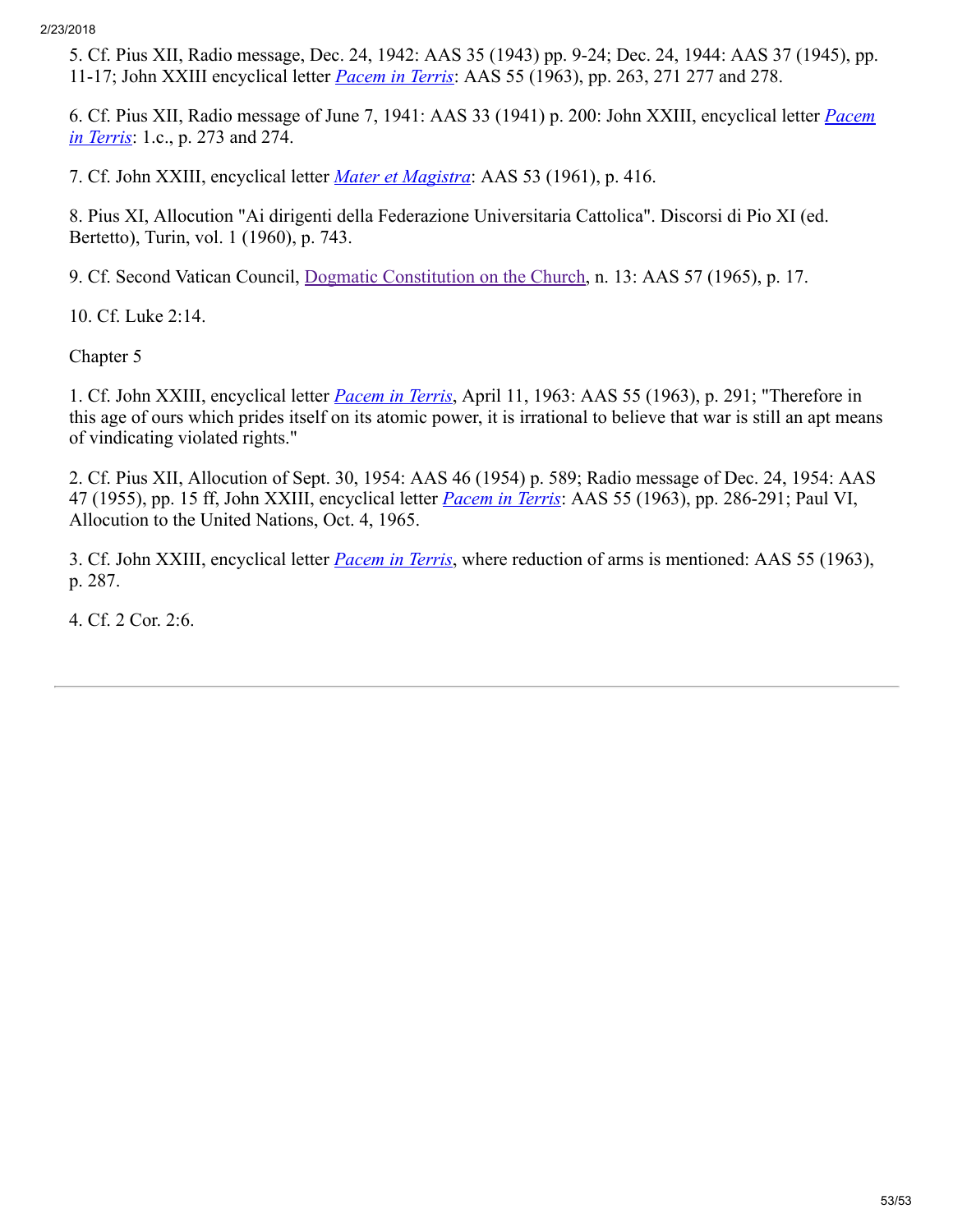5. Cf. Pius XII, Radio message, Dec. 24, 1942: AAS 35 (1943) pp. 9-24; Dec. 24, 1944: AAS 37 (1945), pp. 11-17; John XXIII encyclical letter *Pacem in Terris*: AAS 55 (1963), pp. 263, 271 277 and 278.

6. Cf. Pius XII, Radio message of June 7, 1941: AAS 33 (1941) p. 200: John XXIII, encyclical letter *Pacem in Terris*: 1.c., p. 273 and 274.

7. Cf. John XXIII, encyclical letter *Mater et Magistra*: AAS 53 (1961), p. 416.

8. Pius XI, Allocution "Ai dirigenti della Federazione Universitaria Cattolica". Discorsi di Pio XI (ed. Bertetto), Turin, vol. 1 (1960), p. 743.

9. Cf. Second Vatican Council, Dogmatic Constitution on the Church, n. 13: AAS 57 (1965), p. 17.

10. Cf. Luke 2:14.

Chapter 5

1. Cf. John XXIII, encyclical letter *Pacem in Terris*, April 11, 1963: AAS 55 (1963), p. 291; "Therefore in this age of ours which prides itself on its atomic power, it is irrational to believe that war is still an apt means of vindicating violated rights."

2. Cf. Pius XII, Allocution of Sept. 30, 1954: AAS 46 (1954) p. 589; Radio message of Dec. 24, 1954: AAS 47 (1955), pp. 15 ff, John XXIII, encyclical letter *Pacem in Terris*: AAS 55 (1963), pp. 286-291; Paul VI, Allocution to the United Nations, Oct. 4, 1965.

3. Cf. John XXIII, encyclical letter *Pacem in Terris*, where reduction of arms is mentioned: AAS 55 (1963), p. 287.

4. Cf. 2 Cor. 2:6.